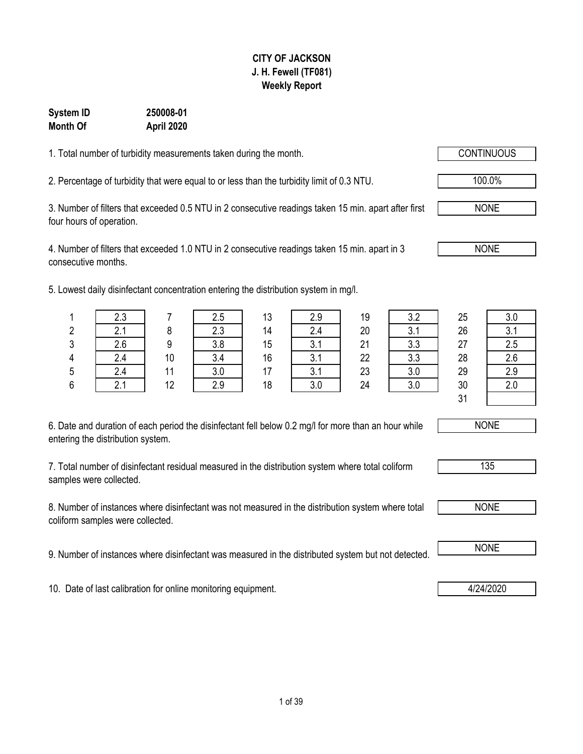**CITY OF JACKSON**
**J. H. Fewell (TF081)**
**Weekly Report**

**System ID** **250008-01**
**Month Of** **April 2020**

1. Total number of turbidity measurements taken during the month. CONTINUOUS

2. Percentage of turbidity that were equal to or less than the turbidity limit of 0.3 NTU. 100.0%

3. Number of filters that exceeded 0.5 NTU in 2 consecutive readings taken 15 min. apart after first four hours of operation. NONE

4. Number of filters that exceeded 1.0 NTU in 2 consecutive readings taken 15 min. apart in 3 consecutive months. NONE

5. Lowest daily disinfectant concentration entering the distribution system in mg/l.

| Day | mg/l | Day | mg/l | Day | mg/l | Day | mg/l | Day | mg/l |
|---|---|---|---|---|---|---|---|---|---|
| 1 | 2.3 | 7 | 2.5 | 13 | 2.9 | 19 | 3.2 | 25 | 3.0 |
| 2 | 2.1 | 8 | 2.3 | 14 | 2.4 | 20 | 3.1 | 26 | 3.1 |
| 3 | 2.6 | 9 | 3.8 | 15 | 3.1 | 21 | 3.3 | 27 | 2.5 |
| 4 | 2.4 | 10 | 3.4 | 16 | 3.1 | 22 | 3.3 | 28 | 2.6 |
| 5 | 2.4 | 11 | 3.0 | 17 | 3.1 | 23 | 3.0 | 29 | 2.9 |
| 6 | 2.1 | 12 | 2.9 | 18 | 3.0 | 24 | 3.0 | 30 | 2.0 |
| | | | | | | | | 31 | |

6. Date and duration of each period the disinfectant fell below 0.2 mg/l for more than an hour while entering the distribution system. NONE

7. Total number of disinfectant residual measured in the distribution system where total coliform samples were collected. 135

8. Number of instances where disinfectant was not measured in the distribution system where total coliform samples were collected. NONE

9. Number of instances where disinfectant was measured in the distributed system but not detected. NONE

10. Date of last calibration for online monitoring equipment. 4/24/2020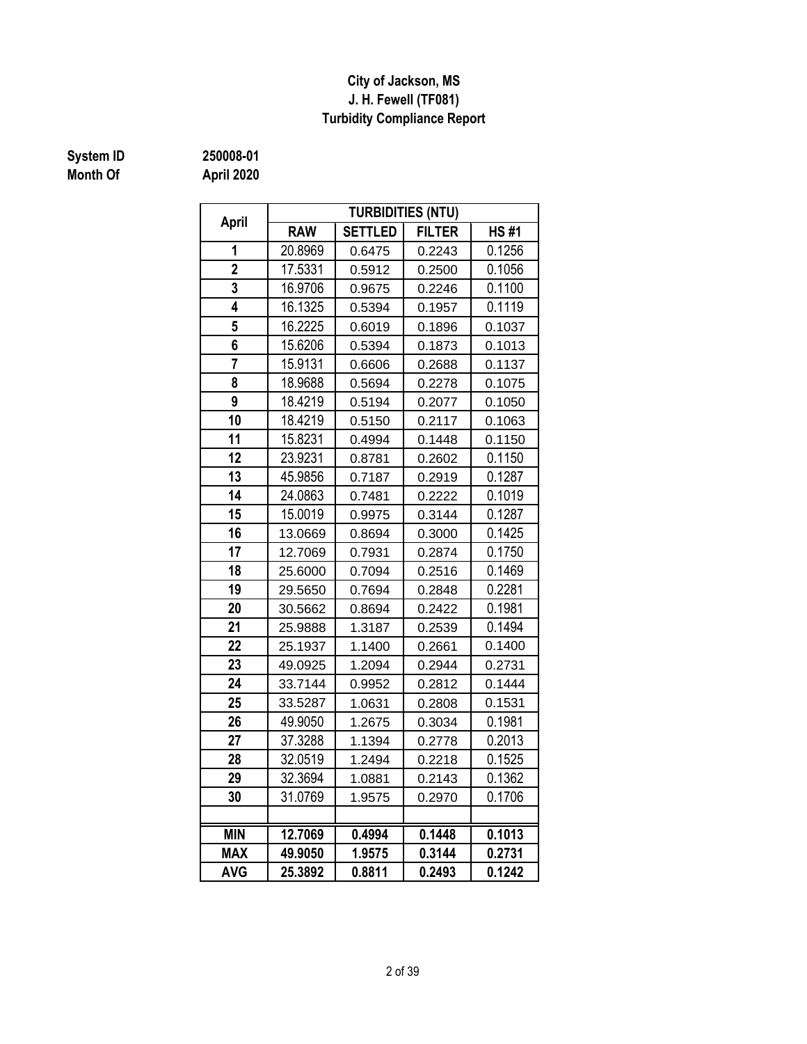**City of Jackson, MS**
**J. H. Fewell (TF081)**
**Turbidity Compliance Report**

**System ID** 250008-01
**Month Of** April 2020

| April | TURBIDITIES (NTU) | | | |
|---|---|---|---|---|
| | RAW | SETTLED | FILTER | HS #1 |
| 1 | 20.8969 | 0.6475 | 0.2243 | 0.1256 |
| 2 | 17.5331 | 0.5912 | 0.2500 | 0.1056 |
| 3 | 16.9706 | 0.9675 | 0.2246 | 0.1100 |
| 4 | 16.1325 | 0.5394 | 0.1957 | 0.1119 |
| 5 | 16.2225 | 0.6019 | 0.1896 | 0.1037 |
| 6 | 15.6206 | 0.5394 | 0.1873 | 0.1013 |
| 7 | 15.9131 | 0.6606 | 0.2688 | 0.1137 |
| 8 | 18.9688 | 0.5694 | 0.2278 | 0.1075 |
| 9 | 18.4219 | 0.5194 | 0.2077 | 0.1050 |
| 10 | 18.4219 | 0.5150 | 0.2117 | 0.1063 |
| 11 | 15.8231 | 0.4994 | 0.1448 | 0.1150 |
| 12 | 23.9231 | 0.8781 | 0.2602 | 0.1150 |
| 13 | 45.9856 | 0.7187 | 0.2919 | 0.1287 |
| 14 | 24.0863 | 0.7481 | 0.2222 | 0.1019 |
| 15 | 15.0019 | 0.9975 | 0.3144 | 0.1287 |
| 16 | 13.0669 | 0.8694 | 0.3000 | 0.1425 |
| 17 | 12.7069 | 0.7931 | 0.2874 | 0.1750 |
| 18 | 25.6000 | 0.7094 | 0.2516 | 0.1469 |
| 19 | 29.5650 | 0.7694 | 0.2848 | 0.2281 |
| 20 | 30.5662 | 0.8694 | 0.2422 | 0.1981 |
| 21 | 25.9888 | 1.3187 | 0.2539 | 0.1494 |
| 22 | 25.1937 | 1.1400 | 0.2661 | 0.1400 |
| 23 | 49.0925 | 1.2094 | 0.2944 | 0.2731 |
| 24 | 33.7144 | 0.9952 | 0.2812 | 0.1444 |
| 25 | 33.5287 | 1.0631 | 0.2808 | 0.1531 |
| 26 | 49.9050 | 1.2675 | 0.3034 | 0.1981 |
| 27 | 37.3288 | 1.1394 | 0.2778 | 0.2013 |
| 28 | 32.0519 | 1.2494 | 0.2218 | 0.1525 |
| 29 | 32.3694 | 1.0881 | 0.2143 | 0.1362 |
| 30 | 31.0769 | 1.9575 | 0.2970 | 0.1706 |
| | | | | |
| **MIN** | **12.7069** | **0.4994** | **0.1448** | **0.1013** |
| **MAX** | **49.9050** | **1.9575** | **0.3144** | **0.2731** |
| **AVG** | **25.3892** | **0.8811** | **0.2493** | **0.1242** |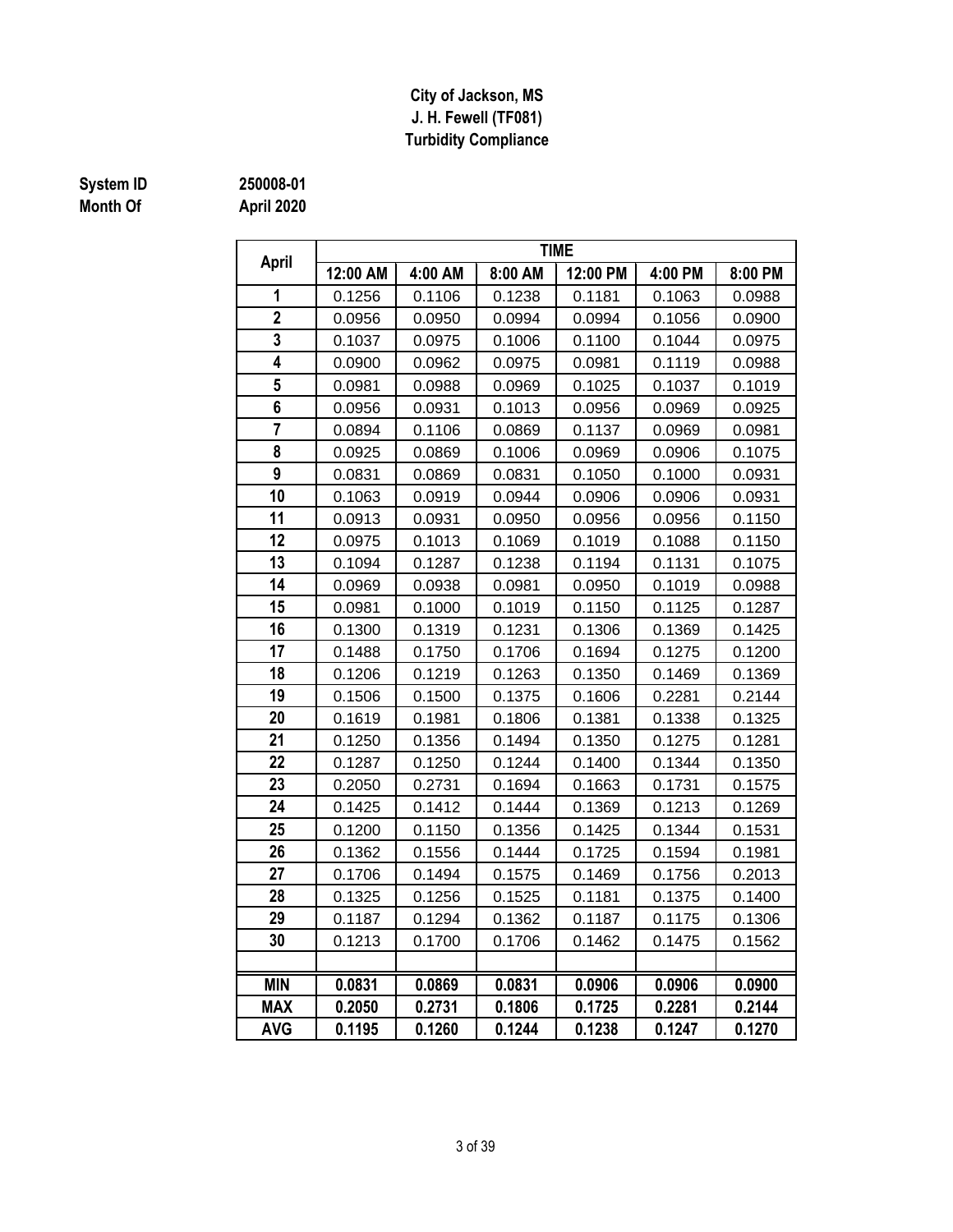**City of Jackson, MS**
**J. H. Fewell (TF081)**
**Turbidity Compliance**

**System ID** 250008-01
**Month Of** April 2020

| April | TIME | | | | | |
|---|---|---|---|---|---|---|
| | 12:00 AM | 4:00 AM | 8:00 AM | 12:00 PM | 4:00 PM | 8:00 PM |
| 1 | 0.1256 | 0.1106 | 0.1238 | 0.1181 | 0.1063 | 0.0988 |
| 2 | 0.0956 | 0.0950 | 0.0994 | 0.0994 | 0.1056 | 0.0900 |
| 3 | 0.1037 | 0.0975 | 0.1006 | 0.1100 | 0.1044 | 0.0975 |
| 4 | 0.0900 | 0.0962 | 0.0975 | 0.0981 | 0.1119 | 0.0988 |
| 5 | 0.0981 | 0.0988 | 0.0969 | 0.1025 | 0.1037 | 0.1019 |
| 6 | 0.0956 | 0.0931 | 0.1013 | 0.0956 | 0.0969 | 0.0925 |
| 7 | 0.0894 | 0.1106 | 0.0869 | 0.1137 | 0.0969 | 0.0981 |
| 8 | 0.0925 | 0.0869 | 0.1006 | 0.0969 | 0.0906 | 0.1075 |
| 9 | 0.0831 | 0.0869 | 0.0831 | 0.1050 | 0.1000 | 0.0931 |
| 10 | 0.1063 | 0.0919 | 0.0944 | 0.0906 | 0.0906 | 0.0931 |
| 11 | 0.0913 | 0.0931 | 0.0950 | 0.0956 | 0.0956 | 0.1150 |
| 12 | 0.0975 | 0.1013 | 0.1069 | 0.1019 | 0.1088 | 0.1150 |
| 13 | 0.1094 | 0.1287 | 0.1238 | 0.1194 | 0.1131 | 0.1075 |
| 14 | 0.0969 | 0.0938 | 0.0981 | 0.0950 | 0.1019 | 0.0988 |
| 15 | 0.0981 | 0.1000 | 0.1019 | 0.1150 | 0.1125 | 0.1287 |
| 16 | 0.1300 | 0.1319 | 0.1231 | 0.1306 | 0.1369 | 0.1425 |
| 17 | 0.1488 | 0.1750 | 0.1706 | 0.1694 | 0.1275 | 0.1200 |
| 18 | 0.1206 | 0.1219 | 0.1263 | 0.1350 | 0.1469 | 0.1369 |
| 19 | 0.1506 | 0.1500 | 0.1375 | 0.1606 | 0.2281 | 0.2144 |
| 20 | 0.1619 | 0.1981 | 0.1806 | 0.1381 | 0.1338 | 0.1325 |
| 21 | 0.1250 | 0.1356 | 0.1494 | 0.1350 | 0.1275 | 0.1281 |
| 22 | 0.1287 | 0.1250 | 0.1244 | 0.1400 | 0.1344 | 0.1350 |
| 23 | 0.2050 | 0.2731 | 0.1694 | 0.1663 | 0.1731 | 0.1575 |
| 24 | 0.1425 | 0.1412 | 0.1444 | 0.1369 | 0.1213 | 0.1269 |
| 25 | 0.1200 | 0.1150 | 0.1356 | 0.1425 | 0.1344 | 0.1531 |
| 26 | 0.1362 | 0.1556 | 0.1444 | 0.1725 | 0.1594 | 0.1981 |
| 27 | 0.1706 | 0.1494 | 0.1575 | 0.1469 | 0.1756 | 0.2013 |
| 28 | 0.1325 | 0.1256 | 0.1525 | 0.1181 | 0.1375 | 0.1400 |
| 29 | 0.1187 | 0.1294 | 0.1362 | 0.1187 | 0.1175 | 0.1306 |
| 30 | 0.1213 | 0.1700 | 0.1706 | 0.1462 | 0.1475 | 0.1562 |
| | | | | | | |
| **MIN** | **0.0831** | **0.0869** | **0.0831** | **0.0906** | **0.0906** | **0.0900** |
| **MAX** | **0.2050** | **0.2731** | **0.1806** | **0.1725** | **0.2281** | **0.2144** |
| **AVG** | **0.1195** | **0.1260** | **0.1244** | **0.1238** | **0.1247** | **0.1270** |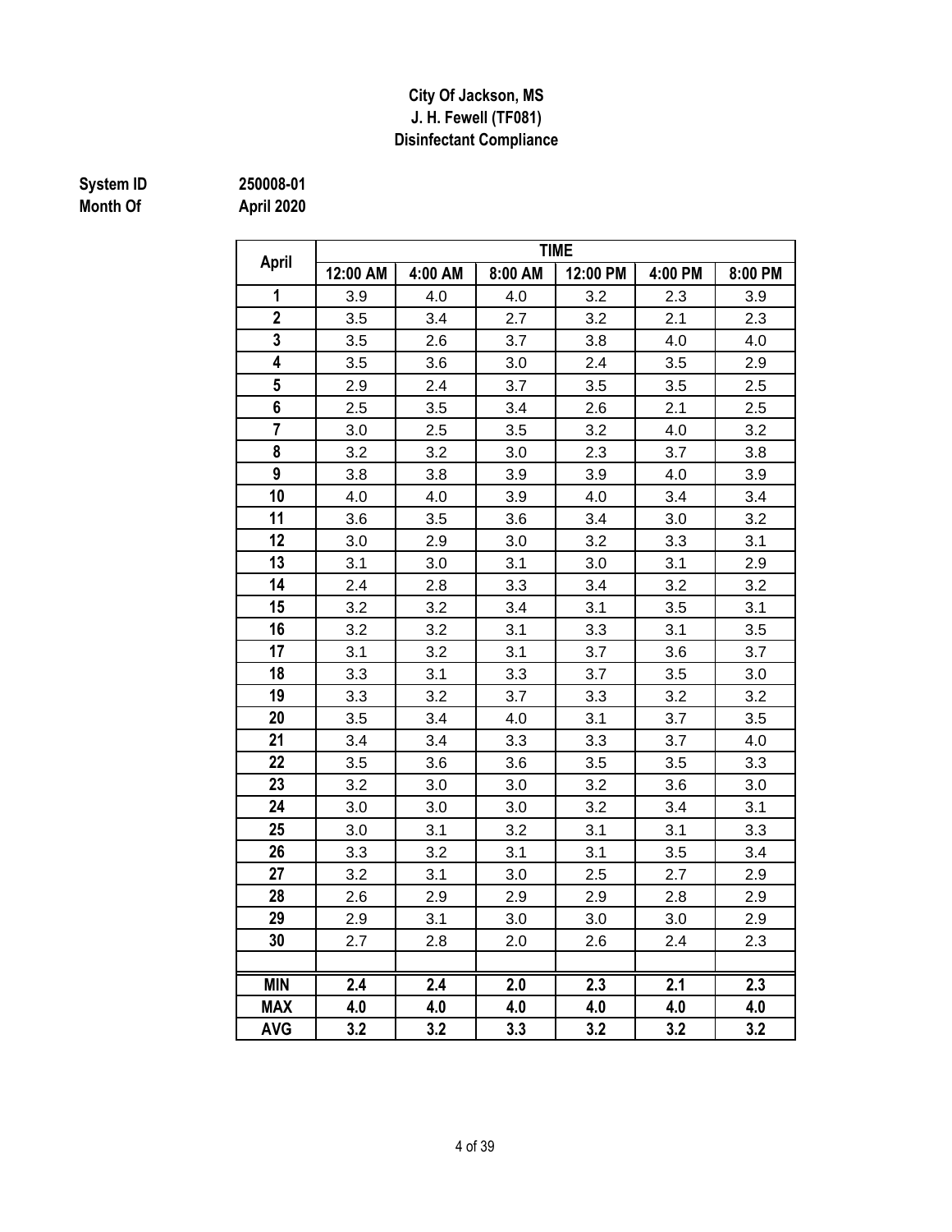**City Of Jackson, MS**
**J. H. Fewell (TF081)**
**Disinfectant Compliance**

**System ID** 250008-01
**Month Of** April 2020

| April | TIME | | | | | |
|---|---|---|---|---|---|---|
| | 12:00 AM | 4:00 AM | 8:00 AM | 12:00 PM | 4:00 PM | 8:00 PM |
| 1 | 3.9 | 4.0 | 4.0 | 3.2 | 2.3 | 3.9 |
| 2 | 3.5 | 3.4 | 2.7 | 3.2 | 2.1 | 2.3 |
| 3 | 3.5 | 2.6 | 3.7 | 3.8 | 4.0 | 4.0 |
| 4 | 3.5 | 3.6 | 3.0 | 2.4 | 3.5 | 2.9 |
| 5 | 2.9 | 2.4 | 3.7 | 3.5 | 3.5 | 2.5 |
| 6 | 2.5 | 3.5 | 3.4 | 2.6 | 2.1 | 2.5 |
| 7 | 3.0 | 2.5 | 3.5 | 3.2 | 4.0 | 3.2 |
| 8 | 3.2 | 3.2 | 3.0 | 2.3 | 3.7 | 3.8 |
| 9 | 3.8 | 3.8 | 3.9 | 3.9 | 4.0 | 3.9 |
| 10 | 4.0 | 4.0 | 3.9 | 4.0 | 3.4 | 3.4 |
| 11 | 3.6 | 3.5 | 3.6 | 3.4 | 3.0 | 3.2 |
| 12 | 3.0 | 2.9 | 3.0 | 3.2 | 3.3 | 3.1 |
| 13 | 3.1 | 3.0 | 3.1 | 3.0 | 3.1 | 2.9 |
| 14 | 2.4 | 2.8 | 3.3 | 3.4 | 3.2 | 3.2 |
| 15 | 3.2 | 3.2 | 3.4 | 3.1 | 3.5 | 3.1 |
| 16 | 3.2 | 3.2 | 3.1 | 3.3 | 3.1 | 3.5 |
| 17 | 3.1 | 3.2 | 3.1 | 3.7 | 3.6 | 3.7 |
| 18 | 3.3 | 3.1 | 3.3 | 3.7 | 3.5 | 3.0 |
| 19 | 3.3 | 3.2 | 3.7 | 3.3 | 3.2 | 3.2 |
| 20 | 3.5 | 3.4 | 4.0 | 3.1 | 3.7 | 3.5 |
| 21 | 3.4 | 3.4 | 3.3 | 3.3 | 3.7 | 4.0 |
| 22 | 3.5 | 3.6 | 3.6 | 3.5 | 3.5 | 3.3 |
| 23 | 3.2 | 3.0 | 3.0 | 3.2 | 3.6 | 3.0 |
| 24 | 3.0 | 3.0 | 3.0 | 3.2 | 3.4 | 3.1 |
| 25 | 3.0 | 3.1 | 3.2 | 3.1 | 3.1 | 3.3 |
| 26 | 3.3 | 3.2 | 3.1 | 3.1 | 3.5 | 3.4 |
| 27 | 3.2 | 3.1 | 3.0 | 2.5 | 2.7 | 2.9 |
| 28 | 2.6 | 2.9 | 2.9 | 2.9 | 2.8 | 2.9 |
| 29 | 2.9 | 3.1 | 3.0 | 3.0 | 3.0 | 2.9 |
| 30 | 2.7 | 2.8 | 2.0 | 2.6 | 2.4 | 2.3 |
| | | | | | | |
| **MIN** | **2.4** | **2.4** | **2.0** | **2.3** | **2.1** | **2.3** |
| **MAX** | **4.0** | **4.0** | **4.0** | **4.0** | **4.0** | **4.0** |
| **AVG** | **3.2** | **3.2** | **3.3** | **3.2** | **3.2** | **3.2** |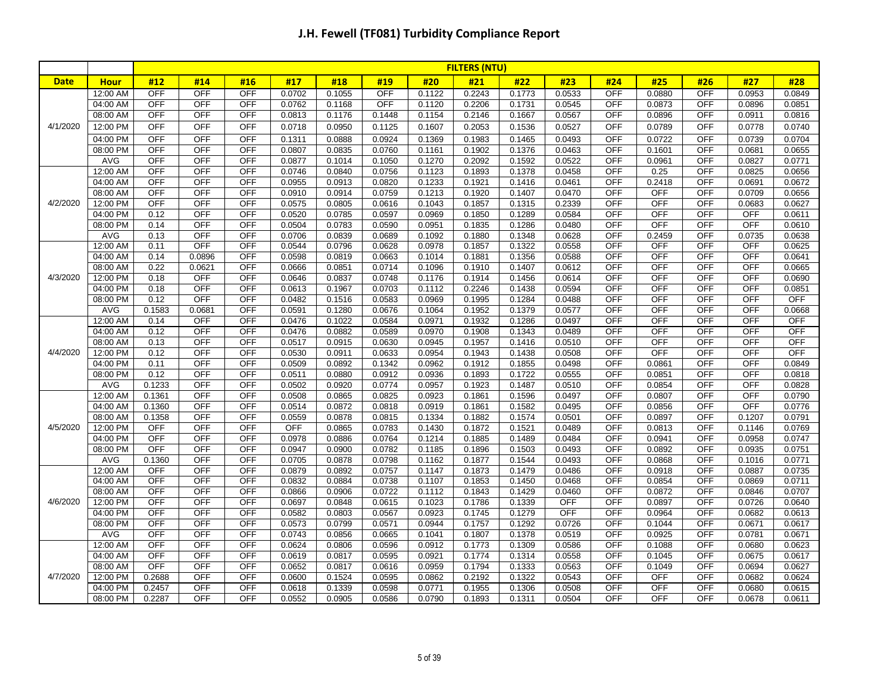# J.H. Fewell (TF081) Turbidity Compliance Report

| | | FILTERS (NTU) | | | | | | | | | | | | | | |
|---|---|---|---|---|---|---|---|---|---|---|---|---|---|---|---|---|
| **Date** | **Hour** | **#12** | **#14** | **#16** | **#17** | **#18** | **#19** | **#20** | **#21** | **#22** | **#23** | **#24** | **#25** | **#26** | **#27** | **#28** |
| 4/1/2020 | 12:00 AM | OFF | OFF | OFF | 0.0702 | 0.1055 | OFF | 0.1122 | 0.2243 | 0.1773 | 0.0533 | OFF | 0.0880 | OFF | 0.0953 | 0.0849 |
| | 04:00 AM | OFF | OFF | OFF | 0.0762 | 0.1168 | OFF | 0.1120 | 0.2206 | 0.1731 | 0.0545 | OFF | 0.0873 | OFF | 0.0896 | 0.0851 |
| | 08:00 AM | OFF | OFF | OFF | 0.0813 | 0.1176 | 0.1448 | 0.1154 | 0.2146 | 0.1667 | 0.0567 | OFF | 0.0896 | OFF | 0.0911 | 0.0816 |
| | 12:00 PM | OFF | OFF | OFF | 0.0718 | 0.0950 | 0.1125 | 0.1607 | 0.2053 | 0.1536 | 0.0527 | OFF | 0.0789 | OFF | 0.0778 | 0.0740 |
| | 04:00 PM | OFF | OFF | OFF | 0.1311 | 0.0888 | 0.0924 | 0.1369 | 0.1983 | 0.1465 | 0.0493 | OFF | 0.0722 | OFF | 0.0739 | 0.0704 |
| | 08:00 PM | OFF | OFF | OFF | 0.0807 | 0.0835 | 0.0760 | 0.1161 | 0.1902 | 0.1376 | 0.0463 | OFF | 0.1601 | OFF | 0.0681 | 0.0655 |
| | AVG | OFF | OFF | OFF | 0.0877 | 0.1014 | 0.1050 | 0.1270 | 0.2092 | 0.1592 | 0.0522 | OFF | 0.0961 | OFF | 0.0827 | 0.0771 |
| 4/2/2020 | 12:00 AM | OFF | OFF | OFF | 0.0746 | 0.0840 | 0.0756 | 0.1123 | 0.1893 | 0.1378 | 0.0458 | OFF | 0.25 | OFF | 0.0825 | 0.0656 |
| | 04:00 AM | OFF | OFF | OFF | 0.0955 | 0.0913 | 0.0820 | 0.1233 | 0.1921 | 0.1416 | 0.0461 | OFF | 0.2418 | OFF | 0.0691 | 0.0672 |
| | 08:00 AM | OFF | OFF | OFF | 0.0910 | 0.0914 | 0.0759 | 0.1213 | 0.1920 | 0.1407 | 0.0470 | OFF | OFF | OFF | 0.0709 | 0.0656 |
| | 12:00 PM | OFF | OFF | OFF | 0.0575 | 0.0805 | 0.0616 | 0.1043 | 0.1857 | 0.1315 | 0.2339 | OFF | OFF | OFF | 0.0683 | 0.0627 |
| | 04:00 PM | 0.12 | OFF | OFF | 0.0520 | 0.0785 | 0.0597 | 0.0969 | 0.1850 | 0.1289 | 0.0584 | OFF | OFF | OFF | OFF | 0.0611 |
| | 08:00 PM | 0.14 | OFF | OFF | 0.0504 | 0.0783 | 0.0590 | 0.0951 | 0.1835 | 0.1286 | 0.0480 | OFF | OFF | OFF | OFF | 0.0610 |
| | AVG | 0.13 | OFF | OFF | 0.0706 | 0.0839 | 0.0689 | 0.1092 | 0.1880 | 0.1348 | 0.0628 | OFF | 0.2459 | OFF | 0.0735 | 0.0638 |
| 4/3/2020 | 12:00 AM | 0.11 | OFF | OFF | 0.0544 | 0.0796 | 0.0628 | 0.0978 | 0.1857 | 0.1322 | 0.0558 | OFF | OFF | OFF | OFF | 0.0625 |
| | 04:00 AM | 0.14 | 0.0896 | OFF | 0.0598 | 0.0819 | 0.0663 | 0.1014 | 0.1881 | 0.1356 | 0.0588 | OFF | OFF | OFF | OFF | 0.0641 |
| | 08:00 AM | 0.22 | 0.0621 | OFF | 0.0666 | 0.0851 | 0.0714 | 0.1096 | 0.1910 | 0.1407 | 0.0612 | OFF | OFF | OFF | OFF | 0.0665 |
| | 12:00 PM | 0.18 | OFF | OFF | 0.0646 | 0.0837 | 0.0748 | 0.1176 | 0.1914 | 0.1456 | 0.0614 | OFF | OFF | OFF | OFF | 0.0690 |
| | 04:00 PM | 0.18 | OFF | OFF | 0.0613 | 0.1967 | 0.0703 | 0.1112 | 0.2246 | 0.1438 | 0.0594 | OFF | OFF | OFF | OFF | 0.0851 |
| | 08:00 PM | 0.12 | OFF | OFF | 0.0482 | 0.1516 | 0.0583 | 0.0969 | 0.1995 | 0.1284 | 0.0488 | OFF | OFF | OFF | OFF | OFF |
| | AVG | 0.1583 | 0.0681 | OFF | 0.0591 | 0.1280 | 0.0676 | 0.1064 | 0.1952 | 0.1379 | 0.0577 | OFF | OFF | OFF | OFF | 0.0668 |
| 4/4/2020 | 12:00 AM | 0.14 | OFF | OFF | 0.0476 | 0.1022 | 0.0584 | 0.0971 | 0.1932 | 0.1286 | 0.0497 | OFF | OFF | OFF | OFF | OFF |
| | 04:00 AM | 0.12 | OFF | OFF | 0.0476 | 0.0882 | 0.0589 | 0.0970 | 0.1908 | 0.1343 | 0.0489 | OFF | OFF | OFF | OFF | OFF |
| | 08:00 AM | 0.13 | OFF | OFF | 0.0517 | 0.0915 | 0.0630 | 0.0945 | 0.1957 | 0.1416 | 0.0510 | OFF | OFF | OFF | OFF | OFF |
| | 12:00 PM | 0.12 | OFF | OFF | 0.0530 | 0.0911 | 0.0633 | 0.0954 | 0.1943 | 0.1438 | 0.0508 | OFF | OFF | OFF | OFF | OFF |
| | 04:00 PM | 0.11 | OFF | OFF | 0.0509 | 0.0892 | 0.1342 | 0.0962 | 0.1912 | 0.1855 | 0.0498 | OFF | 0.0861 | OFF | OFF | 0.0849 |
| | 08:00 PM | 0.12 | OFF | OFF | 0.0511 | 0.0880 | 0.0912 | 0.0936 | 0.1893 | 0.1722 | 0.0555 | OFF | 0.0851 | OFF | OFF | 0.0818 |
| | AVG | 0.1233 | OFF | OFF | 0.0502 | 0.0920 | 0.0774 | 0.0957 | 0.1923 | 0.1487 | 0.0510 | OFF | 0.0854 | OFF | OFF | 0.0828 |
| 4/5/2020 | 12:00 AM | 0.1361 | OFF | OFF | 0.0508 | 0.0865 | 0.0825 | 0.0923 | 0.1861 | 0.1596 | 0.0497 | OFF | 0.0807 | OFF | OFF | 0.0790 |
| | 04:00 AM | 0.1360 | OFF | OFF | 0.0514 | 0.0872 | 0.0818 | 0.0919 | 0.1861 | 0.1582 | 0.0495 | OFF | 0.0856 | OFF | OFF | 0.0776 |
| | 08:00 AM | 0.1358 | OFF | OFF | 0.0559 | 0.0878 | 0.0815 | 0.1334 | 0.1882 | 0.1574 | 0.0501 | OFF | 0.0897 | OFF | 0.1207 | 0.0791 |
| | 12:00 PM | OFF | OFF | OFF | OFF | 0.0865 | 0.0783 | 0.1430 | 0.1872 | 0.1521 | 0.0489 | OFF | 0.0813 | OFF | 0.1146 | 0.0769 |
| | 04:00 PM | OFF | OFF | OFF | 0.0978 | 0.0886 | 0.0764 | 0.1214 | 0.1885 | 0.1489 | 0.0484 | OFF | 0.0941 | OFF | 0.0958 | 0.0747 |
| | 08:00 PM | OFF | OFF | OFF | 0.0947 | 0.0900 | 0.0782 | 0.1185 | 0.1896 | 0.1503 | 0.0493 | OFF | 0.0892 | OFF | 0.0935 | 0.0751 |
| | AVG | 0.1360 | OFF | OFF | 0.0705 | 0.0878 | 0.0798 | 0.1162 | 0.1877 | 0.1544 | 0.0493 | OFF | 0.0868 | OFF | 0.1016 | 0.0771 |
| 4/6/2020 | 12:00 AM | OFF | OFF | OFF | 0.0879 | 0.0892 | 0.0757 | 0.1147 | 0.1873 | 0.1479 | 0.0486 | OFF | 0.0918 | OFF | 0.0887 | 0.0735 |
| | 04:00 AM | OFF | OFF | OFF | 0.0832 | 0.0884 | 0.0738 | 0.1107 | 0.1853 | 0.1450 | 0.0468 | OFF | 0.0854 | OFF | 0.0869 | 0.0711 |
| | 08:00 AM | OFF | OFF | OFF | 0.0866 | 0.0906 | 0.0722 | 0.1112 | 0.1843 | 0.1429 | 0.0460 | OFF | 0.0872 | OFF | 0.0846 | 0.0707 |
| | 12:00 PM | OFF | OFF | OFF | 0.0697 | 0.0848 | 0.0615 | 0.1023 | 0.1786 | 0.1339 | OFF | OFF | 0.0897 | OFF | 0.0726 | 0.0640 |
| | 04:00 PM | OFF | OFF | OFF | 0.0582 | 0.0803 | 0.0567 | 0.0923 | 0.1745 | 0.1279 | OFF | OFF | 0.0964 | OFF | 0.0682 | 0.0613 |
| | 08:00 PM | OFF | OFF | OFF | 0.0573 | 0.0799 | 0.0571 | 0.0944 | 0.1757 | 0.1292 | 0.0726 | OFF | 0.1044 | OFF | 0.0671 | 0.0617 |
| | AVG | OFF | OFF | OFF | 0.0743 | 0.0856 | 0.0665 | 0.1041 | 0.1807 | 0.1378 | 0.0519 | OFF | 0.0925 | OFF | 0.0781 | 0.0671 |
| 4/7/2020 | 12:00 AM | OFF | OFF | OFF | 0.0624 | 0.0806 | 0.0596 | 0.0912 | 0.1773 | 0.1309 | 0.0586 | OFF | 0.1088 | OFF | 0.0680 | 0.0623 |
| | 04:00 AM | OFF | OFF | OFF | 0.0619 | 0.0817 | 0.0595 | 0.0921 | 0.1774 | 0.1314 | 0.0558 | OFF | 0.1045 | OFF | 0.0675 | 0.0617 |
| | 08:00 AM | OFF | OFF | OFF | 0.0652 | 0.0817 | 0.0616 | 0.0959 | 0.1794 | 0.1333 | 0.0563 | OFF | 0.1049 | OFF | 0.0694 | 0.0627 |
| | 12:00 PM | 0.2688 | OFF | OFF | 0.0600 | 0.1524 | 0.0595 | 0.0862 | 0.2192 | 0.1322 | 0.0543 | OFF | OFF | OFF | 0.0682 | 0.0624 |
| | 04:00 PM | 0.2457 | OFF | OFF | 0.0618 | 0.1339 | 0.0598 | 0.0771 | 0.1955 | 0.1306 | 0.0508 | OFF | OFF | OFF | 0.0680 | 0.0615 |
| | 08:00 PM | 0.2287 | OFF | OFF | 0.0552 | 0.0905 | 0.0586 | 0.0790 | 0.1893 | 0.1311 | 0.0504 | OFF | OFF | OFF | 0.0678 | 0.0611 |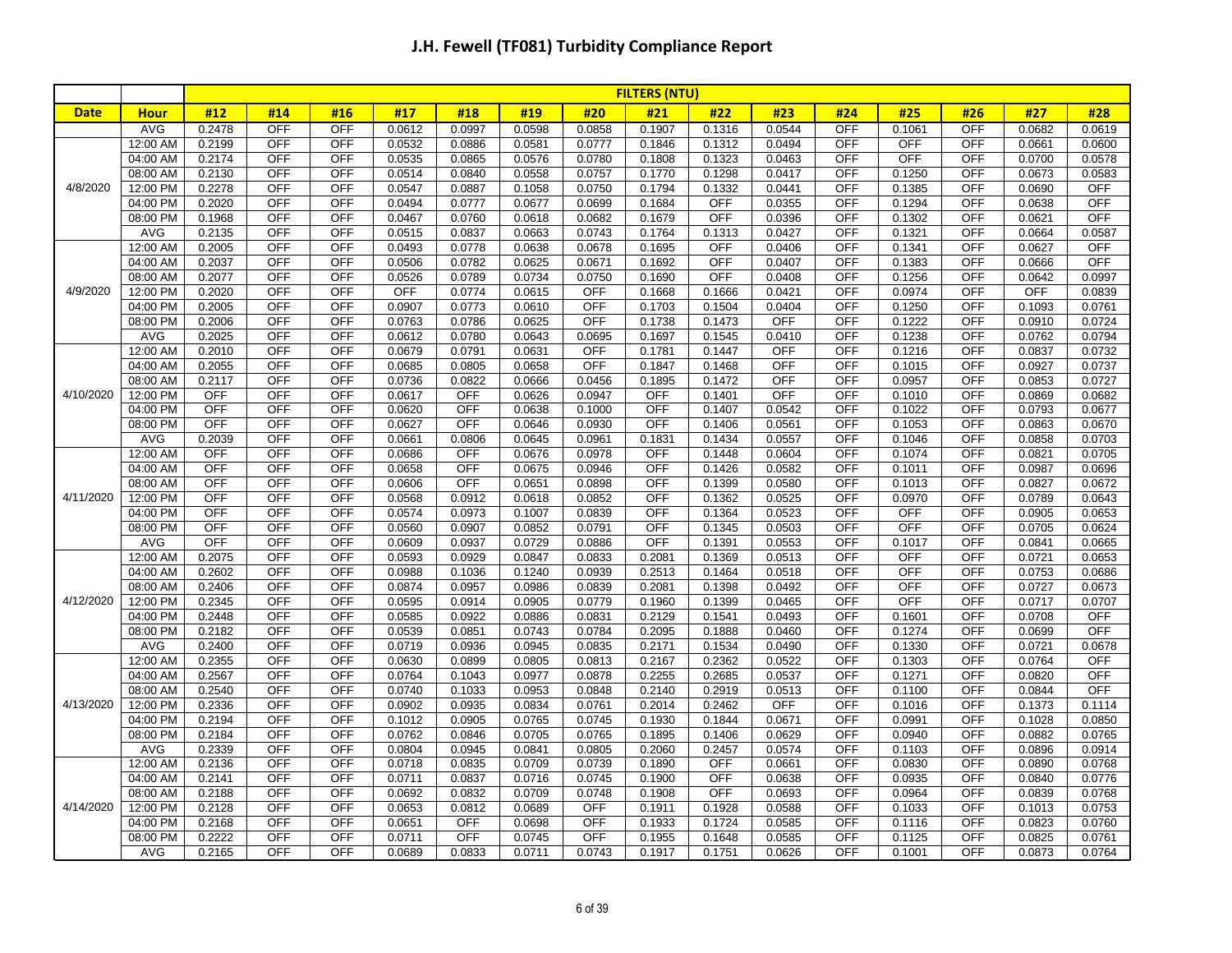# J.H. Fewell (TF081) Turbidity Compliance Report

| | | FILTERS (NTU) | | | | | | | | | | | | | | |
|---|---|---|---|---|---|---|---|---|---|---|---|---|---|---|---|---|
| **Date** | **Hour** | **#12** | **#14** | **#16** | **#17** | **#18** | **#19** | **#20** | **#21** | **#22** | **#23** | **#24** | **#25** | **#26** | **#27** | **#28** |
| | AVG | 0.2478 | OFF | OFF | 0.0612 | 0.0997 | 0.0598 | 0.0858 | 0.1907 | 0.1316 | 0.0544 | OFF | 0.1061 | OFF | 0.0682 | 0.0619 |
| 4/8/2020 | 12:00 AM | 0.2199 | OFF | OFF | 0.0532 | 0.0886 | 0.0581 | 0.0777 | 0.1846 | 0.1312 | 0.0494 | OFF | OFF | OFF | 0.0661 | 0.0600 |
| | 04:00 AM | 0.2174 | OFF | OFF | 0.0535 | 0.0865 | 0.0576 | 0.0780 | 0.1808 | 0.1323 | 0.0463 | OFF | OFF | OFF | 0.0700 | 0.0578 |
| | 08:00 AM | 0.2130 | OFF | OFF | 0.0514 | 0.0840 | 0.0558 | 0.0757 | 0.1770 | 0.1298 | 0.0417 | OFF | 0.1250 | OFF | 0.0673 | 0.0583 |
| | 12:00 PM | 0.2278 | OFF | OFF | 0.0547 | 0.0887 | 0.1058 | 0.0750 | 0.1794 | 0.1332 | 0.0441 | OFF | 0.1385 | OFF | 0.0690 | OFF |
| | 04:00 PM | 0.2020 | OFF | OFF | 0.0494 | 0.0777 | 0.0677 | 0.0699 | 0.1684 | OFF | 0.0355 | OFF | 0.1294 | OFF | 0.0638 | OFF |
| | 08:00 PM | 0.1968 | OFF | OFF | 0.0467 | 0.0760 | 0.0618 | 0.0682 | 0.1679 | OFF | 0.0396 | OFF | 0.1302 | OFF | 0.0621 | OFF |
| | AVG | 0.2135 | OFF | OFF | 0.0515 | 0.0837 | 0.0663 | 0.0743 | 0.1764 | 0.1313 | 0.0427 | OFF | 0.1321 | OFF | 0.0664 | 0.0587 |
| 4/9/2020 | 12:00 AM | 0.2005 | OFF | OFF | 0.0493 | 0.0778 | 0.0638 | 0.0678 | 0.1695 | OFF | 0.0406 | OFF | 0.1341 | OFF | 0.0627 | OFF |
| | 04:00 AM | 0.2037 | OFF | OFF | 0.0506 | 0.0782 | 0.0625 | 0.0671 | 0.1692 | OFF | 0.0407 | OFF | 0.1383 | OFF | 0.0666 | OFF |
| | 08:00 AM | 0.2077 | OFF | OFF | 0.0526 | 0.0789 | 0.0734 | 0.0750 | 0.1690 | OFF | 0.0408 | OFF | 0.1256 | OFF | 0.0642 | 0.0997 |
| | 12:00 PM | 0.2020 | OFF | OFF | OFF | 0.0774 | 0.0615 | OFF | 0.1668 | 0.1666 | 0.0421 | OFF | 0.0974 | OFF | OFF | 0.0839 |
| | 04:00 PM | 0.2005 | OFF | OFF | 0.0907 | 0.0773 | 0.0610 | OFF | 0.1703 | 0.1504 | 0.0404 | OFF | 0.1250 | OFF | 0.1093 | 0.0761 |
| | 08:00 PM | 0.2006 | OFF | OFF | 0.0763 | 0.0786 | 0.0625 | OFF | 0.1738 | 0.1473 | OFF | OFF | 0.1222 | OFF | 0.0910 | 0.0724 |
| | AVG | 0.2025 | OFF | OFF | 0.0612 | 0.0780 | 0.0643 | 0.0695 | 0.1697 | 0.1545 | 0.0410 | OFF | 0.1238 | OFF | 0.0762 | 0.0794 |
| 4/10/2020 | 12:00 AM | 0.2010 | OFF | OFF | 0.0679 | 0.0791 | 0.0631 | OFF | 0.1781 | 0.1447 | OFF | OFF | 0.1216 | OFF | 0.0837 | 0.0732 |
| | 04:00 AM | 0.2055 | OFF | OFF | 0.0685 | 0.0805 | 0.0658 | OFF | 0.1847 | 0.1468 | OFF | OFF | 0.1015 | OFF | 0.0927 | 0.0737 |
| | 08:00 AM | 0.2117 | OFF | OFF | 0.0736 | 0.0822 | 0.0666 | 0.0456 | 0.1895 | 0.1472 | OFF | OFF | 0.0957 | OFF | 0.0853 | 0.0727 |
| | 12:00 PM | OFF | OFF | OFF | 0.0617 | OFF | 0.0626 | 0.0947 | OFF | 0.1401 | OFF | OFF | 0.1010 | OFF | 0.0869 | 0.0682 |
| | 04:00 PM | OFF | OFF | OFF | 0.0620 | OFF | 0.0638 | 0.1000 | OFF | 0.1407 | 0.0542 | OFF | 0.1022 | OFF | 0.0793 | 0.0677 |
| | 08:00 PM | OFF | OFF | OFF | 0.0627 | OFF | 0.0646 | 0.0930 | OFF | 0.1406 | 0.0561 | OFF | 0.1053 | OFF | 0.0863 | 0.0670 |
| | AVG | 0.2039 | OFF | OFF | 0.0661 | 0.0806 | 0.0645 | 0.0961 | 0.1831 | 0.1434 | 0.0557 | OFF | 0.1046 | OFF | 0.0858 | 0.0703 |
| 4/11/2020 | 12:00 AM | OFF | OFF | OFF | 0.0686 | OFF | 0.0676 | 0.0978 | OFF | 0.1448 | 0.0604 | OFF | 0.1074 | OFF | 0.0821 | 0.0705 |
| | 04:00 AM | OFF | OFF | OFF | 0.0658 | OFF | 0.0675 | 0.0946 | OFF | 0.1426 | 0.0582 | OFF | 0.1011 | OFF | 0.0987 | 0.0696 |
| | 08:00 AM | OFF | OFF | OFF | 0.0606 | OFF | 0.0651 | 0.0898 | OFF | 0.1399 | 0.0580 | OFF | 0.1013 | OFF | 0.0827 | 0.0672 |
| | 12:00 PM | OFF | OFF | OFF | 0.0568 | 0.0912 | 0.0618 | 0.0852 | OFF | 0.1362 | 0.0525 | OFF | 0.0970 | OFF | 0.0789 | 0.0643 |
| | 04:00 PM | OFF | OFF | OFF | 0.0574 | 0.0973 | 0.1007 | 0.0839 | OFF | 0.1364 | 0.0523 | OFF | OFF | OFF | 0.0905 | 0.0653 |
| | 08:00 PM | OFF | OFF | OFF | 0.0560 | 0.0907 | 0.0852 | 0.0791 | OFF | 0.1345 | 0.0503 | OFF | OFF | OFF | 0.0705 | 0.0624 |
| | AVG | OFF | OFF | OFF | 0.0609 | 0.0937 | 0.0729 | 0.0886 | OFF | 0.1391 | 0.0553 | OFF | 0.1017 | OFF | 0.0841 | 0.0665 |
| 4/12/2020 | 12:00 AM | 0.2075 | OFF | OFF | 0.0593 | 0.0929 | 0.0847 | 0.0833 | 0.2081 | 0.1369 | 0.0513 | OFF | OFF | OFF | 0.0721 | 0.0653 |
| | 04:00 AM | 0.2602 | OFF | OFF | 0.0988 | 0.1036 | 0.1240 | 0.0939 | 0.2513 | 0.1464 | 0.0518 | OFF | OFF | OFF | 0.0753 | 0.0686 |
| | 08:00 AM | 0.2406 | OFF | OFF | 0.0874 | 0.0957 | 0.0986 | 0.0839 | 0.2081 | 0.1398 | 0.0492 | OFF | OFF | OFF | 0.0727 | 0.0673 |
| | 12:00 PM | 0.2345 | OFF | OFF | 0.0595 | 0.0914 | 0.0905 | 0.0779 | 0.1960 | 0.1399 | 0.0465 | OFF | OFF | OFF | 0.0717 | 0.0707 |
| | 04:00 PM | 0.2448 | OFF | OFF | 0.0585 | 0.0922 | 0.0886 | 0.0831 | 0.2129 | 0.1541 | 0.0493 | OFF | 0.1601 | OFF | 0.0708 | OFF |
| | 08:00 PM | 0.2182 | OFF | OFF | 0.0539 | 0.0851 | 0.0743 | 0.0784 | 0.2095 | 0.1888 | 0.0460 | OFF | 0.1274 | OFF | 0.0699 | OFF |
| | AVG | 0.2400 | OFF | OFF | 0.0719 | 0.0936 | 0.0945 | 0.0835 | 0.2171 | 0.1534 | 0.0490 | OFF | 0.1330 | OFF | 0.0721 | 0.0678 |
| 4/13/2020 | 12:00 AM | 0.2355 | OFF | OFF | 0.0630 | 0.0899 | 0.0805 | 0.0813 | 0.2167 | 0.2362 | 0.0522 | OFF | 0.1303 | OFF | 0.0764 | OFF |
| | 04:00 AM | 0.2567 | OFF | OFF | 0.0764 | 0.1043 | 0.0977 | 0.0878 | 0.2255 | 0.2685 | 0.0537 | OFF | 0.1271 | OFF | 0.0820 | OFF |
| | 08:00 AM | 0.2540 | OFF | OFF | 0.0740 | 0.1033 | 0.0953 | 0.0848 | 0.2140 | 0.2919 | 0.0513 | OFF | 0.1100 | OFF | 0.0844 | OFF |
| | 12:00 PM | 0.2336 | OFF | OFF | 0.0902 | 0.0935 | 0.0834 | 0.0761 | 0.2014 | 0.2462 | OFF | OFF | 0.1016 | OFF | 0.1373 | 0.1114 |
| | 04:00 PM | 0.2194 | OFF | OFF | 0.1012 | 0.0905 | 0.0765 | 0.0745 | 0.1930 | 0.1844 | 0.0671 | OFF | 0.0991 | OFF | 0.1028 | 0.0850 |
| | 08:00 PM | 0.2184 | OFF | OFF | 0.0762 | 0.0846 | 0.0705 | 0.0765 | 0.1895 | 0.1406 | 0.0629 | OFF | 0.0940 | OFF | 0.0882 | 0.0765 |
| | AVG | 0.2339 | OFF | OFF | 0.0804 | 0.0945 | 0.0841 | 0.0805 | 0.2060 | 0.2457 | 0.0574 | OFF | 0.1103 | OFF | 0.0896 | 0.0914 |
| 4/14/2020 | 12:00 AM | 0.2136 | OFF | OFF | 0.0718 | 0.0835 | 0.0709 | 0.0739 | 0.1890 | OFF | 0.0661 | OFF | 0.0830 | OFF | 0.0890 | 0.0768 |
| | 04:00 AM | 0.2141 | OFF | OFF | 0.0711 | 0.0837 | 0.0716 | 0.0745 | 0.1900 | OFF | 0.0638 | OFF | 0.0935 | OFF | 0.0840 | 0.0776 |
| | 08:00 AM | 0.2188 | OFF | OFF | 0.0692 | 0.0832 | 0.0709 | 0.0748 | 0.1908 | OFF | 0.0693 | OFF | 0.0964 | OFF | 0.0839 | 0.0768 |
| | 12:00 PM | 0.2128 | OFF | OFF | 0.0653 | 0.0812 | 0.0689 | OFF | 0.1911 | 0.1928 | 0.0588 | OFF | 0.1033 | OFF | 0.1013 | 0.0753 |
| | 04:00 PM | 0.2168 | OFF | OFF | 0.0651 | OFF | 0.0698 | OFF | 0.1933 | 0.1724 | 0.0585 | OFF | 0.1116 | OFF | 0.0823 | 0.0760 |
| | 08:00 PM | 0.2222 | OFF | OFF | 0.0711 | OFF | 0.0745 | OFF | 0.1955 | 0.1648 | 0.0585 | OFF | 0.1125 | OFF | 0.0825 | 0.0761 |
| | AVG | 0.2165 | OFF | OFF | 0.0689 | 0.0833 | 0.0711 | 0.0743 | 0.1917 | 0.1751 | 0.0626 | OFF | 0.1001 | OFF | 0.0873 | 0.0764 |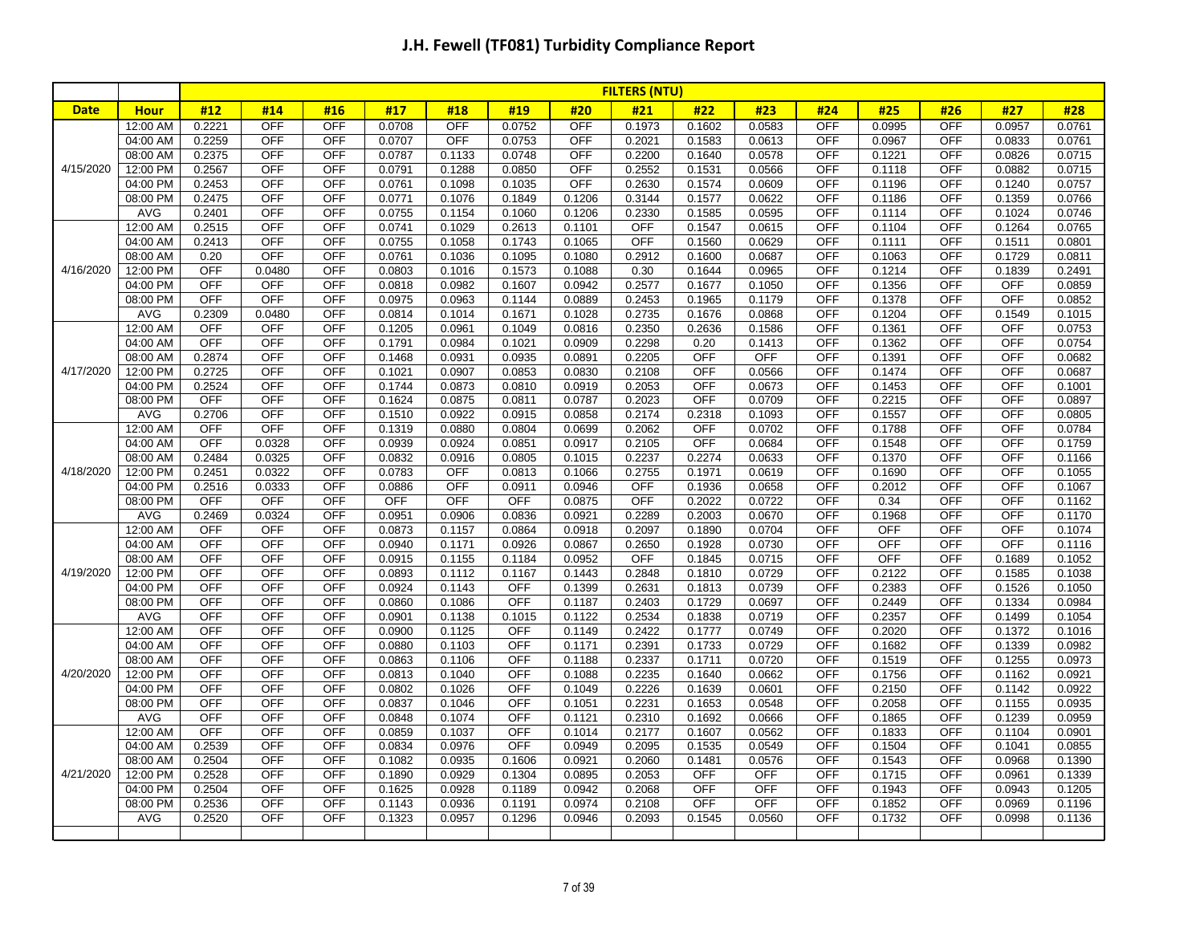# J.H. Fewell (TF081) Turbidity Compliance Report

| | | FILTERS (NTU) | | | | | | | | | | | | | | |
|---|---|---|---|---|---|---|---|---|---|---|---|---|---|---|---|---|
| **Date** | **Hour** | **#12** | **#14** | **#16** | **#17** | **#18** | **#19** | **#20** | **#21** | **#22** | **#23** | **#24** | **#25** | **#26** | **#27** | **#28** |
| 4/15/2020 | 12:00 AM | 0.2221 | OFF | OFF | 0.0708 | OFF | 0.0752 | OFF | 0.1973 | 0.1602 | 0.0583 | OFF | 0.0995 | OFF | 0.0957 | 0.0761 |
| | 04:00 AM | 0.2259 | OFF | OFF | 0.0707 | OFF | 0.0753 | OFF | 0.2021 | 0.1583 | 0.0613 | OFF | 0.0967 | OFF | 0.0833 | 0.0761 |
| | 08:00 AM | 0.2375 | OFF | OFF | 0.0787 | 0.1133 | 0.0748 | OFF | 0.2200 | 0.1640 | 0.0578 | OFF | 0.1221 | OFF | 0.0826 | 0.0715 |
| | 12:00 PM | 0.2567 | OFF | OFF | 0.0791 | 0.1288 | 0.0850 | OFF | 0.2552 | 0.1531 | 0.0566 | OFF | 0.1118 | OFF | 0.0882 | 0.0715 |
| | 04:00 PM | 0.2453 | OFF | OFF | 0.0761 | 0.1098 | 0.1035 | OFF | 0.2630 | 0.1574 | 0.0609 | OFF | 0.1196 | OFF | 0.1240 | 0.0757 |
| | 08:00 PM | 0.2475 | OFF | OFF | 0.0771 | 0.1076 | 0.1849 | 0.1206 | 0.3144 | 0.1577 | 0.0622 | OFF | 0.1186 | OFF | 0.1359 | 0.0766 |
| | AVG | 0.2401 | OFF | OFF | 0.0755 | 0.1154 | 0.1060 | 0.1206 | 0.2330 | 0.1585 | 0.0595 | OFF | 0.1114 | OFF | 0.1024 | 0.0746 |
| 4/16/2020 | 12:00 AM | 0.2515 | OFF | OFF | 0.0741 | 0.1029 | 0.2613 | 0.1101 | OFF | 0.1547 | 0.0615 | OFF | 0.1104 | OFF | 0.1264 | 0.0765 |
| | 04:00 AM | 0.2413 | OFF | OFF | 0.0755 | 0.1058 | 0.1743 | 0.1065 | OFF | 0.1560 | 0.0629 | OFF | 0.1111 | OFF | 0.1511 | 0.0801 |
| | 08:00 AM | 0.20 | OFF | OFF | 0.0761 | 0.1036 | 0.1095 | 0.1080 | 0.2912 | 0.1600 | 0.0687 | OFF | 0.1063 | OFF | 0.1729 | 0.0811 |
| | 12:00 PM | OFF | 0.0480 | OFF | 0.0803 | 0.1016 | 0.1573 | 0.1088 | 0.30 | 0.1644 | 0.0965 | OFF | 0.1214 | OFF | 0.1839 | 0.2491 |
| | 04:00 PM | OFF | OFF | OFF | 0.0818 | 0.0982 | 0.1607 | 0.0942 | 0.2577 | 0.1677 | 0.1050 | OFF | 0.1356 | OFF | OFF | 0.0859 |
| | 08:00 PM | OFF | OFF | OFF | 0.0975 | 0.0963 | 0.1144 | 0.0889 | 0.2453 | 0.1965 | 0.1179 | OFF | 0.1378 | OFF | OFF | 0.0852 |
| | AVG | 0.2309 | 0.0480 | OFF | 0.0814 | 0.1014 | 0.1671 | 0.1028 | 0.2735 | 0.1676 | 0.0868 | OFF | 0.1204 | OFF | 0.1549 | 0.1015 |
| 4/17/2020 | 12:00 AM | OFF | OFF | OFF | 0.1205 | 0.0961 | 0.1049 | 0.0816 | 0.2350 | 0.2636 | 0.1586 | OFF | 0.1361 | OFF | OFF | 0.0753 |
| | 04:00 AM | OFF | OFF | OFF | 0.1791 | 0.0984 | 0.1021 | 0.0909 | 0.2298 | 0.20 | 0.1413 | OFF | 0.1362 | OFF | OFF | 0.0754 |
| | 08:00 AM | 0.2874 | OFF | OFF | 0.1468 | 0.0931 | 0.0935 | 0.0891 | 0.2205 | OFF | OFF | OFF | 0.1391 | OFF | OFF | 0.0682 |
| | 12:00 PM | 0.2725 | OFF | OFF | 0.1021 | 0.0907 | 0.0853 | 0.0830 | 0.2108 | OFF | 0.0566 | OFF | 0.1474 | OFF | OFF | 0.0687 |
| | 04:00 PM | 0.2524 | OFF | OFF | 0.1744 | 0.0873 | 0.0810 | 0.0919 | 0.2053 | OFF | 0.0673 | OFF | 0.1453 | OFF | OFF | 0.1001 |
| | 08:00 PM | OFF | OFF | OFF | 0.1624 | 0.0875 | 0.0811 | 0.0787 | 0.2023 | OFF | 0.0709 | OFF | 0.2215 | OFF | OFF | 0.0897 |
| | AVG | 0.2706 | OFF | OFF | 0.1510 | 0.0922 | 0.0915 | 0.0858 | 0.2174 | 0.2318 | 0.1093 | OFF | 0.1557 | OFF | OFF | 0.0805 |
| 4/18/2020 | 12:00 AM | OFF | OFF | OFF | 0.1319 | 0.0880 | 0.0804 | 0.0699 | 0.2062 | OFF | 0.0702 | OFF | 0.1788 | OFF | OFF | 0.0784 |
| | 04:00 AM | OFF | 0.0328 | OFF | 0.0939 | 0.0924 | 0.0851 | 0.0917 | 0.2105 | OFF | 0.0684 | OFF | 0.1548 | OFF | OFF | 0.1759 |
| | 08:00 AM | 0.2484 | 0.0325 | OFF | 0.0832 | 0.0916 | 0.0805 | 0.1015 | 0.2237 | 0.2274 | 0.0633 | OFF | 0.1370 | OFF | OFF | 0.1166 |
| | 12:00 PM | 0.2451 | 0.0322 | OFF | 0.0783 | OFF | 0.0813 | 0.1066 | 0.2755 | 0.1971 | 0.0619 | OFF | 0.1690 | OFF | OFF | 0.1055 |
| | 04:00 PM | 0.2516 | 0.0333 | OFF | 0.0886 | OFF | 0.0911 | 0.0946 | OFF | 0.1936 | 0.0658 | OFF | 0.2012 | OFF | OFF | 0.1067 |
| | 08:00 PM | OFF | OFF | OFF | OFF | OFF | OFF | 0.0875 | OFF | 0.2022 | 0.0722 | OFF | 0.34 | OFF | OFF | 0.1162 |
| | AVG | 0.2469 | 0.0324 | OFF | 0.0951 | 0.0906 | 0.0836 | 0.0921 | 0.2289 | 0.2003 | 0.0670 | OFF | 0.1968 | OFF | OFF | 0.1170 |
| 4/19/2020 | 12:00 AM | OFF | OFF | OFF | 0.0873 | 0.1157 | 0.0864 | 0.0918 | 0.2097 | 0.1890 | 0.0704 | OFF | OFF | OFF | OFF | 0.1074 |
| | 04:00 AM | OFF | OFF | OFF | 0.0940 | 0.1171 | 0.0926 | 0.0867 | 0.2650 | 0.1928 | 0.0730 | OFF | OFF | OFF | OFF | 0.1116 |
| | 08:00 AM | OFF | OFF | OFF | 0.0915 | 0.1155 | 0.1184 | 0.0952 | OFF | 0.1845 | 0.0715 | OFF | OFF | OFF | 0.1689 | 0.1052 |
| | 12:00 PM | OFF | OFF | OFF | 0.0893 | 0.1112 | 0.1167 | 0.1443 | 0.2848 | 0.1810 | 0.0729 | OFF | 0.2122 | OFF | 0.1585 | 0.1038 |
| | 04:00 PM | OFF | OFF | OFF | 0.0924 | 0.1143 | OFF | 0.1399 | 0.2631 | 0.1813 | 0.0739 | OFF | 0.2383 | OFF | 0.1526 | 0.1050 |
| | 08:00 PM | OFF | OFF | OFF | 0.0860 | 0.1086 | OFF | 0.1187 | 0.2403 | 0.1729 | 0.0697 | OFF | 0.2449 | OFF | 0.1334 | 0.0984 |
| | AVG | OFF | OFF | OFF | 0.0901 | 0.1138 | 0.1015 | 0.1122 | 0.2534 | 0.1838 | 0.0719 | OFF | 0.2357 | OFF | 0.1499 | 0.1054 |
| 4/20/2020 | 12:00 AM | OFF | OFF | OFF | 0.0900 | 0.1125 | OFF | 0.1149 | 0.2422 | 0.1777 | 0.0749 | OFF | 0.2020 | OFF | 0.1372 | 0.1016 |
| | 04:00 AM | OFF | OFF | OFF | 0.0880 | 0.1103 | OFF | 0.1171 | 0.2391 | 0.1733 | 0.0729 | OFF | 0.1682 | OFF | 0.1339 | 0.0982 |
| | 08:00 AM | OFF | OFF | OFF | 0.0863 | 0.1106 | OFF | 0.1188 | 0.2337 | 0.1711 | 0.0720 | OFF | 0.1519 | OFF | 0.1255 | 0.0973 |
| | 12:00 PM | OFF | OFF | OFF | 0.0813 | 0.1040 | OFF | 0.1088 | 0.2235 | 0.1640 | 0.0662 | OFF | 0.1756 | OFF | 0.1162 | 0.0921 |
| | 04:00 PM | OFF | OFF | OFF | 0.0802 | 0.1026 | OFF | 0.1049 | 0.2226 | 0.1639 | 0.0601 | OFF | 0.2150 | OFF | 0.1142 | 0.0922 |
| | 08:00 PM | OFF | OFF | OFF | 0.0837 | 0.1046 | OFF | 0.1051 | 0.2231 | 0.1653 | 0.0548 | OFF | 0.2058 | OFF | 0.1155 | 0.0935 |
| | AVG | OFF | OFF | OFF | 0.0848 | 0.1074 | OFF | 0.1121 | 0.2310 | 0.1692 | 0.0666 | OFF | 0.1865 | OFF | 0.1239 | 0.0959 |
| 4/21/2020 | 12:00 AM | OFF | OFF | OFF | 0.0859 | 0.1037 | OFF | 0.1014 | 0.2177 | 0.1607 | 0.0562 | OFF | 0.1833 | OFF | 0.1104 | 0.0901 |
| | 04:00 AM | 0.2539 | OFF | OFF | 0.0834 | 0.0976 | OFF | 0.0949 | 0.2095 | 0.1535 | 0.0549 | OFF | 0.1504 | OFF | 0.1041 | 0.0855 |
| | 08:00 AM | 0.2504 | OFF | OFF | 0.1082 | 0.0935 | 0.1606 | 0.0921 | 0.2060 | 0.1481 | 0.0576 | OFF | 0.1543 | OFF | 0.0968 | 0.1390 |
| | 12:00 PM | 0.2528 | OFF | OFF | 0.1890 | 0.0929 | 0.1304 | 0.0895 | 0.2053 | OFF | OFF | OFF | 0.1715 | OFF | 0.0961 | 0.1339 |
| | 04:00 PM | 0.2504 | OFF | OFF | 0.1625 | 0.0928 | 0.1189 | 0.0942 | 0.2068 | OFF | OFF | OFF | 0.1943 | OFF | 0.0943 | 0.1205 |
| | 08:00 PM | 0.2536 | OFF | OFF | 0.1143 | 0.0936 | 0.1191 | 0.0974 | 0.2108 | OFF | OFF | OFF | 0.1852 | OFF | 0.0969 | 0.1196 |
| | AVG | 0.2520 | OFF | OFF | 0.1323 | 0.0957 | 0.1296 | 0.0946 | 0.2093 | 0.1545 | 0.0560 | OFF | 0.1732 | OFF | 0.0998 | 0.1136 |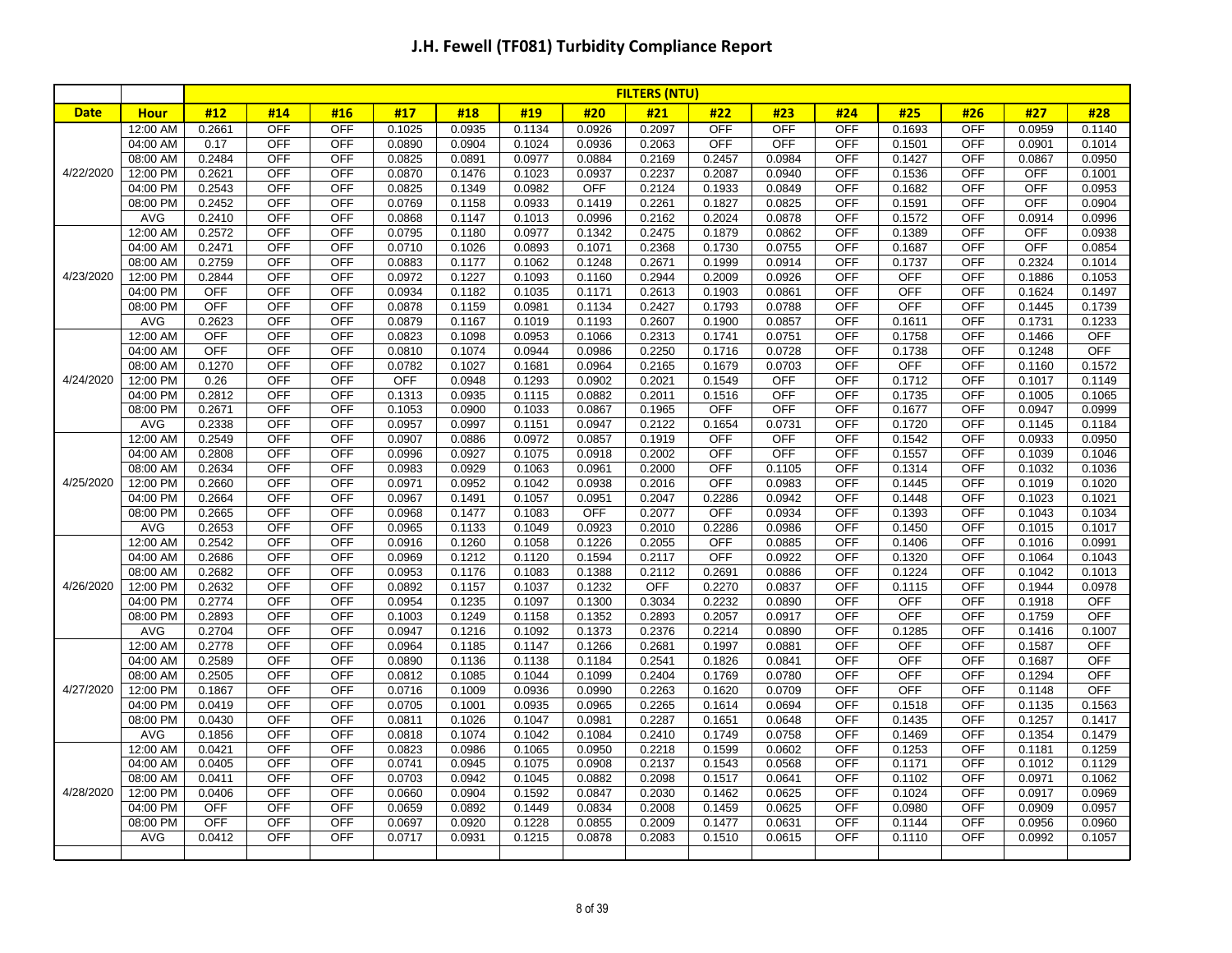# J.H. Fewell (TF081) Turbidity Compliance Report

| | | FILTERS (NTU) | | | | | | | | | | | | | | |
|---|---|---|---|---|---|---|---|---|---|---|---|---|---|---|---|---|
| **Date** | **Hour** | **#12** | **#14** | **#16** | **#17** | **#18** | **#19** | **#20** | **#21** | **#22** | **#23** | **#24** | **#25** | **#26** | **#27** | **#28** |
| 4/22/2020 | 12:00 AM | 0.2661 | OFF | OFF | 0.1025 | 0.0935 | 0.1134 | 0.0926 | 0.2097 | OFF | OFF | OFF | 0.1693 | OFF | 0.0959 | 0.1140 |
| | 04:00 AM | 0.17 | OFF | OFF | 0.0890 | 0.0904 | 0.1024 | 0.0936 | 0.2063 | OFF | OFF | OFF | 0.1501 | OFF | 0.0901 | 0.1014 |
| | 08:00 AM | 0.2484 | OFF | OFF | 0.0825 | 0.0891 | 0.0977 | 0.0884 | 0.2169 | 0.2457 | 0.0984 | OFF | 0.1427 | OFF | 0.0867 | 0.0950 |
| | 12:00 PM | 0.2621 | OFF | OFF | 0.0870 | 0.1476 | 0.1023 | 0.0937 | 0.2237 | 0.2087 | 0.0940 | OFF | 0.1536 | OFF | OFF | 0.1001 |
| | 04:00 PM | 0.2543 | OFF | OFF | 0.0825 | 0.1349 | 0.0982 | OFF | 0.2124 | 0.1933 | 0.0849 | OFF | 0.1682 | OFF | OFF | 0.0953 |
| | 08:00 PM | 0.2452 | OFF | OFF | 0.0769 | 0.1158 | 0.0933 | 0.1419 | 0.2261 | 0.1827 | 0.0825 | OFF | 0.1591 | OFF | OFF | 0.0904 |
| | AVG | 0.2410 | OFF | OFF | 0.0868 | 0.1147 | 0.1013 | 0.0996 | 0.2162 | 0.2024 | 0.0878 | OFF | 0.1572 | OFF | 0.0914 | 0.0996 |
| 4/23/2020 | 12:00 AM | 0.2572 | OFF | OFF | 0.0795 | 0.1180 | 0.0977 | 0.1342 | 0.2475 | 0.1879 | 0.0862 | OFF | 0.1389 | OFF | OFF | 0.0938 |
| | 04:00 AM | 0.2471 | OFF | OFF | 0.0710 | 0.1026 | 0.0893 | 0.1071 | 0.2368 | 0.1730 | 0.0755 | OFF | 0.1687 | OFF | OFF | 0.0854 |
| | 08:00 AM | 0.2759 | OFF | OFF | 0.0883 | 0.1177 | 0.1062 | 0.1248 | 0.2671 | 0.1999 | 0.0914 | OFF | 0.1737 | OFF | 0.2324 | 0.1014 |
| | 12:00 PM | 0.2844 | OFF | OFF | 0.0972 | 0.1227 | 0.1093 | 0.1160 | 0.2944 | 0.2009 | 0.0926 | OFF | OFF | OFF | 0.1886 | 0.1053 |
| | 04:00 PM | OFF | OFF | OFF | 0.0934 | 0.1182 | 0.1035 | 0.1171 | 0.2613 | 0.1903 | 0.0861 | OFF | OFF | OFF | 0.1624 | 0.1497 |
| | 08:00 PM | OFF | OFF | OFF | 0.0878 | 0.1159 | 0.0981 | 0.1134 | 0.2427 | 0.1793 | 0.0788 | OFF | OFF | OFF | 0.1445 | 0.1739 |
| | AVG | 0.2623 | OFF | OFF | 0.0879 | 0.1167 | 0.1019 | 0.1193 | 0.2607 | 0.1900 | 0.0857 | OFF | 0.1611 | OFF | 0.1731 | 0.1233 |
| 4/24/2020 | 12:00 AM | OFF | OFF | OFF | 0.0823 | 0.1098 | 0.0953 | 0.1066 | 0.2313 | 0.1741 | 0.0751 | OFF | 0.1758 | OFF | 0.1466 | OFF |
| | 04:00 AM | OFF | OFF | OFF | 0.0810 | 0.1074 | 0.0944 | 0.0986 | 0.2250 | 0.1716 | 0.0728 | OFF | 0.1738 | OFF | 0.1248 | OFF |
| | 08:00 AM | 0.1270 | OFF | OFF | 0.0782 | 0.1027 | 0.1681 | 0.0964 | 0.2165 | 0.1679 | 0.0703 | OFF | OFF | OFF | 0.1160 | 0.1572 |
| | 12:00 PM | 0.26 | OFF | OFF | OFF | 0.0948 | 0.1293 | 0.0902 | 0.2021 | 0.1549 | OFF | OFF | 0.1712 | OFF | 0.1017 | 0.1149 |
| | 04:00 PM | 0.2812 | OFF | OFF | 0.1313 | 0.0935 | 0.1115 | 0.0882 | 0.2011 | 0.1516 | OFF | OFF | 0.1735 | OFF | 0.1005 | 0.1065 |
| | 08:00 PM | 0.2671 | OFF | OFF | 0.1053 | 0.0900 | 0.1033 | 0.0867 | 0.1965 | OFF | OFF | OFF | 0.1677 | OFF | 0.0947 | 0.0999 |
| | AVG | 0.2338 | OFF | OFF | 0.0957 | 0.0997 | 0.1151 | 0.0947 | 0.2122 | 0.1654 | 0.0731 | OFF | 0.1720 | OFF | 0.1145 | 0.1184 |
| 4/25/2020 | 12:00 AM | 0.2549 | OFF | OFF | 0.0907 | 0.0886 | 0.0972 | 0.0857 | 0.1919 | OFF | OFF | OFF | 0.1542 | OFF | 0.0933 | 0.0950 |
| | 04:00 AM | 0.2808 | OFF | OFF | 0.0996 | 0.0927 | 0.1075 | 0.0918 | 0.2002 | OFF | OFF | OFF | 0.1557 | OFF | 0.1039 | 0.1046 |
| | 08:00 AM | 0.2634 | OFF | OFF | 0.0983 | 0.0929 | 0.1063 | 0.0961 | 0.2000 | OFF | 0.1105 | OFF | 0.1314 | OFF | 0.1032 | 0.1036 |
| | 12:00 PM | 0.2660 | OFF | OFF | 0.0971 | 0.0952 | 0.1042 | 0.0938 | 0.2016 | OFF | 0.0983 | OFF | 0.1445 | OFF | 0.1019 | 0.1020 |
| | 04:00 PM | 0.2664 | OFF | OFF | 0.0967 | 0.1491 | 0.1057 | 0.0951 | 0.2047 | 0.2286 | 0.0942 | OFF | 0.1448 | OFF | 0.1023 | 0.1021 |
| | 08:00 PM | 0.2665 | OFF | OFF | 0.0968 | 0.1477 | 0.1083 | OFF | 0.2077 | OFF | 0.0934 | OFF | 0.1393 | OFF | 0.1043 | 0.1034 |
| | AVG | 0.2653 | OFF | OFF | 0.0965 | 0.1133 | 0.1049 | 0.0923 | 0.2010 | 0.2286 | 0.0986 | OFF | 0.1450 | OFF | 0.1015 | 0.1017 |
| 4/26/2020 | 12:00 AM | 0.2542 | OFF | OFF | 0.0916 | 0.1260 | 0.1058 | 0.1226 | 0.2055 | OFF | 0.0885 | OFF | 0.1406 | OFF | 0.1016 | 0.0991 |
| | 04:00 AM | 0.2686 | OFF | OFF | 0.0969 | 0.1212 | 0.1120 | 0.1594 | 0.2117 | OFF | 0.0922 | OFF | 0.1320 | OFF | 0.1064 | 0.1043 |
| | 08:00 AM | 0.2682 | OFF | OFF | 0.0953 | 0.1176 | 0.1083 | 0.1388 | 0.2112 | 0.2691 | 0.0886 | OFF | 0.1224 | OFF | 0.1042 | 0.1013 |
| | 12:00 PM | 0.2632 | OFF | OFF | 0.0892 | 0.1157 | 0.1037 | 0.1232 | OFF | 0.2270 | 0.0837 | OFF | 0.1115 | OFF | 0.1944 | 0.0978 |
| | 04:00 PM | 0.2774 | OFF | OFF | 0.0954 | 0.1235 | 0.1097 | 0.1300 | 0.3034 | 0.2232 | 0.0890 | OFF | OFF | OFF | 0.1918 | OFF |
| | 08:00 PM | 0.2893 | OFF | OFF | 0.1003 | 0.1249 | 0.1158 | 0.1352 | 0.2893 | 0.2057 | 0.0917 | OFF | OFF | OFF | 0.1759 | OFF |
| | AVG | 0.2704 | OFF | OFF | 0.0947 | 0.1216 | 0.1092 | 0.1373 | 0.2376 | 0.2214 | 0.0890 | OFF | 0.1285 | OFF | 0.1416 | 0.1007 |
| 4/27/2020 | 12:00 AM | 0.2778 | OFF | OFF | 0.0964 | 0.1185 | 0.1147 | 0.1266 | 0.2681 | 0.1997 | 0.0881 | OFF | OFF | OFF | 0.1587 | OFF |
| | 04:00 AM | 0.2589 | OFF | OFF | 0.0890 | 0.1136 | 0.1138 | 0.1184 | 0.2541 | 0.1826 | 0.0841 | OFF | OFF | OFF | 0.1687 | OFF |
| | 08:00 AM | 0.2505 | OFF | OFF | 0.0812 | 0.1085 | 0.1044 | 0.1099 | 0.2404 | 0.1769 | 0.0780 | OFF | OFF | OFF | 0.1294 | OFF |
| | 12:00 PM | 0.1867 | OFF | OFF | 0.0716 | 0.1009 | 0.0936 | 0.0990 | 0.2263 | 0.1620 | 0.0709 | OFF | OFF | OFF | 0.1148 | OFF |
| | 04:00 PM | 0.0419 | OFF | OFF | 0.0705 | 0.1001 | 0.0935 | 0.0965 | 0.2265 | 0.1614 | 0.0694 | OFF | 0.1518 | OFF | 0.1135 | 0.1563 |
| | 08:00 PM | 0.0430 | OFF | OFF | 0.0811 | 0.1026 | 0.1047 | 0.0981 | 0.2287 | 0.1651 | 0.0648 | OFF | 0.1435 | OFF | 0.1257 | 0.1417 |
| | AVG | 0.1856 | OFF | OFF | 0.0818 | 0.1074 | 0.1042 | 0.1084 | 0.2410 | 0.1749 | 0.0758 | OFF | 0.1469 | OFF | 0.1354 | 0.1479 |
| 4/28/2020 | 12:00 AM | 0.0421 | OFF | OFF | 0.0823 | 0.0986 | 0.1065 | 0.0950 | 0.2218 | 0.1599 | 0.0602 | OFF | 0.1253 | OFF | 0.1181 | 0.1259 |
| | 04:00 AM | 0.0405 | OFF | OFF | 0.0741 | 0.0945 | 0.1075 | 0.0908 | 0.2137 | 0.1543 | 0.0568 | OFF | 0.1171 | OFF | 0.1012 | 0.1129 |
| | 08:00 AM | 0.0411 | OFF | OFF | 0.0703 | 0.0942 | 0.1045 | 0.0882 | 0.2098 | 0.1517 | 0.0641 | OFF | 0.1102 | OFF | 0.0971 | 0.1062 |
| | 12:00 PM | 0.0406 | OFF | OFF | 0.0660 | 0.0904 | 0.1592 | 0.0847 | 0.2030 | 0.1462 | 0.0625 | OFF | 0.1024 | OFF | 0.0917 | 0.0969 |
| | 04:00 PM | OFF | OFF | OFF | 0.0659 | 0.0892 | 0.1449 | 0.0834 | 0.2008 | 0.1459 | 0.0625 | OFF | 0.0980 | OFF | 0.0909 | 0.0957 |
| | 08:00 PM | OFF | OFF | OFF | 0.0697 | 0.0920 | 0.1228 | 0.0855 | 0.2009 | 0.1477 | 0.0631 | OFF | 0.1144 | OFF | 0.0956 | 0.0960 |
| | AVG | 0.0412 | OFF | OFF | 0.0717 | 0.0931 | 0.1215 | 0.0878 | 0.2083 | 0.1510 | 0.0615 | OFF | 0.1110 | OFF | 0.0992 | 0.1057 |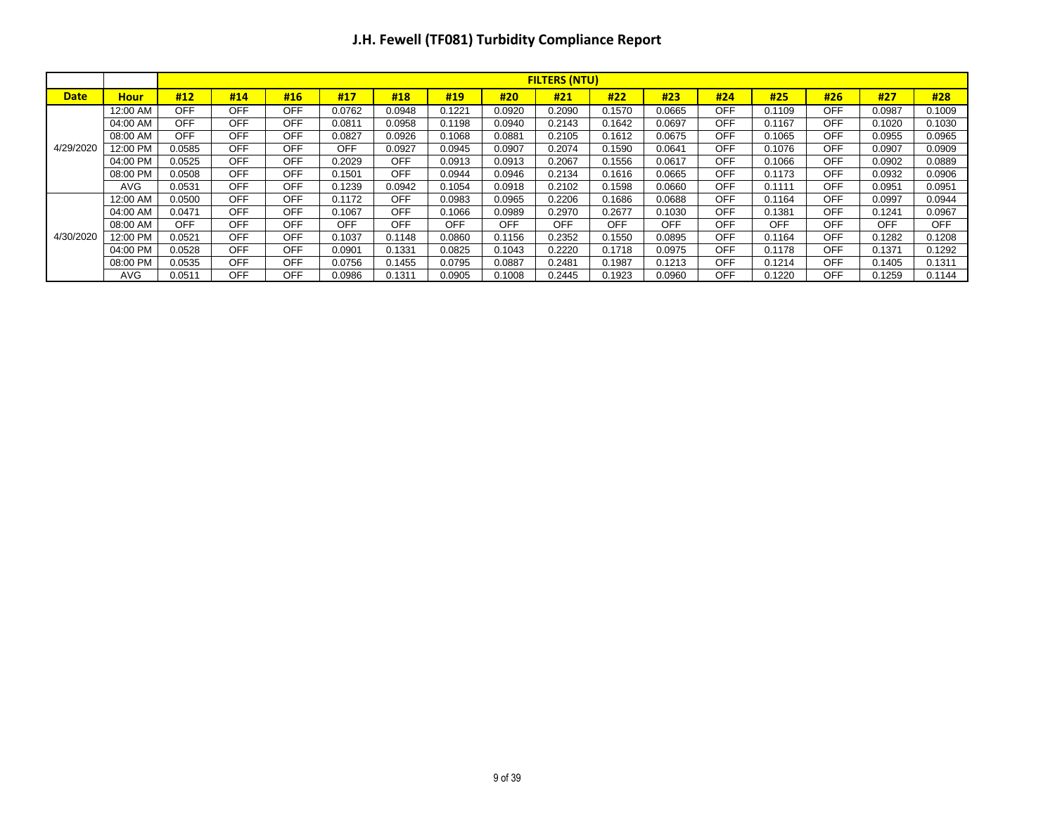# J.H. Fewell (TF081) Turbidity Compliance Report

| | | FILTERS (NTU) | | | | | | | | | | | | | | |
|---|---|---|---|---|---|---|---|---|---|---|---|---|---|---|---|---|
| **Date** | **Hour** | **#12** | **#14** | **#16** | **#17** | **#18** | **#19** | **#20** | **#21** | **#22** | **#23** | **#24** | **#25** | **#26** | **#27** | **#28** |
| 4/29/2020 | 12:00 AM | OFF | OFF | OFF | 0.0762 | 0.0948 | 0.1221 | 0.0920 | 0.2090 | 0.1570 | 0.0665 | OFF | 0.1109 | OFF | 0.0987 | 0.1009 |
| | 04:00 AM | OFF | OFF | OFF | 0.0811 | 0.0958 | 0.1198 | 0.0940 | 0.2143 | 0.1642 | 0.0697 | OFF | 0.1167 | OFF | 0.1020 | 0.1030 |
| | 08:00 AM | OFF | OFF | OFF | 0.0827 | 0.0926 | 0.1068 | 0.0881 | 0.2105 | 0.1612 | 0.0675 | OFF | 0.1065 | OFF | 0.0955 | 0.0965 |
| | 12:00 PM | 0.0585 | OFF | OFF | OFF | 0.0927 | 0.0945 | 0.0907 | 0.2074 | 0.1590 | 0.0641 | OFF | 0.1076 | OFF | 0.0907 | 0.0909 |
| | 04:00 PM | 0.0525 | OFF | OFF | 0.2029 | OFF | 0.0913 | 0.0913 | 0.2067 | 0.1556 | 0.0617 | OFF | 0.1066 | OFF | 0.0902 | 0.0889 |
| | 08:00 PM | 0.0508 | OFF | OFF | 0.1501 | OFF | 0.0944 | 0.0946 | 0.2134 | 0.1616 | 0.0665 | OFF | 0.1173 | OFF | 0.0932 | 0.0906 |
| | AVG | 0.0531 | OFF | OFF | 0.1239 | 0.0942 | 0.1054 | 0.0918 | 0.2102 | 0.1598 | 0.0660 | OFF | 0.1111 | OFF | 0.0951 | 0.0951 |
| 4/30/2020 | 12:00 AM | 0.0500 | OFF | OFF | 0.1172 | OFF | 0.0983 | 0.0965 | 0.2206 | 0.1686 | 0.0688 | OFF | 0.1164 | OFF | 0.0997 | 0.0944 |
| | 04:00 AM | 0.0471 | OFF | OFF | 0.1067 | OFF | 0.1066 | 0.0989 | 0.2970 | 0.2677 | 0.1030 | OFF | 0.1381 | OFF | 0.1241 | 0.0967 |
| | 08:00 AM | OFF | OFF | OFF | OFF | OFF | OFF | OFF | OFF | OFF | OFF | OFF | OFF | OFF | OFF | OFF |
| | 12:00 PM | 0.0521 | OFF | OFF | 0.1037 | 0.1148 | 0.0860 | 0.1156 | 0.2352 | 0.1550 | 0.0895 | OFF | 0.1164 | OFF | 0.1282 | 0.1208 |
| | 04:00 PM | 0.0528 | OFF | OFF | 0.0901 | 0.1331 | 0.0825 | 0.1043 | 0.2220 | 0.1718 | 0.0975 | OFF | 0.1178 | OFF | 0.1371 | 0.1292 |
| | 08:00 PM | 0.0535 | OFF | OFF | 0.0756 | 0.1455 | 0.0795 | 0.0887 | 0.2481 | 0.1987 | 0.1213 | OFF | 0.1214 | OFF | 0.1405 | 0.1311 |
| | AVG | 0.0511 | OFF | OFF | 0.0986 | 0.1311 | 0.0905 | 0.1008 | 0.2445 | 0.1923 | 0.0960 | OFF | 0.1220 | OFF | 0.1259 | 0.1144 |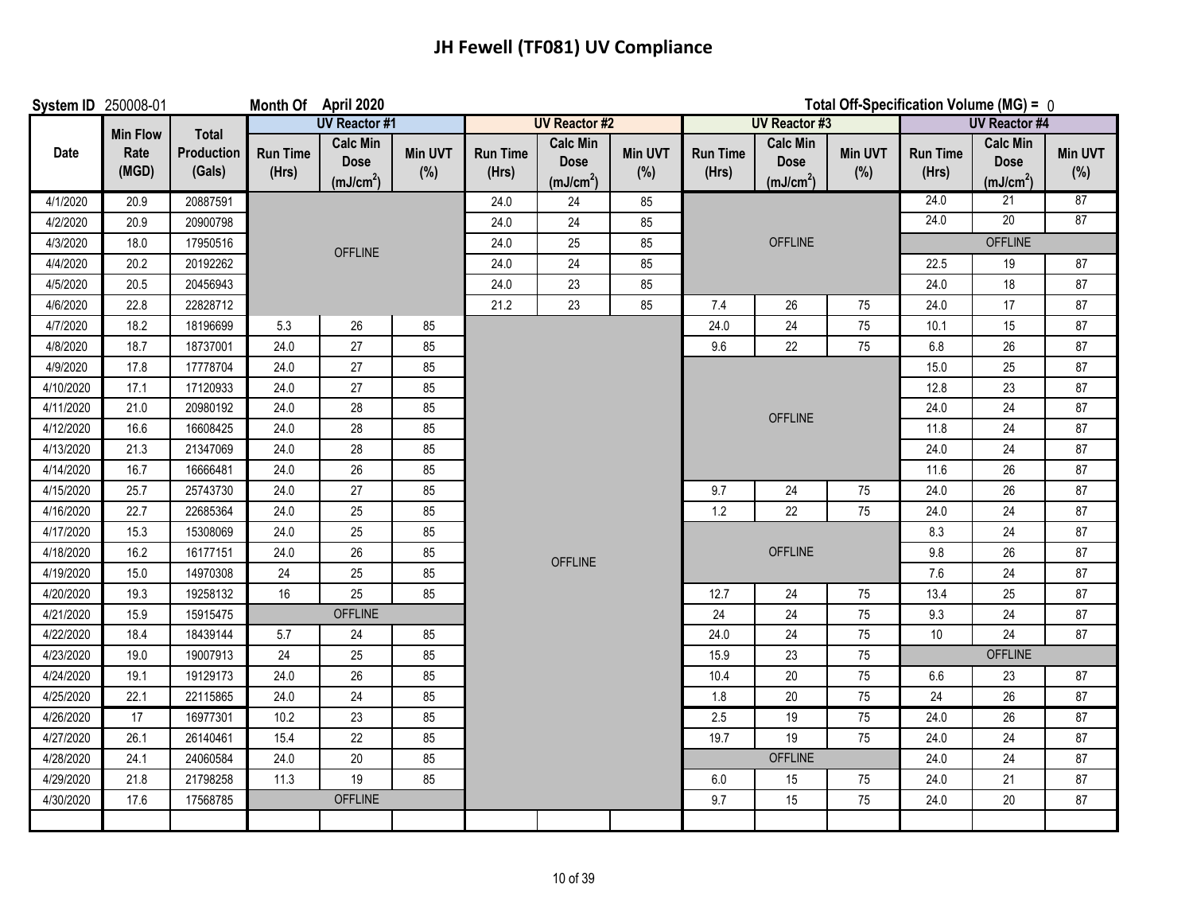# JH Fewell (TF081) UV Compliance

**System ID** 250008-01 **Month Of** April 2020 **Total Off-Specification Volume (MG) =** 0

| Date | Min Flow Rate (MGD) | Total Production (Gals) | UV Reactor #1 | | | UV Reactor #2 | | | UV Reactor #3 | | | UV Reactor #4 | | |
|---|---|---|---|---|---|---|---|---|---|---|---|---|---|---|
| | | | Run Time (Hrs) | Calc Min Dose ($mJ/cm^2$) | Min UVT (%) | Run Time (Hrs) | Calc Min Dose ($mJ/cm^2$) | Min UVT (%) | Run Time (Hrs) | Calc Min Dose ($mJ/cm^2$) | Min UVT (%) | Run Time (Hrs) | Calc Min Dose ($mJ/cm^2$) | Min UVT (%) |
| 4/1/2020 | 20.9 | 20887591 | | OFFLINE | | 24.0 | 24 | 85 | | OFFLINE | | 24.0 | 21 | 87 |
| 4/2/2020 | 20.9 | 20900798 | | OFFLINE | | 24.0 | 24 | 85 | | OFFLINE | | 24.0 | 20 | 87 |
| 4/3/2020 | 18.0 | 17950516 | | OFFLINE | | 24.0 | 25 | 85 | | OFFLINE | | | OFFLINE | |
| 4/4/2020 | 20.2 | 20192262 | | OFFLINE | | 24.0 | 24 | 85 | | OFFLINE | | 22.5 | 19 | 87 |
| 4/5/2020 | 20.5 | 20456943 | | OFFLINE | | 24.0 | 23 | 85 | | OFFLINE | | 24.0 | 18 | 87 |
| 4/6/2020 | 22.8 | 22828712 | | OFFLINE | | 21.2 | 23 | 85 | 7.4 | 26 | 75 | 24.0 | 17 | 87 |
| 4/7/2020 | 18.2 | 18196699 | 5.3 | 26 | 85 | | OFFLINE | | 24.0 | 24 | 75 | 10.1 | 15 | 87 |
| 4/8/2020 | 18.7 | 18737001 | 24.0 | 27 | 85 | | OFFLINE | | 9.6 | 22 | 75 | 6.8 | 26 | 87 |
| 4/9/2020 | 17.8 | 17778704 | 24.0 | 27 | 85 | | OFFLINE | | | OFFLINE | | 15.0 | 25 | 87 |
| 4/10/2020 | 17.1 | 17120933 | 24.0 | 27 | 85 | | OFFLINE | | | OFFLINE | | 12.8 | 23 | 87 |
| 4/11/2020 | 21.0 | 20980192 | 24.0 | 28 | 85 | | OFFLINE | | | OFFLINE | | 24.0 | 24 | 87 |
| 4/12/2020 | 16.6 | 16608425 | 24.0 | 28 | 85 | | OFFLINE | | | OFFLINE | | 11.8 | 24 | 87 |
| 4/13/2020 | 21.3 | 21347069 | 24.0 | 28 | 85 | | OFFLINE | | | OFFLINE | | 24.0 | 24 | 87 |
| 4/14/2020 | 16.7 | 16666481 | 24.0 | 26 | 85 | | OFFLINE | | | OFFLINE | | 11.6 | 26 | 87 |
| 4/15/2020 | 25.7 | 25743730 | 24.0 | 27 | 85 | | OFFLINE | | 9.7 | 24 | 75 | 24.0 | 26 | 87 |
| 4/16/2020 | 22.7 | 22685364 | 24.0 | 25 | 85 | | OFFLINE | | 1.2 | 22 | 75 | 24.0 | 24 | 87 |
| 4/17/2020 | 15.3 | 15308069 | 24.0 | 25 | 85 | | OFFLINE | | | OFFLINE | | 8.3 | 24 | 87 |
| 4/18/2020 | 16.2 | 16177151 | 24.0 | 26 | 85 | | OFFLINE | | | OFFLINE | | 9.8 | 26 | 87 |
| 4/19/2020 | 15.0 | 14970308 | 24 | 25 | 85 | | OFFLINE | | | OFFLINE | | 7.6 | 24 | 87 |
| 4/20/2020 | 19.3 | 19258132 | 16 | 25 | 85 | | OFFLINE | | 12.7 | 24 | 75 | 13.4 | 25 | 87 |
| 4/21/2020 | 15.9 | 15915475 | | OFFLINE | | | OFFLINE | | 24 | 24 | 75 | 9.3 | 24 | 87 |
| 4/22/2020 | 18.4 | 18439144 | 5.7 | 24 | 85 | | OFFLINE | | 24.0 | 24 | 75 | 10 | 24 | 87 |
| 4/23/2020 | 19.0 | 19007913 | 24 | 25 | 85 | | OFFLINE | | 15.9 | 23 | 75 | | OFFLINE | |
| 4/24/2020 | 19.1 | 19129173 | 24.0 | 26 | 85 | | OFFLINE | | 10.4 | 20 | 75 | 6.6 | 23 | 87 |
| 4/25/2020 | 22.1 | 22115865 | 24.0 | 24 | 85 | | OFFLINE | | 1.8 | 20 | 75 | 24 | 26 | 87 |
| 4/26/2020 | 17 | 16977301 | 10.2 | 23 | 85 | | OFFLINE | | 2.5 | 19 | 75 | 24.0 | 26 | 87 |
| 4/27/2020 | 26.1 | 26140461 | 15.4 | 22 | 85 | | OFFLINE | | 19.7 | 19 | 75 | 24.0 | 24 | 87 |
| 4/28/2020 | 24.1 | 24060584 | 24.0 | 20 | 85 | | OFFLINE | | | OFFLINE | | 24.0 | 24 | 87 |
| 4/29/2020 | 21.8 | 21798258 | 11.3 | 19 | 85 | | OFFLINE | | 6.0 | 15 | 75 | 24.0 | 21 | 87 |
| 4/30/2020 | 17.6 | 17568785 | | OFFLINE | | | OFFLINE | | 9.7 | 15 | 75 | 24.0 | 20 | 87 |
| | | | | | | | | | | | | | | |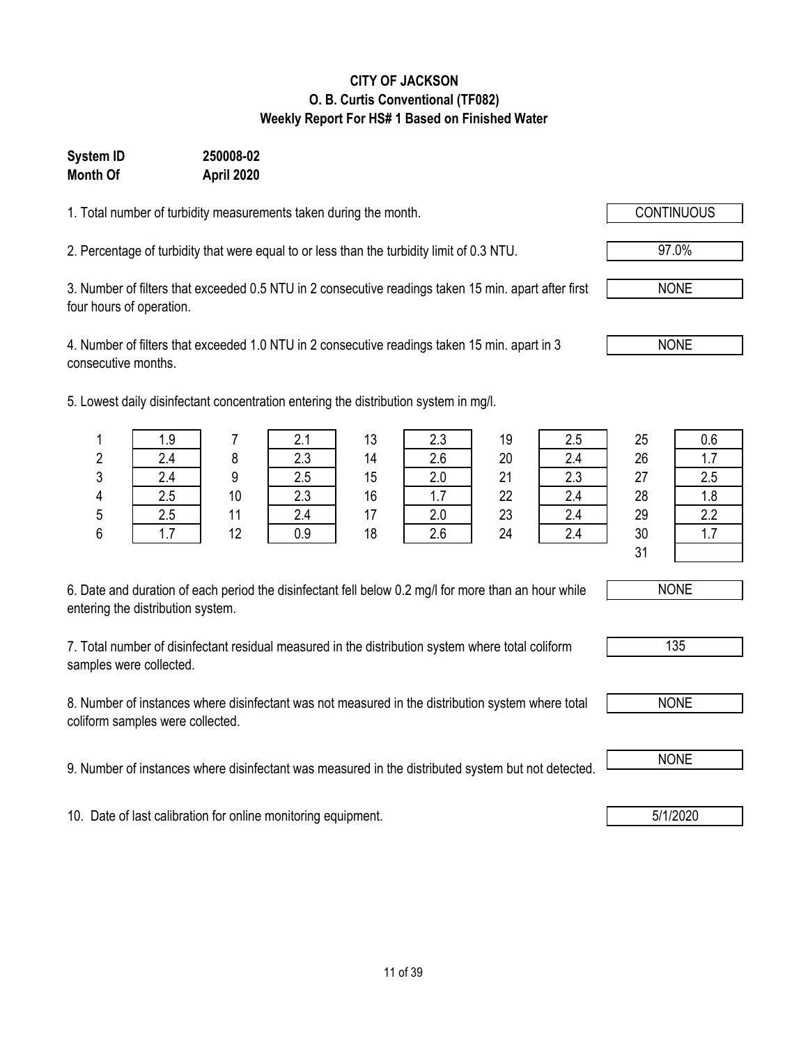# CITY OF JACKSON
## O. B. Curtis Conventional (TF082)
## Weekly Report For HS# 1 Based on Finished Water

**System ID** 250008-02
**Month Of** April 2020

1. Total number of turbidity measurements taken during the month. **CONTINUOUS**

2. Percentage of turbidity that were equal to or less than the turbidity limit of 0.3 NTU. **97.0%**

3. Number of filters that exceeded 0.5 NTU in 2 consecutive readings taken 15 min. apart after first four hours of operation. **NONE**

4. Number of filters that exceeded 1.0 NTU in 2 consecutive readings taken 15 min. apart in 3 consecutive months. **NONE**

5. Lowest daily disinfectant concentration entering the distribution system in mg/l.

| Day | mg/l | Day | mg/l | Day | mg/l | Day | mg/l | Day | mg/l |
|---|---|---|---|---|---|---|---|---|---|
| 1 | 1.9 | 7 | 2.1 | 13 | 2.3 | 19 | 2.5 | 25 | 0.6 |
| 2 | 2.4 | 8 | 2.3 | 14 | 2.6 | 20 | 2.4 | 26 | 1.7 |
| 3 | 2.4 | 9 | 2.5 | 15 | 2.0 | 21 | 2.3 | 27 | 2.5 |
| 4 | 2.5 | 10 | 2.3 | 16 | 1.7 | 22 | 2.4 | 28 | 1.8 |
| 5 | 2.5 | 11 | 2.4 | 17 | 2.0 | 23 | 2.4 | 29 | 2.2 |
| 6 | 1.7 | 12 | 0.9 | 18 | 2.6 | 24 | 2.4 | 30 | 1.7 |
| | | | | | | | | 31 | |

6. Date and duration of each period the disinfectant fell below 0.2 mg/l for more than an hour while entering the distribution system. **NONE**

7. Total number of disinfectant residual measured in the distribution system where total coliform samples were collected. **135**

8. Number of instances where disinfectant was not measured in the distribution system where total coliform samples were collected. **NONE**

9. Number of instances where disinfectant was measured in the distributed system but not detected. **NONE**

10. Date of last calibration for online monitoring equipment. **5/1/2020**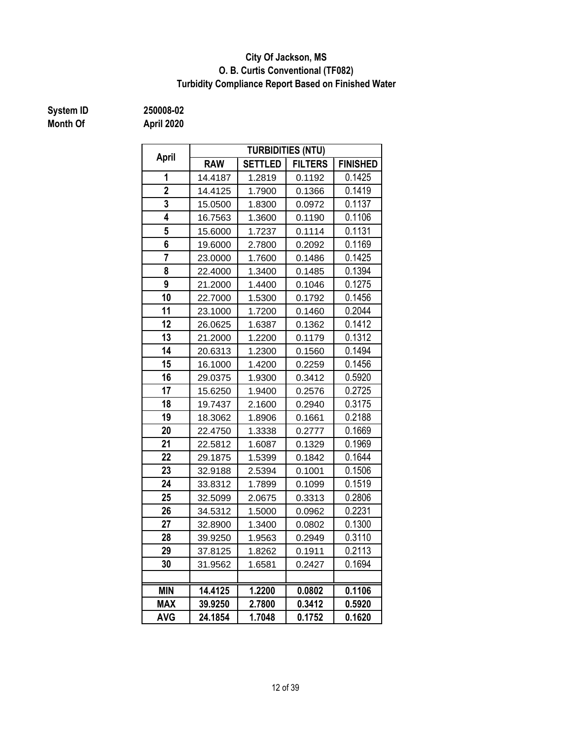**City Of Jackson, MS**
**O. B. Curtis Conventional (TF082)**
**Turbidity Compliance Report Based on Finished Water**

**System ID** 250008-02
**Month Of** April 2020

| April | TURBIDITIES (NTU) | | | |
|---|---|---|---|---|
| | RAW | SETTLED | FILTERS | FINISHED |
| 1 | 14.4187 | 1.2819 | 0.1192 | 0.1425 |
| 2 | 14.4125 | 1.7900 | 0.1366 | 0.1419 |
| 3 | 15.0500 | 1.8300 | 0.0972 | 0.1137 |
| 4 | 16.7563 | 1.3600 | 0.1190 | 0.1106 |
| 5 | 15.6000 | 1.7237 | 0.1114 | 0.1131 |
| 6 | 19.6000 | 2.7800 | 0.2092 | 0.1169 |
| 7 | 23.0000 | 1.7600 | 0.1486 | 0.1425 |
| 8 | 22.4000 | 1.3400 | 0.1485 | 0.1394 |
| 9 | 21.2000 | 1.4400 | 0.1046 | 0.1275 |
| 10 | 22.7000 | 1.5300 | 0.1792 | 0.1456 |
| 11 | 23.1000 | 1.7200 | 0.1460 | 0.2044 |
| 12 | 26.0625 | 1.6387 | 0.1362 | 0.1412 |
| 13 | 21.2000 | 1.2200 | 0.1179 | 0.1312 |
| 14 | 20.6313 | 1.2300 | 0.1560 | 0.1494 |
| 15 | 16.1000 | 1.4200 | 0.2259 | 0.1456 |
| 16 | 29.0375 | 1.9300 | 0.3412 | 0.5920 |
| 17 | 15.6250 | 1.9400 | 0.2576 | 0.2725 |
| 18 | 19.7437 | 2.1600 | 0.2940 | 0.3175 |
| 19 | 18.3062 | 1.8906 | 0.1661 | 0.2188 |
| 20 | 22.4750 | 1.3338 | 0.2777 | 0.1669 |
| 21 | 22.5812 | 1.6087 | 0.1329 | 0.1969 |
| 22 | 29.1875 | 1.5399 | 0.1842 | 0.1644 |
| 23 | 32.9188 | 2.5394 | 0.1001 | 0.1506 |
| 24 | 33.8312 | 1.7899 | 0.1099 | 0.1519 |
| 25 | 32.5099 | 2.0675 | 0.3313 | 0.2806 |
| 26 | 34.5312 | 1.5000 | 0.0962 | 0.2231 |
| 27 | 32.8900 | 1.3400 | 0.0802 | 0.1300 |
| 28 | 39.9250 | 1.9563 | 0.2949 | 0.3110 |
| 29 | 37.8125 | 1.8262 | 0.1911 | 0.2113 |
| 30 | 31.9562 | 1.6581 | 0.2427 | 0.1694 |
| | | | | |
| **MIN** | **14.4125** | **1.2200** | **0.0802** | **0.1106** |
| **MAX** | **39.9250** | **2.7800** | **0.3412** | **0.5920** |
| **AVG** | **24.1854** | **1.7048** | **0.1752** | **0.1620** |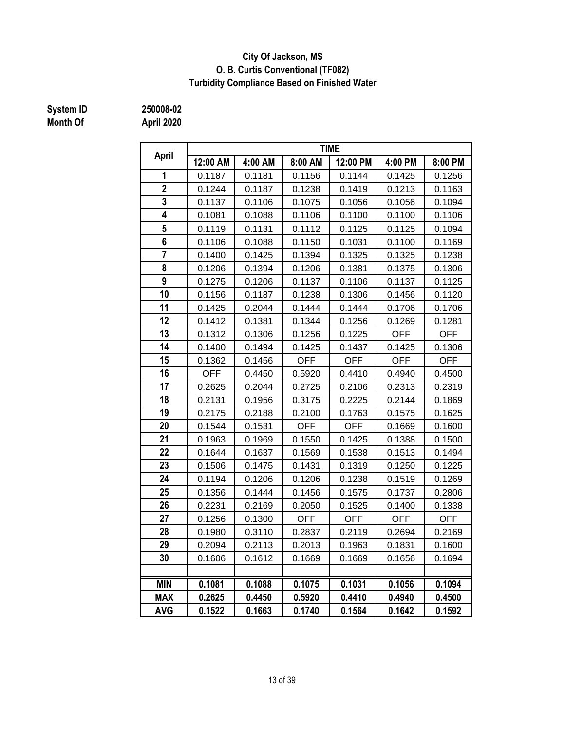**City Of Jackson, MS**
**O. B. Curtis Conventional (TF082)**
**Turbidity Compliance Based on Finished Water**

**System ID** 250008-02
**Month Of** April 2020

| April | TIME | | | | | |
|---|---|---|---|---|---|---|
| | 12:00 AM | 4:00 AM | 8:00 AM | 12:00 PM | 4:00 PM | 8:00 PM |
| 1 | 0.1187 | 0.1181 | 0.1156 | 0.1144 | 0.1425 | 0.1256 |
| 2 | 0.1244 | 0.1187 | 0.1238 | 0.1419 | 0.1213 | 0.1163 |
| 3 | 0.1137 | 0.1106 | 0.1075 | 0.1056 | 0.1056 | 0.1094 |
| 4 | 0.1081 | 0.1088 | 0.1106 | 0.1100 | 0.1100 | 0.1106 |
| 5 | 0.1119 | 0.1131 | 0.1112 | 0.1125 | 0.1125 | 0.1094 |
| 6 | 0.1106 | 0.1088 | 0.1150 | 0.1031 | 0.1100 | 0.1169 |
| 7 | 0.1400 | 0.1425 | 0.1394 | 0.1325 | 0.1325 | 0.1238 |
| 8 | 0.1206 | 0.1394 | 0.1206 | 0.1381 | 0.1375 | 0.1306 |
| 9 | 0.1275 | 0.1206 | 0.1137 | 0.1106 | 0.1137 | 0.1125 |
| 10 | 0.1156 | 0.1187 | 0.1238 | 0.1306 | 0.1456 | 0.1120 |
| 11 | 0.1425 | 0.2044 | 0.1444 | 0.1444 | 0.1706 | 0.1706 |
| 12 | 0.1412 | 0.1381 | 0.1344 | 0.1256 | 0.1269 | 0.1281 |
| 13 | 0.1312 | 0.1306 | 0.1256 | 0.1225 | OFF | OFF |
| 14 | 0.1400 | 0.1494 | 0.1425 | 0.1437 | 0.1425 | 0.1306 |
| 15 | 0.1362 | 0.1456 | OFF | OFF | OFF | OFF |
| 16 | OFF | 0.4450 | 0.5920 | 0.4410 | 0.4940 | 0.4500 |
| 17 | 0.2625 | 0.2044 | 0.2725 | 0.2106 | 0.2313 | 0.2319 |
| 18 | 0.2131 | 0.1956 | 0.3175 | 0.2225 | 0.2144 | 0.1869 |
| 19 | 0.2175 | 0.2188 | 0.2100 | 0.1763 | 0.1575 | 0.1625 |
| 20 | 0.1544 | 0.1531 | OFF | OFF | 0.1669 | 0.1600 |
| 21 | 0.1963 | 0.1969 | 0.1550 | 0.1425 | 0.1388 | 0.1500 |
| 22 | 0.1644 | 0.1637 | 0.1569 | 0.1538 | 0.1513 | 0.1494 |
| 23 | 0.1506 | 0.1475 | 0.1431 | 0.1319 | 0.1250 | 0.1225 |
| 24 | 0.1194 | 0.1206 | 0.1206 | 0.1238 | 0.1519 | 0.1269 |
| 25 | 0.1356 | 0.1444 | 0.1456 | 0.1575 | 0.1737 | 0.2806 |
| 26 | 0.2231 | 0.2169 | 0.2050 | 0.1525 | 0.1400 | 0.1338 |
| 27 | 0.1256 | 0.1300 | OFF | OFF | OFF | OFF |
| 28 | 0.1980 | 0.3110 | 0.2837 | 0.2119 | 0.2694 | 0.2169 |
| 29 | 0.2094 | 0.2113 | 0.2013 | 0.1963 | 0.1831 | 0.1600 |
| 30 | 0.1606 | 0.1612 | 0.1669 | 0.1669 | 0.1656 | 0.1694 |
| | | | | | | |
| **MIN** | **0.1081** | **0.1088** | **0.1075** | **0.1031** | **0.1056** | **0.1094** |
| **MAX** | **0.2625** | **0.4450** | **0.5920** | **0.4410** | **0.4940** | **0.4500** |
| **AVG** | **0.1522** | **0.1663** | **0.1740** | **0.1564** | **0.1642** | **0.1592** |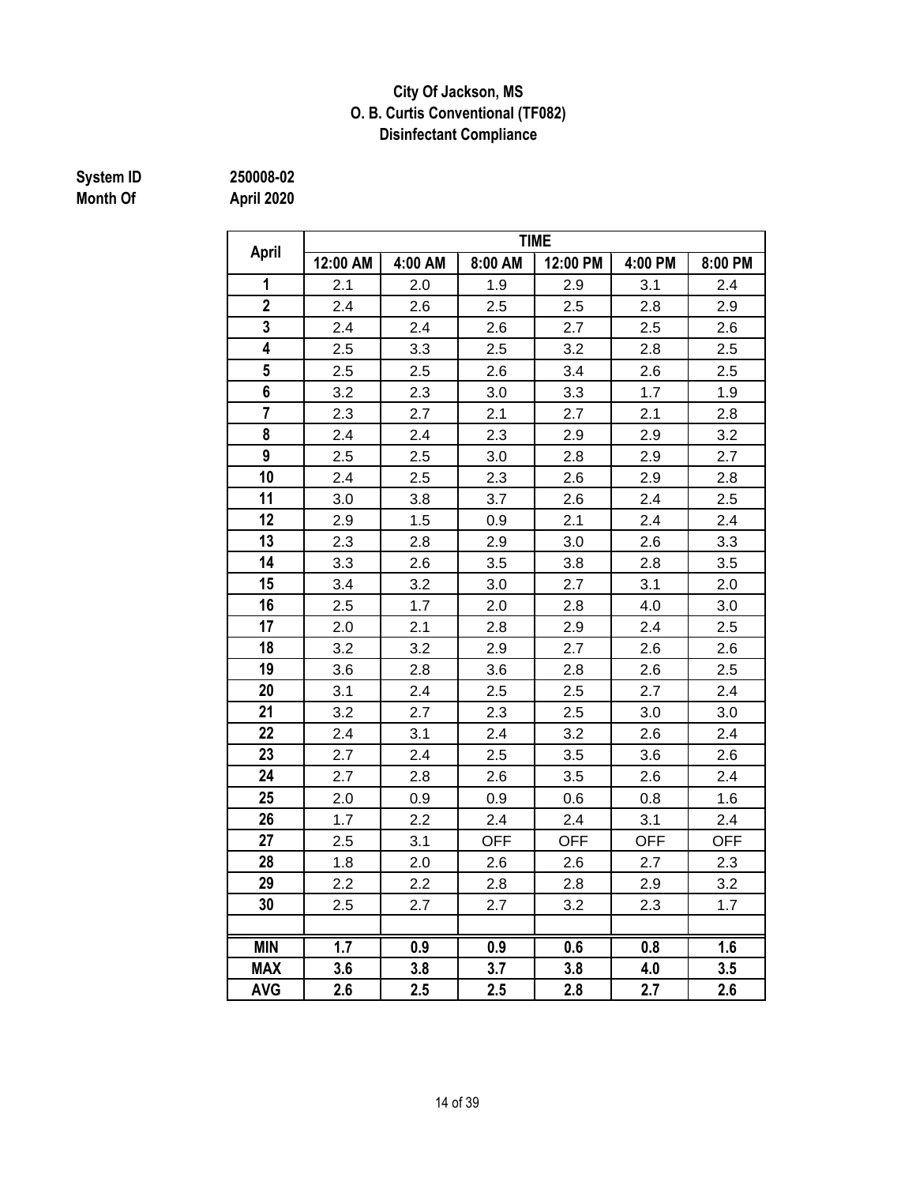**City Of Jackson, MS**
**O. B. Curtis Conventional (TF082)**
**Disinfectant Compliance**

**System ID** 250008-02
**Month Of** April 2020

| April | TIME | | | | | |
|---|---|---|---|---|---|---|
| | 12:00 AM | 4:00 AM | 8:00 AM | 12:00 PM | 4:00 PM | 8:00 PM |
| 1 | 2.1 | 2.0 | 1.9 | 2.9 | 3.1 | 2.4 |
| 2 | 2.4 | 2.6 | 2.5 | 2.5 | 2.8 | 2.9 |
| 3 | 2.4 | 2.4 | 2.6 | 2.7 | 2.5 | 2.6 |
| 4 | 2.5 | 3.3 | 2.5 | 3.2 | 2.8 | 2.5 |
| 5 | 2.5 | 2.5 | 2.6 | 3.4 | 2.6 | 2.5 |
| 6 | 3.2 | 2.3 | 3.0 | 3.3 | 1.7 | 1.9 |
| 7 | 2.3 | 2.7 | 2.1 | 2.7 | 2.1 | 2.8 |
| 8 | 2.4 | 2.4 | 2.3 | 2.9 | 2.9 | 3.2 |
| 9 | 2.5 | 2.5 | 3.0 | 2.8 | 2.9 | 2.7 |
| 10 | 2.4 | 2.5 | 2.3 | 2.6 | 2.9 | 2.8 |
| 11 | 3.0 | 3.8 | 3.7 | 2.6 | 2.4 | 2.5 |
| 12 | 2.9 | 1.5 | 0.9 | 2.1 | 2.4 | 2.4 |
| 13 | 2.3 | 2.8 | 2.9 | 3.0 | 2.6 | 3.3 |
| 14 | 3.3 | 2.6 | 3.5 | 3.8 | 2.8 | 3.5 |
| 15 | 3.4 | 3.2 | 3.0 | 2.7 | 3.1 | 2.0 |
| 16 | 2.5 | 1.7 | 2.0 | 2.8 | 4.0 | 3.0 |
| 17 | 2.0 | 2.1 | 2.8 | 2.9 | 2.4 | 2.5 |
| 18 | 3.2 | 3.2 | 2.9 | 2.7 | 2.6 | 2.6 |
| 19 | 3.6 | 2.8 | 3.6 | 2.8 | 2.6 | 2.5 |
| 20 | 3.1 | 2.4 | 2.5 | 2.5 | 2.7 | 2.4 |
| 21 | 3.2 | 2.7 | 2.3 | 2.5 | 3.0 | 3.0 |
| 22 | 2.4 | 3.1 | 2.4 | 3.2 | 2.6 | 2.4 |
| 23 | 2.7 | 2.4 | 2.5 | 3.5 | 3.6 | 2.6 |
| 24 | 2.7 | 2.8 | 2.6 | 3.5 | 2.6 | 2.4 |
| 25 | 2.0 | 0.9 | 0.9 | 0.6 | 0.8 | 1.6 |
| 26 | 1.7 | 2.2 | 2.4 | 2.4 | 3.1 | 2.4 |
| 27 | 2.5 | 3.1 | OFF | OFF | OFF | OFF |
| 28 | 1.8 | 2.0 | 2.6 | 2.6 | 2.7 | 2.3 |
| 29 | 2.2 | 2.2 | 2.8 | 2.8 | 2.9 | 3.2 |
| 30 | 2.5 | 2.7 | 2.7 | 3.2 | 2.3 | 1.7 |
| | | | | | | |
| **MIN** | **1.7** | **0.9** | **0.9** | **0.6** | **0.8** | **1.6** |
| **MAX** | **3.6** | **3.8** | **3.7** | **3.8** | **4.0** | **3.5** |
| **AVG** | **2.6** | **2.5** | **2.5** | **2.8** | **2.7** | **2.6** |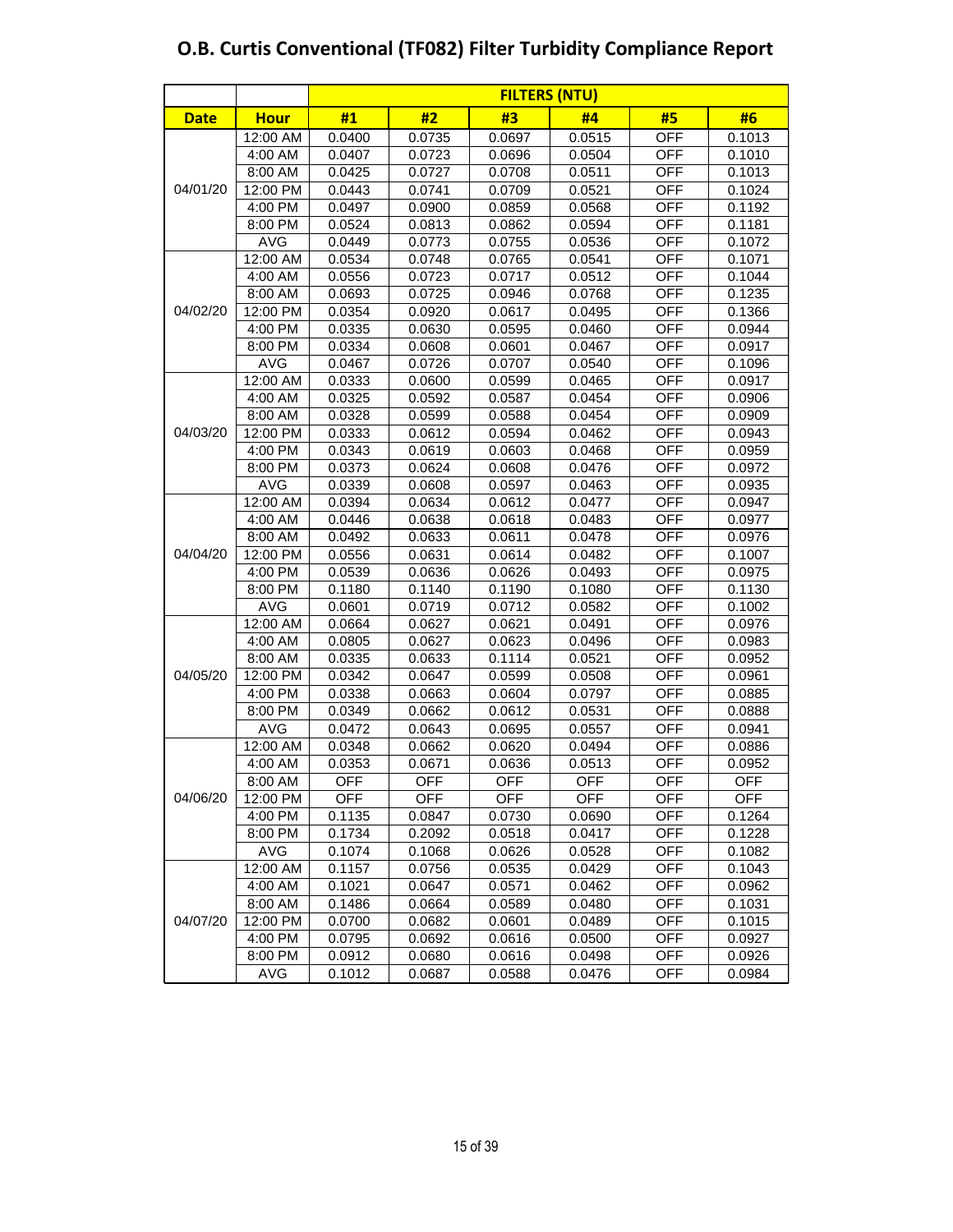# O.B. Curtis Conventional (TF082) Filter Turbidity Compliance Report

| | | FILTERS (NTU) | | | | | |
|---|---|---|---|---|---|---|---|
| **Date** | **Hour** | **#1** | **#2** | **#3** | **#4** | **#5** | **#6** |
| 04/01/20 | 12:00 AM | 0.0400 | 0.0735 | 0.0697 | 0.0515 | OFF | 0.1013 |
| | 4:00 AM | 0.0407 | 0.0723 | 0.0696 | 0.0504 | OFF | 0.1010 |
| | 8:00 AM | 0.0425 | 0.0727 | 0.0708 | 0.0511 | OFF | 0.1013 |
| | 12:00 PM | 0.0443 | 0.0741 | 0.0709 | 0.0521 | OFF | 0.1024 |
| | 4:00 PM | 0.0497 | 0.0900 | 0.0859 | 0.0568 | OFF | 0.1192 |
| | 8:00 PM | 0.0524 | 0.0813 | 0.0862 | 0.0594 | OFF | 0.1181 |
| | AVG | 0.0449 | 0.0773 | 0.0755 | 0.0536 | OFF | 0.1072 |
| 04/02/20 | 12:00 AM | 0.0534 | 0.0748 | 0.0765 | 0.0541 | OFF | 0.1071 |
| | 4:00 AM | 0.0556 | 0.0723 | 0.0717 | 0.0512 | OFF | 0.1044 |
| | 8:00 AM | 0.0693 | 0.0725 | 0.0946 | 0.0768 | OFF | 0.1235 |
| | 12:00 PM | 0.0354 | 0.0920 | 0.0617 | 0.0495 | OFF | 0.1366 |
| | 4:00 PM | 0.0335 | 0.0630 | 0.0595 | 0.0460 | OFF | 0.0944 |
| | 8:00 PM | 0.0334 | 0.0608 | 0.0601 | 0.0467 | OFF | 0.0917 |
| | AVG | 0.0467 | 0.0726 | 0.0707 | 0.0540 | OFF | 0.1096 |
| 04/03/20 | 12:00 AM | 0.0333 | 0.0600 | 0.0599 | 0.0465 | OFF | 0.0917 |
| | 4:00 AM | 0.0325 | 0.0592 | 0.0587 | 0.0454 | OFF | 0.0906 |
| | 8:00 AM | 0.0328 | 0.0599 | 0.0588 | 0.0454 | OFF | 0.0909 |
| | 12:00 PM | 0.0333 | 0.0612 | 0.0594 | 0.0462 | OFF | 0.0943 |
| | 4:00 PM | 0.0343 | 0.0619 | 0.0603 | 0.0468 | OFF | 0.0959 |
| | 8:00 PM | 0.0373 | 0.0624 | 0.0608 | 0.0476 | OFF | 0.0972 |
| | AVG | 0.0339 | 0.0608 | 0.0597 | 0.0463 | OFF | 0.0935 |
| 04/04/20 | 12:00 AM | 0.0394 | 0.0634 | 0.0612 | 0.0477 | OFF | 0.0947 |
| | 4:00 AM | 0.0446 | 0.0638 | 0.0618 | 0.0483 | OFF | 0.0977 |
| | 8:00 AM | 0.0492 | 0.0633 | 0.0611 | 0.0478 | OFF | 0.0976 |
| | 12:00 PM | 0.0556 | 0.0631 | 0.0614 | 0.0482 | OFF | 0.1007 |
| | 4:00 PM | 0.0539 | 0.0636 | 0.0626 | 0.0493 | OFF | 0.0975 |
| | 8:00 PM | 0.1180 | 0.1140 | 0.1190 | 0.1080 | OFF | 0.1130 |
| | AVG | 0.0601 | 0.0719 | 0.0712 | 0.0582 | OFF | 0.1002 |
| 04/05/20 | 12:00 AM | 0.0664 | 0.0627 | 0.0621 | 0.0491 | OFF | 0.0976 |
| | 4:00 AM | 0.0805 | 0.0627 | 0.0623 | 0.0496 | OFF | 0.0983 |
| | 8:00 AM | 0.0335 | 0.0633 | 0.1114 | 0.0521 | OFF | 0.0952 |
| | 12:00 PM | 0.0342 | 0.0647 | 0.0599 | 0.0508 | OFF | 0.0961 |
| | 4:00 PM | 0.0338 | 0.0663 | 0.0604 | 0.0797 | OFF | 0.0885 |
| | 8:00 PM | 0.0349 | 0.0662 | 0.0612 | 0.0531 | OFF | 0.0888 |
| | AVG | 0.0472 | 0.0643 | 0.0695 | 0.0557 | OFF | 0.0941 |
| 04/06/20 | 12:00 AM | 0.0348 | 0.0662 | 0.0620 | 0.0494 | OFF | 0.0886 |
| | 4:00 AM | 0.0353 | 0.0671 | 0.0636 | 0.0513 | OFF | 0.0952 |
| | 8:00 AM | OFF | OFF | OFF | OFF | OFF | OFF |
| | 12:00 PM | OFF | OFF | OFF | OFF | OFF | OFF |
| | 4:00 PM | 0.1135 | 0.0847 | 0.0730 | 0.0690 | OFF | 0.1264 |
| | 8:00 PM | 0.1734 | 0.2092 | 0.0518 | 0.0417 | OFF | 0.1228 |
| | AVG | 0.1074 | 0.1068 | 0.0626 | 0.0528 | OFF | 0.1082 |
| 04/07/20 | 12:00 AM | 0.1157 | 0.0756 | 0.0535 | 0.0429 | OFF | 0.1043 |
| | 4:00 AM | 0.1021 | 0.0647 | 0.0571 | 0.0462 | OFF | 0.0962 |
| | 8:00 AM | 0.1486 | 0.0664 | 0.0589 | 0.0480 | OFF | 0.1031 |
| | 12:00 PM | 0.0700 | 0.0682 | 0.0601 | 0.0489 | OFF | 0.1015 |
| | 4:00 PM | 0.0795 | 0.0692 | 0.0616 | 0.0500 | OFF | 0.0927 |
| | 8:00 PM | 0.0912 | 0.0680 | 0.0616 | 0.0498 | OFF | 0.0926 |
| | AVG | 0.1012 | 0.0687 | 0.0588 | 0.0476 | OFF | 0.0984 |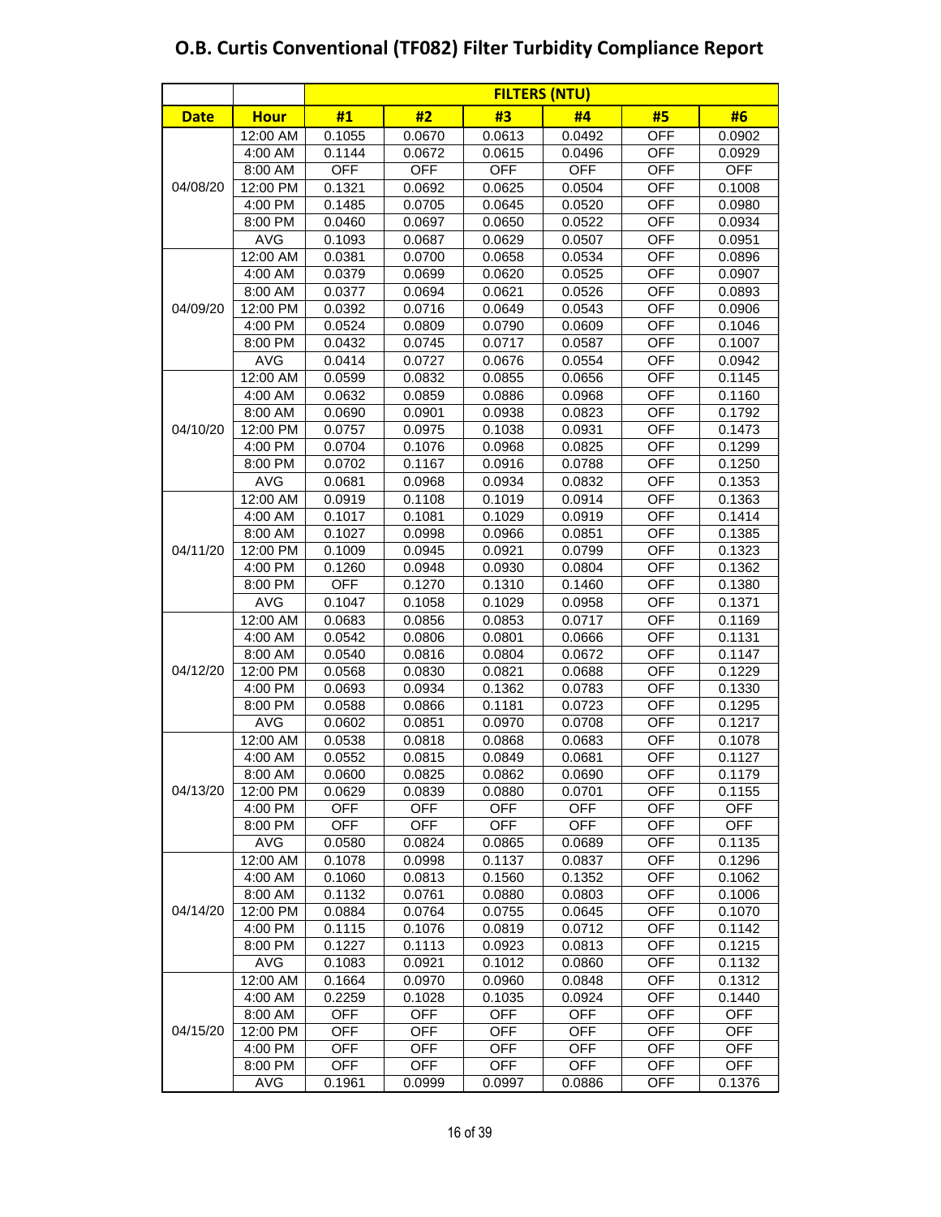# O.B. Curtis Conventional (TF082) Filter Turbidity Compliance Report

| | | FILTERS (NTU) | | | | | |
|---|---|---|---|---|---|---|---|
| Date | Hour | #1 | #2 | #3 | #4 | #5 | #6 |
| 04/08/20 | 12:00 AM | 0.1055 | 0.0670 | 0.0613 | 0.0492 | OFF | 0.0902 |
| | 4:00 AM | 0.1144 | 0.0672 | 0.0615 | 0.0496 | OFF | 0.0929 |
| | 8:00 AM | OFF | OFF | OFF | OFF | OFF | OFF |
| | 12:00 PM | 0.1321 | 0.0692 | 0.0625 | 0.0504 | OFF | 0.1008 |
| | 4:00 PM | 0.1485 | 0.0705 | 0.0645 | 0.0520 | OFF | 0.0980 |
| | 8:00 PM | 0.0460 | 0.0697 | 0.0650 | 0.0522 | OFF | 0.0934 |
| | AVG | 0.1093 | 0.0687 | 0.0629 | 0.0507 | OFF | 0.0951 |
| 04/09/20 | 12:00 AM | 0.0381 | 0.0700 | 0.0658 | 0.0534 | OFF | 0.0896 |
| | 4:00 AM | 0.0379 | 0.0699 | 0.0620 | 0.0525 | OFF | 0.0907 |
| | 8:00 AM | 0.0377 | 0.0694 | 0.0621 | 0.0526 | OFF | 0.0893 |
| | 12:00 PM | 0.0392 | 0.0716 | 0.0649 | 0.0543 | OFF | 0.0906 |
| | 4:00 PM | 0.0524 | 0.0809 | 0.0790 | 0.0609 | OFF | 0.1046 |
| | 8:00 PM | 0.0432 | 0.0745 | 0.0717 | 0.0587 | OFF | 0.1007 |
| | AVG | 0.0414 | 0.0727 | 0.0676 | 0.0554 | OFF | 0.0942 |
| 04/10/20 | 12:00 AM | 0.0599 | 0.0832 | 0.0855 | 0.0656 | OFF | 0.1145 |
| | 4:00 AM | 0.0632 | 0.0859 | 0.0886 | 0.0968 | OFF | 0.1160 |
| | 8:00 AM | 0.0690 | 0.0901 | 0.0938 | 0.0823 | OFF | 0.1792 |
| | 12:00 PM | 0.0757 | 0.0975 | 0.1038 | 0.0931 | OFF | 0.1473 |
| | 4:00 PM | 0.0704 | 0.1076 | 0.0968 | 0.0825 | OFF | 0.1299 |
| | 8:00 PM | 0.0702 | 0.1167 | 0.0916 | 0.0788 | OFF | 0.1250 |
| | AVG | 0.0681 | 0.0968 | 0.0934 | 0.0832 | OFF | 0.1353 |
| 04/11/20 | 12:00 AM | 0.0919 | 0.1108 | 0.1019 | 0.0914 | OFF | 0.1363 |
| | 4:00 AM | 0.1017 | 0.1081 | 0.1029 | 0.0919 | OFF | 0.1414 |
| | 8:00 AM | 0.1027 | 0.0998 | 0.0966 | 0.0851 | OFF | 0.1385 |
| | 12:00 PM | 0.1009 | 0.0945 | 0.0921 | 0.0799 | OFF | 0.1323 |
| | 4:00 PM | 0.1260 | 0.0948 | 0.0930 | 0.0804 | OFF | 0.1362 |
| | 8:00 PM | OFF | 0.1270 | 0.1310 | 0.1460 | OFF | 0.1380 |
| | AVG | 0.1047 | 0.1058 | 0.1029 | 0.0958 | OFF | 0.1371 |
| 04/12/20 | 12:00 AM | 0.0683 | 0.0856 | 0.0853 | 0.0717 | OFF | 0.1169 |
| | 4:00 AM | 0.0542 | 0.0806 | 0.0801 | 0.0666 | OFF | 0.1131 |
| | 8:00 AM | 0.0540 | 0.0816 | 0.0804 | 0.0672 | OFF | 0.1147 |
| | 12:00 PM | 0.0568 | 0.0830 | 0.0821 | 0.0688 | OFF | 0.1229 |
| | 4:00 PM | 0.0693 | 0.0934 | 0.1362 | 0.0783 | OFF | 0.1330 |
| | 8:00 PM | 0.0588 | 0.0866 | 0.1181 | 0.0723 | OFF | 0.1295 |
| | AVG | 0.0602 | 0.0851 | 0.0970 | 0.0708 | OFF | 0.1217 |
| 04/13/20 | 12:00 AM | 0.0538 | 0.0818 | 0.0868 | 0.0683 | OFF | 0.1078 |
| | 4:00 AM | 0.0552 | 0.0815 | 0.0849 | 0.0681 | OFF | 0.1127 |
| | 8:00 AM | 0.0600 | 0.0825 | 0.0862 | 0.0690 | OFF | 0.1179 |
| | 12:00 PM | 0.0629 | 0.0839 | 0.0880 | 0.0701 | OFF | 0.1155 |
| | 4:00 PM | OFF | OFF | OFF | OFF | OFF | OFF |
| | 8:00 PM | OFF | OFF | OFF | OFF | OFF | OFF |
| | AVG | 0.0580 | 0.0824 | 0.0865 | 0.0689 | OFF | 0.1135 |
| 04/14/20 | 12:00 AM | 0.1078 | 0.0998 | 0.1137 | 0.0837 | OFF | 0.1296 |
| | 4:00 AM | 0.1060 | 0.0813 | 0.1560 | 0.1352 | OFF | 0.1062 |
| | 8:00 AM | 0.1132 | 0.0761 | 0.0880 | 0.0803 | OFF | 0.1006 |
| | 12:00 PM | 0.0884 | 0.0764 | 0.0755 | 0.0645 | OFF | 0.1070 |
| | 4:00 PM | 0.1115 | 0.1076 | 0.0819 | 0.0712 | OFF | 0.1142 |
| | 8:00 PM | 0.1227 | 0.1113 | 0.0923 | 0.0813 | OFF | 0.1215 |
| | AVG | 0.1083 | 0.0921 | 0.1012 | 0.0860 | OFF | 0.1132 |
| 04/15/20 | 12:00 AM | 0.1664 | 0.0970 | 0.0960 | 0.0848 | OFF | 0.1312 |
| | 4:00 AM | 0.2259 | 0.1028 | 0.1035 | 0.0924 | OFF | 0.1440 |
| | 8:00 AM | OFF | OFF | OFF | OFF | OFF | OFF |
| | 12:00 PM | OFF | OFF | OFF | OFF | OFF | OFF |
| | 4:00 PM | OFF | OFF | OFF | OFF | OFF | OFF |
| | 8:00 PM | OFF | OFF | OFF | OFF | OFF | OFF |
| | AVG | 0.1961 | 0.0999 | 0.0997 | 0.0886 | OFF | 0.1376 |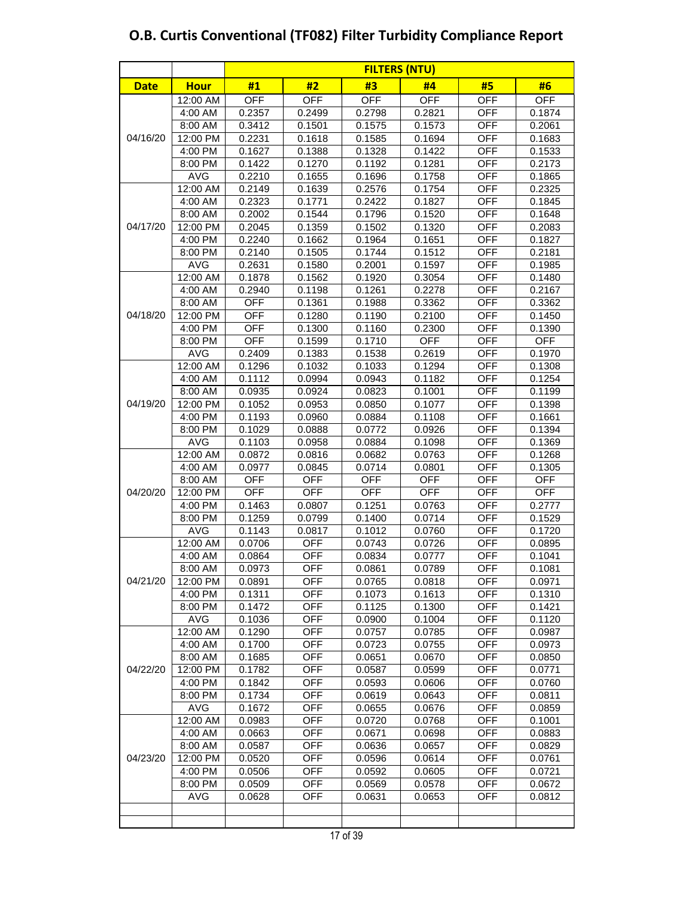# O.B. Curtis Conventional (TF082) Filter Turbidity Compliance Report

| | | FILTERS (NTU) | | | | | |
|---|---|---|---|---|---|---|---|
| **Date** | **Hour** | **#1** | **#2** | **#3** | **#4** | **#5** | **#6** |
| 04/16/20 | 12:00 AM | OFF | OFF | OFF | OFF | OFF | OFF |
| | 4:00 AM | 0.2357 | 0.2499 | 0.2798 | 0.2821 | OFF | 0.1874 |
| | 8:00 AM | 0.3412 | 0.1501 | 0.1575 | 0.1573 | OFF | 0.2061 |
| | 12:00 PM | 0.2231 | 0.1618 | 0.1585 | 0.1694 | OFF | 0.1683 |
| | 4:00 PM | 0.1627 | 0.1388 | 0.1328 | 0.1422 | OFF | 0.1533 |
| | 8:00 PM | 0.1422 | 0.1270 | 0.1192 | 0.1281 | OFF | 0.2173 |
| | AVG | 0.2210 | 0.1655 | 0.1696 | 0.1758 | OFF | 0.1865 |
| 04/17/20 | 12:00 AM | 0.2149 | 0.1639 | 0.2576 | 0.1754 | OFF | 0.2325 |
| | 4:00 AM | 0.2323 | 0.1771 | 0.2422 | 0.1827 | OFF | 0.1845 |
| | 8:00 AM | 0.2002 | 0.1544 | 0.1796 | 0.1520 | OFF | 0.1648 |
| | 12:00 PM | 0.2045 | 0.1359 | 0.1502 | 0.1320 | OFF | 0.2083 |
| | 4:00 PM | 0.2240 | 0.1662 | 0.1964 | 0.1651 | OFF | 0.1827 |
| | 8:00 PM | 0.2140 | 0.1505 | 0.1744 | 0.1512 | OFF | 0.2181 |
| | AVG | 0.2631 | 0.1580 | 0.2001 | 0.1597 | OFF | 0.1985 |
| 04/18/20 | 12:00 AM | 0.1878 | 0.1562 | 0.1920 | 0.3054 | OFF | 0.1480 |
| | 4:00 AM | 0.2940 | 0.1198 | 0.1261 | 0.2278 | OFF | 0.2167 |
| | 8:00 AM | OFF | 0.1361 | 0.1988 | 0.3362 | OFF | 0.3362 |
| | 12:00 PM | OFF | 0.1280 | 0.1190 | 0.2100 | OFF | 0.1450 |
| | 4:00 PM | OFF | 0.1300 | 0.1160 | 0.2300 | OFF | 0.1390 |
| | 8:00 PM | OFF | 0.1599 | 0.1710 | OFF | OFF | OFF |
| | AVG | 0.2409 | 0.1383 | 0.1538 | 0.2619 | OFF | 0.1970 |
| 04/19/20 | 12:00 AM | 0.1296 | 0.1032 | 0.1033 | 0.1294 | OFF | 0.1308 |
| | 4:00 AM | 0.1112 | 0.0994 | 0.0943 | 0.1182 | OFF | 0.1254 |
| | 8:00 AM | 0.0935 | 0.0924 | 0.0823 | 0.1001 | OFF | 0.1199 |
| | 12:00 PM | 0.1052 | 0.0953 | 0.0850 | 0.1077 | OFF | 0.1398 |
| | 4:00 PM | 0.1193 | 0.0960 | 0.0884 | 0.1108 | OFF | 0.1661 |
| | 8:00 PM | 0.1029 | 0.0888 | 0.0772 | 0.0926 | OFF | 0.1394 |
| | AVG | 0.1103 | 0.0958 | 0.0884 | 0.1098 | OFF | 0.1369 |
| 04/20/20 | 12:00 AM | 0.0872 | 0.0816 | 0.0682 | 0.0763 | OFF | 0.1268 |
| | 4:00 AM | 0.0977 | 0.0845 | 0.0714 | 0.0801 | OFF | 0.1305 |
| | 8:00 AM | OFF | OFF | OFF | OFF | OFF | OFF |
| | 12:00 PM | OFF | OFF | OFF | OFF | OFF | OFF |
| | 4:00 PM | 0.1463 | 0.0807 | 0.1251 | 0.0763 | OFF | 0.2777 |
| | 8:00 PM | 0.1259 | 0.0799 | 0.1400 | 0.0714 | OFF | 0.1529 |
| | AVG | 0.1143 | 0.0817 | 0.1012 | 0.0760 | OFF | 0.1720 |
| 04/21/20 | 12:00 AM | 0.0706 | OFF | 0.0743 | 0.0726 | OFF | 0.0895 |
| | 4:00 AM | 0.0864 | OFF | 0.0834 | 0.0777 | OFF | 0.1041 |
| | 8:00 AM | 0.0973 | OFF | 0.0861 | 0.0789 | OFF | 0.1081 |
| | 12:00 PM | 0.0891 | OFF | 0.0765 | 0.0818 | OFF | 0.0971 |
| | 4:00 PM | 0.1311 | OFF | 0.1073 | 0.1613 | OFF | 0.1310 |
| | 8:00 PM | 0.1472 | OFF | 0.1125 | 0.1300 | OFF | 0.1421 |
| | AVG | 0.1036 | OFF | 0.0900 | 0.1004 | OFF | 0.1120 |
| 04/22/20 | 12:00 AM | 0.1290 | OFF | 0.0757 | 0.0785 | OFF | 0.0987 |
| | 4:00 AM | 0.1700 | OFF | 0.0723 | 0.0755 | OFF | 0.0973 |
| | 8:00 AM | 0.1685 | OFF | 0.0651 | 0.0670 | OFF | 0.0850 |
| | 12:00 PM | 0.1782 | OFF | 0.0587 | 0.0599 | OFF | 0.0771 |
| | 4:00 PM | 0.1842 | OFF | 0.0593 | 0.0606 | OFF | 0.0760 |
| | 8:00 PM | 0.1734 | OFF | 0.0619 | 0.0643 | OFF | 0.0811 |
| | AVG | 0.1672 | OFF | 0.0655 | 0.0676 | OFF | 0.0859 |
| 04/23/20 | 12:00 AM | 0.0983 | OFF | 0.0720 | 0.0768 | OFF | 0.1001 |
| | 4:00 AM | 0.0663 | OFF | 0.0671 | 0.0698 | OFF | 0.0883 |
| | 8:00 AM | 0.0587 | OFF | 0.0636 | 0.0657 | OFF | 0.0829 |
| | 12:00 PM | 0.0520 | OFF | 0.0596 | 0.0614 | OFF | 0.0761 |
| | 4:00 PM | 0.0506 | OFF | 0.0592 | 0.0605 | OFF | 0.0721 |
| | 8:00 PM | 0.0509 | OFF | 0.0569 | 0.0578 | OFF | 0.0672 |
| | AVG | 0.0628 | OFF | 0.0631 | 0.0653 | OFF | 0.0812 |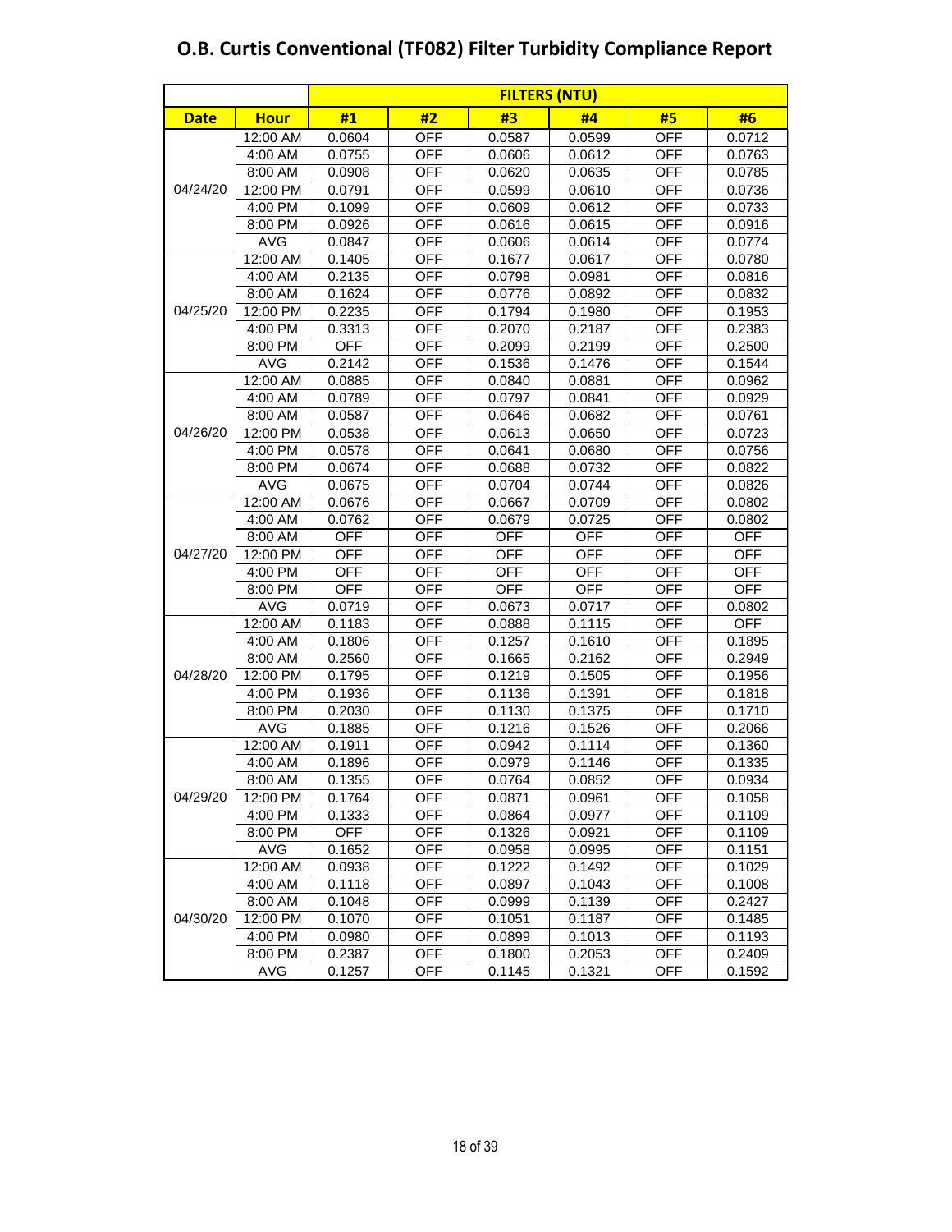# O.B. Curtis Conventional (TF082) Filter Turbidity Compliance Report

| | | FILTERS (NTU) | | | | | |
|---|---|---|---|---|---|---|---|
| **Date** | **Hour** | **#1** | **#2** | **#3** | **#4** | **#5** | **#6** |
| 04/24/20 | 12:00 AM | 0.0604 | OFF | 0.0587 | 0.0599 | OFF | 0.0712 |
| | 4:00 AM | 0.0755 | OFF | 0.0606 | 0.0612 | OFF | 0.0763 |
| | 8:00 AM | 0.0908 | OFF | 0.0620 | 0.0635 | OFF | 0.0785 |
| | 12:00 PM | 0.0791 | OFF | 0.0599 | 0.0610 | OFF | 0.0736 |
| | 4:00 PM | 0.1099 | OFF | 0.0609 | 0.0612 | OFF | 0.0733 |
| | 8:00 PM | 0.0926 | OFF | 0.0616 | 0.0615 | OFF | 0.0916 |
| | AVG | 0.0847 | OFF | 0.0606 | 0.0614 | OFF | 0.0774 |
| 04/25/20 | 12:00 AM | 0.1405 | OFF | 0.1677 | 0.0617 | OFF | 0.0780 |
| | 4:00 AM | 0.2135 | OFF | 0.0798 | 0.0981 | OFF | 0.0816 |
| | 8:00 AM | 0.1624 | OFF | 0.0776 | 0.0892 | OFF | 0.0832 |
| | 12:00 PM | 0.2235 | OFF | 0.1794 | 0.1980 | OFF | 0.1953 |
| | 4:00 PM | 0.3313 | OFF | 0.2070 | 0.2187 | OFF | 0.2383 |
| | 8:00 PM | OFF | OFF | 0.2099 | 0.2199 | OFF | 0.2500 |
| | AVG | 0.2142 | OFF | 0.1536 | 0.1476 | OFF | 0.1544 |
| 04/26/20 | 12:00 AM | 0.0885 | OFF | 0.0840 | 0.0881 | OFF | 0.0962 |
| | 4:00 AM | 0.0789 | OFF | 0.0797 | 0.0841 | OFF | 0.0929 |
| | 8:00 AM | 0.0587 | OFF | 0.0646 | 0.0682 | OFF | 0.0761 |
| | 12:00 PM | 0.0538 | OFF | 0.0613 | 0.0650 | OFF | 0.0723 |
| | 4:00 PM | 0.0578 | OFF | 0.0641 | 0.0680 | OFF | 0.0756 |
| | 8:00 PM | 0.0674 | OFF | 0.0688 | 0.0732 | OFF | 0.0822 |
| | AVG | 0.0675 | OFF | 0.0704 | 0.0744 | OFF | 0.0826 |
| 04/27/20 | 12:00 AM | 0.0676 | OFF | 0.0667 | 0.0709 | OFF | 0.0802 |
| | 4:00 AM | 0.0762 | OFF | 0.0679 | 0.0725 | OFF | 0.0802 |
| | 8:00 AM | OFF | OFF | OFF | OFF | OFF | OFF |
| | 12:00 PM | OFF | OFF | OFF | OFF | OFF | OFF |
| | 4:00 PM | OFF | OFF | OFF | OFF | OFF | OFF |
| | 8:00 PM | OFF | OFF | OFF | OFF | OFF | OFF |
| | AVG | 0.0719 | OFF | 0.0673 | 0.0717 | OFF | 0.0802 |
| 04/28/20 | 12:00 AM | 0.1183 | OFF | 0.0888 | 0.1115 | OFF | OFF |
| | 4:00 AM | 0.1806 | OFF | 0.1257 | 0.1610 | OFF | 0.1895 |
| | 8:00 AM | 0.2560 | OFF | 0.1665 | 0.2162 | OFF | 0.2949 |
| | 12:00 PM | 0.1795 | OFF | 0.1219 | 0.1505 | OFF | 0.1956 |
| | 4:00 PM | 0.1936 | OFF | 0.1136 | 0.1391 | OFF | 0.1818 |
| | 8:00 PM | 0.2030 | OFF | 0.1130 | 0.1375 | OFF | 0.1710 |
| | AVG | 0.1885 | OFF | 0.1216 | 0.1526 | OFF | 0.2066 |
| 04/29/20 | 12:00 AM | 0.1911 | OFF | 0.0942 | 0.1114 | OFF | 0.1360 |
| | 4:00 AM | 0.1896 | OFF | 0.0979 | 0.1146 | OFF | 0.1335 |
| | 8:00 AM | 0.1355 | OFF | 0.0764 | 0.0852 | OFF | 0.0934 |
| | 12:00 PM | 0.1764 | OFF | 0.0871 | 0.0961 | OFF | 0.1058 |
| | 4:00 PM | 0.1333 | OFF | 0.0864 | 0.0977 | OFF | 0.1109 |
| | 8:00 PM | OFF | OFF | 0.1326 | 0.0921 | OFF | 0.1109 |
| | AVG | 0.1652 | OFF | 0.0958 | 0.0995 | OFF | 0.1151 |
| 04/30/20 | 12:00 AM | 0.0938 | OFF | 0.1222 | 0.1492 | OFF | 0.1029 |
| | 4:00 AM | 0.1118 | OFF | 0.0897 | 0.1043 | OFF | 0.1008 |
| | 8:00 AM | 0.1048 | OFF | 0.0999 | 0.1139 | OFF | 0.2427 |
| | 12:00 PM | 0.1070 | OFF | 0.1051 | 0.1187 | OFF | 0.1485 |
| | 4:00 PM | 0.0980 | OFF | 0.0899 | 0.1013 | OFF | 0.1193 |
| | 8:00 PM | 0.2387 | OFF | 0.1800 | 0.2053 | OFF | 0.2409 |
| | AVG | 0.1257 | OFF | 0.1145 | 0.1321 | OFF | 0.1592 |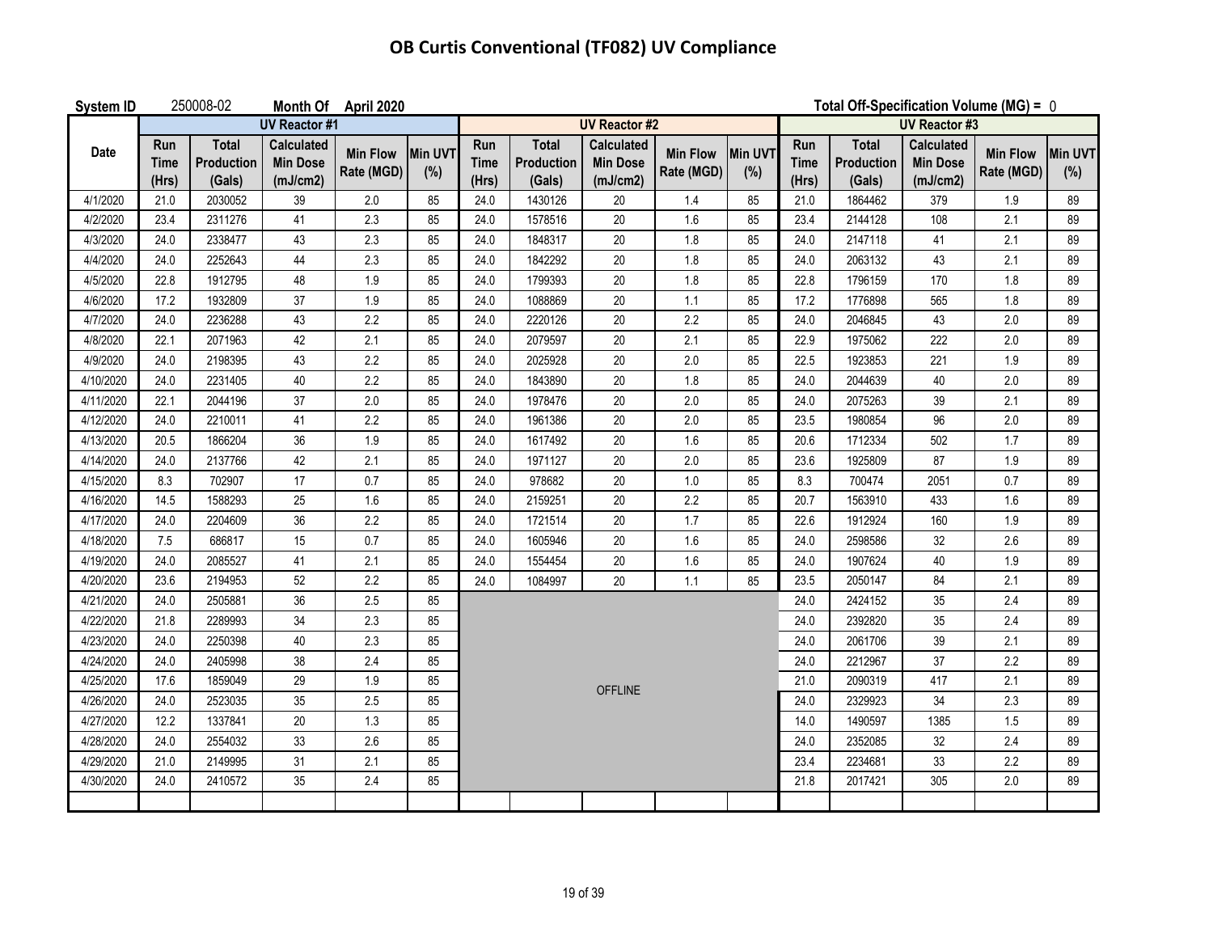# OB Curtis Conventional (TF082) UV Compliance

**System ID** 250008-02 **Month Of** April 2020 **Total Off-Specification Volume (MG) =** 0

| Date | UV Reactor #1 | | | | | UV Reactor #2 | | | | | UV Reactor #3 | | | | |
|---|---|---|---|---|---|---|---|---|---|---|---|---|---|---|---|
| | Run Time (Hrs) | Total Production (Gals) | Calculated Min Dose (mJ/cm2) | Min Flow Rate (MGD) | Min UVT (%) | Run Time (Hrs) | Total Production (Gals) | Calculated Min Dose (mJ/cm2) | Min Flow Rate (MGD) | Min UVT (%) | Run Time (Hrs) | Total Production (Gals) | Calculated Min Dose (mJ/cm2) | Min Flow Rate (MGD) | Min UVT (%) |
| 4/1/2020 | 21.0 | 2030052 | 39 | 2.0 | 85 | 24.0 | 1430126 | 20 | 1.4 | 85 | 21.0 | 1864462 | 379 | 1.9 | 89 |
| 4/2/2020 | 23.4 | 2311276 | 41 | 2.3 | 85 | 24.0 | 1578516 | 20 | 1.6 | 85 | 23.4 | 2144128 | 108 | 2.1 | 89 |
| 4/3/2020 | 24.0 | 2338477 | 43 | 2.3 | 85 | 24.0 | 1848317 | 20 | 1.8 | 85 | 24.0 | 2147118 | 41 | 2.1 | 89 |
| 4/4/2020 | 24.0 | 2252643 | 44 | 2.3 | 85 | 24.0 | 1842292 | 20 | 1.8 | 85 | 24.0 | 2063132 | 43 | 2.1 | 89 |
| 4/5/2020 | 22.8 | 1912795 | 48 | 1.9 | 85 | 24.0 | 1799393 | 20 | 1.8 | 85 | 22.8 | 1796159 | 170 | 1.8 | 89 |
| 4/6/2020 | 17.2 | 1932809 | 37 | 1.9 | 85 | 24.0 | 1088869 | 20 | 1.1 | 85 | 17.2 | 1776898 | 565 | 1.8 | 89 |
| 4/7/2020 | 24.0 | 2236288 | 43 | 2.2 | 85 | 24.0 | 2220126 | 20 | 2.2 | 85 | 24.0 | 2046845 | 43 | 2.0 | 89 |
| 4/8/2020 | 22.1 | 2071963 | 42 | 2.1 | 85 | 24.0 | 2079597 | 20 | 2.1 | 85 | 22.9 | 1975062 | 222 | 2.0 | 89 |
| 4/9/2020 | 24.0 | 2198395 | 43 | 2.2 | 85 | 24.0 | 2025928 | 20 | 2.0 | 85 | 22.5 | 1923853 | 221 | 1.9 | 89 |
| 4/10/2020 | 24.0 | 2231405 | 40 | 2.2 | 85 | 24.0 | 1843890 | 20 | 1.8 | 85 | 24.0 | 2044639 | 40 | 2.0 | 89 |
| 4/11/2020 | 22.1 | 2044196 | 37 | 2.0 | 85 | 24.0 | 1978476 | 20 | 2.0 | 85 | 24.0 | 2075263 | 39 | 2.1 | 89 |
| 4/12/2020 | 24.0 | 2210011 | 41 | 2.2 | 85 | 24.0 | 1961386 | 20 | 2.0 | 85 | 23.5 | 1980854 | 96 | 2.0 | 89 |
| 4/13/2020 | 20.5 | 1866204 | 36 | 1.9 | 85 | 24.0 | 1617492 | 20 | 1.6 | 85 | 20.6 | 1712334 | 502 | 1.7 | 89 |
| 4/14/2020 | 24.0 | 2137766 | 42 | 2.1 | 85 | 24.0 | 1971127 | 20 | 2.0 | 85 | 23.6 | 1925809 | 87 | 1.9 | 89 |
| 4/15/2020 | 8.3 | 702907 | 17 | 0.7 | 85 | 24.0 | 978682 | 20 | 1.0 | 85 | 8.3 | 700474 | 2051 | 0.7 | 89 |
| 4/16/2020 | 14.5 | 1588293 | 25 | 1.6 | 85 | 24.0 | 2159251 | 20 | 2.2 | 85 | 20.7 | 1563910 | 433 | 1.6 | 89 |
| 4/17/2020 | 24.0 | 2204609 | 36 | 2.2 | 85 | 24.0 | 1721514 | 20 | 1.7 | 85 | 22.6 | 1912924 | 160 | 1.9 | 89 |
| 4/18/2020 | 7.5 | 686817 | 15 | 0.7 | 85 | 24.0 | 1605946 | 20 | 1.6 | 85 | 24.0 | 2598586 | 32 | 2.6 | 89 |
| 4/19/2020 | 24.0 | 2085527 | 41 | 2.1 | 85 | 24.0 | 1554454 | 20 | 1.6 | 85 | 24.0 | 1907624 | 40 | 1.9 | 89 |
| 4/20/2020 | 23.6 | 2194953 | 52 | 2.2 | 85 | 24.0 | 1084997 | 20 | 1.1 | 85 | 23.5 | 2050147 | 84 | 2.1 | 89 |
| 4/21/2020 | 24.0 | 2505881 | 36 | 2.5 | 85 | OFFLINE | | | | | 24.0 | 2424152 | 35 | 2.4 | 89 |
| 4/22/2020 | 21.8 | 2289993 | 34 | 2.3 | 85 | OFFLINE | | | | | 24.0 | 2392820 | 35 | 2.4 | 89 |
| 4/23/2020 | 24.0 | 2250398 | 40 | 2.3 | 85 | OFFLINE | | | | | 24.0 | 2061706 | 39 | 2.1 | 89 |
| 4/24/2020 | 24.0 | 2405998 | 38 | 2.4 | 85 | OFFLINE | | | | | 24.0 | 2212967 | 37 | 2.2 | 89 |
| 4/25/2020 | 17.6 | 1859049 | 29 | 1.9 | 85 | OFFLINE | | | | | 21.0 | 2090319 | 417 | 2.1 | 89 |
| 4/26/2020 | 24.0 | 2523035 | 35 | 2.5 | 85 | OFFLINE | | | | | 24.0 | 2329923 | 34 | 2.3 | 89 |
| 4/27/2020 | 12.2 | 1337841 | 20 | 1.3 | 85 | OFFLINE | | | | | 14.0 | 1490597 | 1385 | 1.5 | 89 |
| 4/28/2020 | 24.0 | 2554032 | 33 | 2.6 | 85 | OFFLINE | | | | | 24.0 | 2352085 | 32 | 2.4 | 89 |
| 4/29/2020 | 21.0 | 2149995 | 31 | 2.1 | 85 | OFFLINE | | | | | 23.4 | 2234681 | 33 | 2.2 | 89 |
| 4/30/2020 | 24.0 | 2410572 | 35 | 2.4 | 85 | OFFLINE | | | | | 21.8 | 2017421 | 305 | 2.0 | 89 |
| | | | | | | | | | | | | | | | |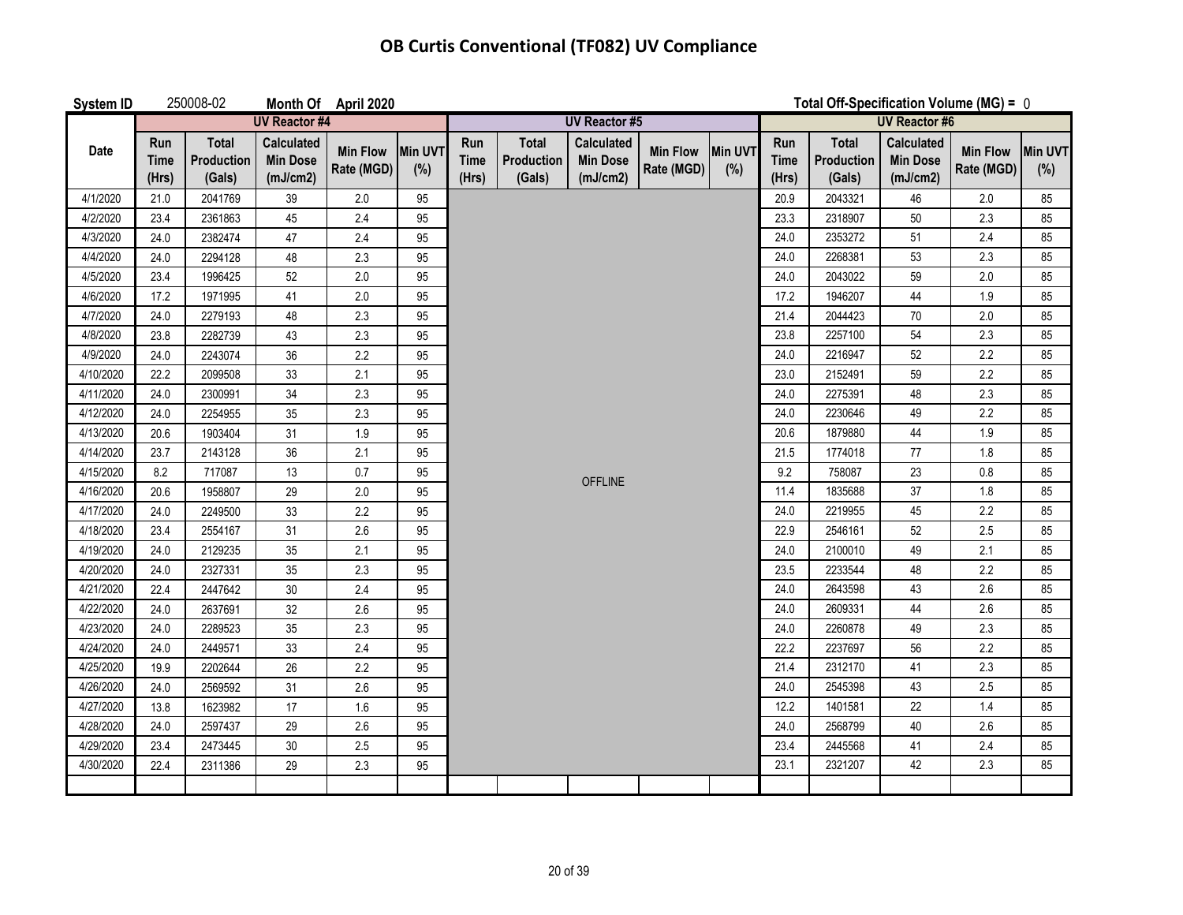# OB Curtis Conventional (TF082) UV Compliance

**System ID** 250008-02 **Month Of April 2020** **Total Off-Specification Volume (MG) =** 0

| Date | UV Reactor #4 | | | | | UV Reactor #5 | | | | | UV Reactor #6 | | | | |
|---|---|---|---|---|---|---|---|---|---|---|---|---|---|---|---|
| | Run Time (Hrs) | Total Production (Gals) | Calculated Min Dose (mJ/cm2) | Min Flow Rate (MGD) | Min UVT (%) | Run Time (Hrs) | Total Production (Gals) | Calculated Min Dose (mJ/cm2) | Min Flow Rate (MGD) | Min UVT (%) | Run Time (Hrs) | Total Production (Gals) | Calculated Min Dose (mJ/cm2) | Min Flow Rate (MGD) | Min UVT (%) |
| 4/1/2020 | 21.0 | 2041769 | 39 | 2.0 | 95 | OFFLINE | | | | | 20.9 | 2043321 | 46 | 2.0 | 85 |
| 4/2/2020 | 23.4 | 2361863 | 45 | 2.4 | 95 | | | | | | 23.3 | 2318907 | 50 | 2.3 | 85 |
| 4/3/2020 | 24.0 | 2382474 | 47 | 2.4 | 95 | | | | | | 24.0 | 2353272 | 51 | 2.4 | 85 |
| 4/4/2020 | 24.0 | 2294128 | 48 | 2.3 | 95 | | | | | | 24.0 | 2268381 | 53 | 2.3 | 85 |
| 4/5/2020 | 23.4 | 1996425 | 52 | 2.0 | 95 | | | | | | 24.0 | 2043022 | 59 | 2.0 | 85 |
| 4/6/2020 | 17.2 | 1971995 | 41 | 2.0 | 95 | | | | | | 17.2 | 1946207 | 44 | 1.9 | 85 |
| 4/7/2020 | 24.0 | 2279193 | 48 | 2.3 | 95 | | | | | | 21.4 | 2044423 | 70 | 2.0 | 85 |
| 4/8/2020 | 23.8 | 2282739 | 43 | 2.3 | 95 | | | | | | 23.8 | 2257100 | 54 | 2.3 | 85 |
| 4/9/2020 | 24.0 | 2243074 | 36 | 2.2 | 95 | | | | | | 24.0 | 2216947 | 52 | 2.2 | 85 |
| 4/10/2020 | 22.2 | 2099508 | 33 | 2.1 | 95 | | | | | | 23.0 | 2152491 | 59 | 2.2 | 85 |
| 4/11/2020 | 24.0 | 2300991 | 34 | 2.3 | 95 | | | | | | 24.0 | 2275391 | 48 | 2.3 | 85 |
| 4/12/2020 | 24.0 | 2254955 | 35 | 2.3 | 95 | | | | | | 24.0 | 2230646 | 49 | 2.2 | 85 |
| 4/13/2020 | 20.6 | 1903404 | 31 | 1.9 | 95 | | | | | | 20.6 | 1879880 | 44 | 1.9 | 85 |
| 4/14/2020 | 23.7 | 2143128 | 36 | 2.1 | 95 | | | | | | 21.5 | 1774018 | 77 | 1.8 | 85 |
| 4/15/2020 | 8.2 | 717087 | 13 | 0.7 | 95 | | | | | | 9.2 | 758087 | 23 | 0.8 | 85 |
| 4/16/2020 | 20.6 | 1958807 | 29 | 2.0 | 95 | | | | | | 11.4 | 1835688 | 37 | 1.8 | 85 |
| 4/17/2020 | 24.0 | 2249500 | 33 | 2.2 | 95 | | | | | | 24.0 | 2219955 | 45 | 2.2 | 85 |
| 4/18/2020 | 23.4 | 2554167 | 31 | 2.6 | 95 | | | | | | 22.9 | 2546161 | 52 | 2.5 | 85 |
| 4/19/2020 | 24.0 | 2129235 | 35 | 2.1 | 95 | | | | | | 24.0 | 2100010 | 49 | 2.1 | 85 |
| 4/20/2020 | 24.0 | 2327331 | 35 | 2.3 | 95 | | | | | | 23.5 | 2233544 | 48 | 2.2 | 85 |
| 4/21/2020 | 22.4 | 2447642 | 30 | 2.4 | 95 | | | | | | 24.0 | 2643598 | 43 | 2.6 | 85 |
| 4/22/2020 | 24.0 | 2637691 | 32 | 2.6 | 95 | | | | | | 24.0 | 2609331 | 44 | 2.6 | 85 |
| 4/23/2020 | 24.0 | 2289523 | 35 | 2.3 | 95 | | | | | | 24.0 | 2260878 | 49 | 2.3 | 85 |
| 4/24/2020 | 24.0 | 2449571 | 33 | 2.4 | 95 | | | | | | 22.2 | 2237697 | 56 | 2.2 | 85 |
| 4/25/2020 | 19.9 | 2202644 | 26 | 2.2 | 95 | | | | | | 21.4 | 2312170 | 41 | 2.3 | 85 |
| 4/26/2020 | 24.0 | 2569592 | 31 | 2.6 | 95 | | | | | | 24.0 | 2545398 | 43 | 2.5 | 85 |
| 4/27/2020 | 13.8 | 1623982 | 17 | 1.6 | 95 | | | | | | 12.2 | 1401581 | 22 | 1.4 | 85 |
| 4/28/2020 | 24.0 | 2597437 | 29 | 2.6 | 95 | | | | | | 24.0 | 2568799 | 40 | 2.6 | 85 |
| 4/29/2020 | 23.4 | 2473445 | 30 | 2.5 | 95 | | | | | | 23.4 | 2445568 | 41 | 2.4 | 85 |
| 4/30/2020 | 22.4 | 2311386 | 29 | 2.3 | 95 | | | | | | 23.1 | 2321207 | 42 | 2.3 | 85 |
| | | | | | | | | | | | | | | | |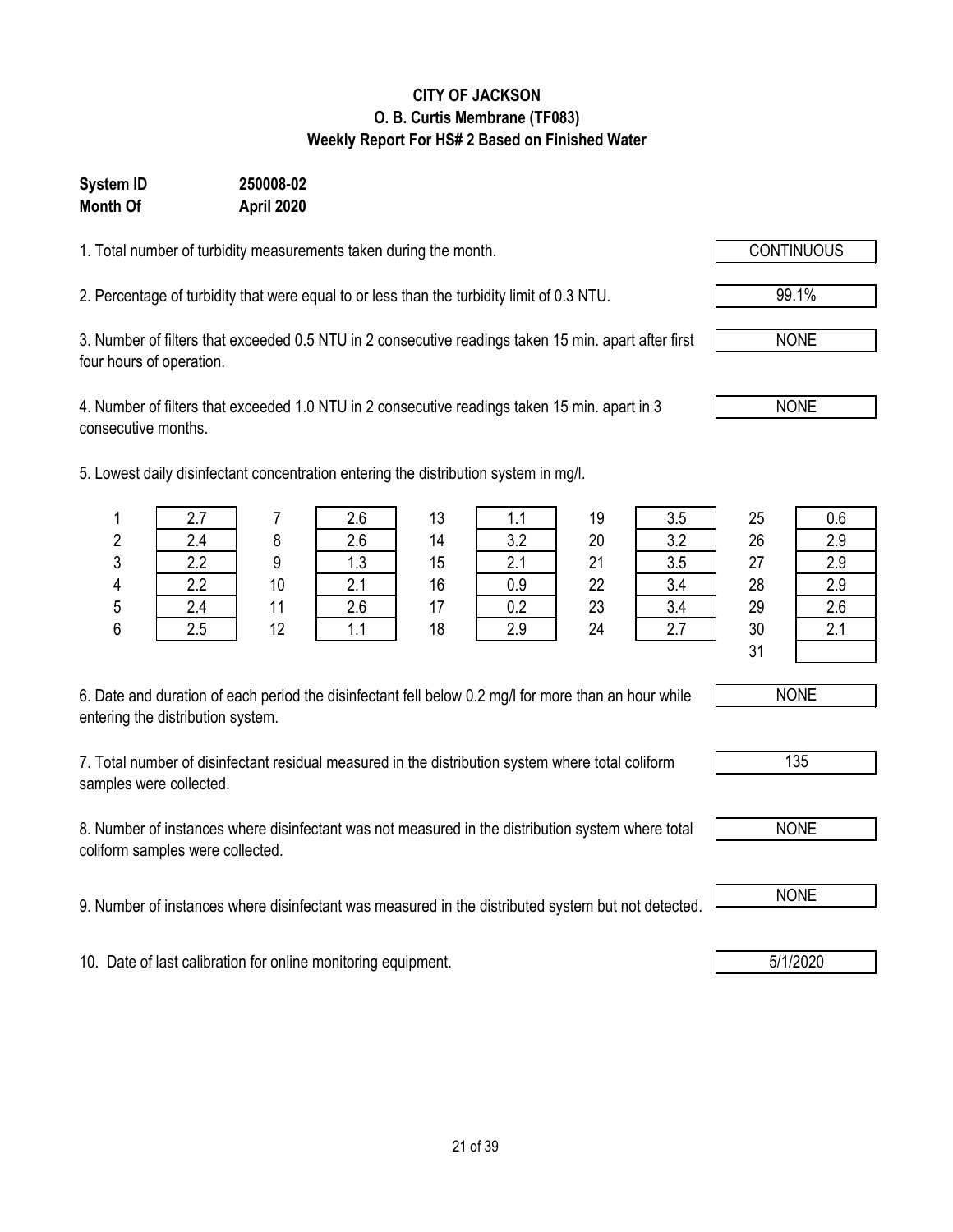**CITY OF JACKSON**
**O. B. Curtis Membrane (TF083)**
**Weekly Report For HS# 2 Based on Finished Water**

**System ID** **250008-02**
**Month Of** **April 2020**

1. Total number of turbidity measurements taken during the month. CONTINUOUS

2. Percentage of turbidity that were equal to or less than the turbidity limit of 0.3 NTU. 99.1%

3. Number of filters that exceeded 0.5 NTU in 2 consecutive readings taken 15 min. apart after first four hours of operation. NONE

4. Number of filters that exceeded 1.0 NTU in 2 consecutive readings taken 15 min. apart in 3 consecutive months. NONE

5. Lowest daily disinfectant concentration entering the distribution system in mg/l.

| Day | mg/l | Day | mg/l | Day | mg/l | Day | mg/l | Day | mg/l |
|---|---|---|---|---|---|---|---|---|---|
| 1 | 2.7 | 7 | 2.6 | 13 | 1.1 | 19 | 3.5 | 25 | 0.6 |
| 2 | 2.4 | 8 | 2.6 | 14 | 3.2 | 20 | 3.2 | 26 | 2.9 |
| 3 | 2.2 | 9 | 1.3 | 15 | 2.1 | 21 | 3.5 | 27 | 2.9 |
| 4 | 2.2 | 10 | 2.1 | 16 | 0.9 | 22 | 3.4 | 28 | 2.9 |
| 5 | 2.4 | 11 | 2.6 | 17 | 0.2 | 23 | 3.4 | 29 | 2.6 |
| 6 | 2.5 | 12 | 1.1 | 18 | 2.9 | 24 | 2.7 | 30 | 2.1 |
| | | | | | | | | 31 | |

6. Date and duration of each period the disinfectant fell below 0.2 mg/l for more than an hour while entering the distribution system. NONE

7. Total number of disinfectant residual measured in the distribution system where total coliform samples were collected. 135

8. Number of instances where disinfectant was not measured in the distribution system where total coliform samples were collected. NONE

9. Number of instances where disinfectant was measured in the distributed system but not detected. NONE

10. Date of last calibration for online monitoring equipment. 5/1/2020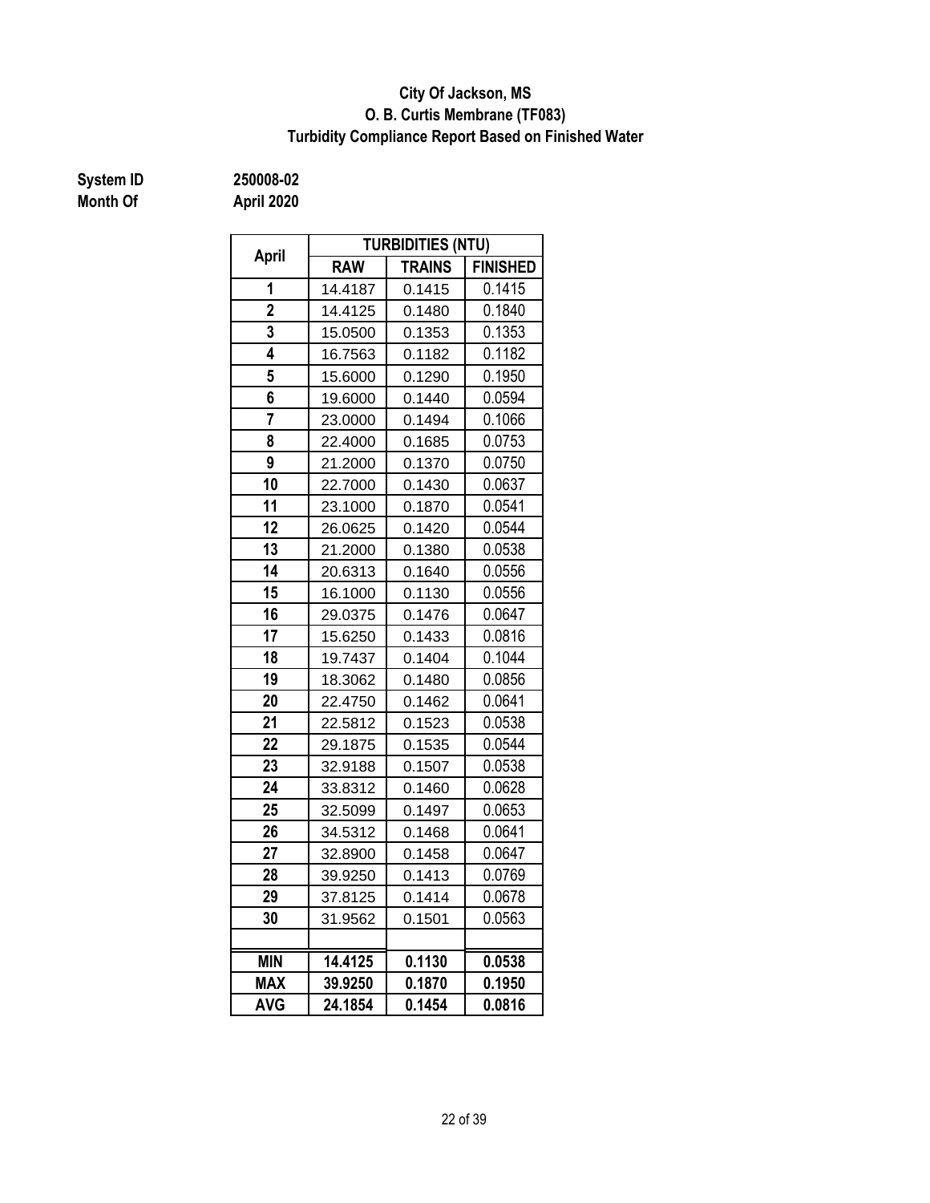**City Of Jackson, MS**
**O. B. Curtis Membrane (TF083)**
**Turbidity Compliance Report Based on Finished Water**

**System ID** 250008-02
**Month Of** April 2020

| April | TURBIDITIES (NTU) | | |
|---|---|---|---|
| | RAW | TRAINS | FINISHED |
| 1 | 14.4187 | 0.1415 | 0.1415 |
| 2 | 14.4125 | 0.1480 | 0.1840 |
| 3 | 15.0500 | 0.1353 | 0.1353 |
| 4 | 16.7563 | 0.1182 | 0.1182 |
| 5 | 15.6000 | 0.1290 | 0.1950 |
| 6 | 19.6000 | 0.1440 | 0.0594 |
| 7 | 23.0000 | 0.1494 | 0.1066 |
| 8 | 22.4000 | 0.1685 | 0.0753 |
| 9 | 21.2000 | 0.1370 | 0.0750 |
| 10 | 22.7000 | 0.1430 | 0.0637 |
| 11 | 23.1000 | 0.1870 | 0.0541 |
| 12 | 26.0625 | 0.1420 | 0.0544 |
| 13 | 21.2000 | 0.1380 | 0.0538 |
| 14 | 20.6313 | 0.1640 | 0.0556 |
| 15 | 16.1000 | 0.1130 | 0.0556 |
| 16 | 29.0375 | 0.1476 | 0.0647 |
| 17 | 15.6250 | 0.1433 | 0.0816 |
| 18 | 19.7437 | 0.1404 | 0.1044 |
| 19 | 18.3062 | 0.1480 | 0.0856 |
| 20 | 22.4750 | 0.1462 | 0.0641 |
| 21 | 22.5812 | 0.1523 | 0.0538 |
| 22 | 29.1875 | 0.1535 | 0.0544 |
| 23 | 32.9188 | 0.1507 | 0.0538 |
| 24 | 33.8312 | 0.1460 | 0.0628 |
| 25 | 32.5099 | 0.1497 | 0.0653 |
| 26 | 34.5312 | 0.1468 | 0.0641 |
| 27 | 32.8900 | 0.1458 | 0.0647 |
| 28 | 39.9250 | 0.1413 | 0.0769 |
| 29 | 37.8125 | 0.1414 | 0.0678 |
| 30 | 31.9562 | 0.1501 | 0.0563 |
| | | | |
| **MIN** | **14.4125** | **0.1130** | **0.0538** |
| **MAX** | **39.9250** | **0.1870** | **0.1950** |
| **AVG** | **24.1854** | **0.1454** | **0.0816** |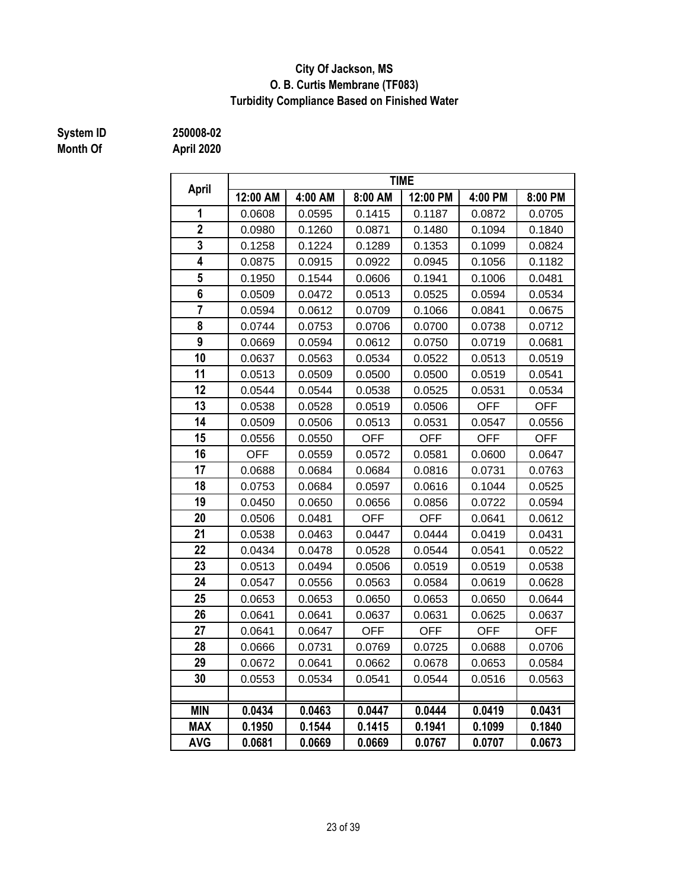**City Of Jackson, MS**
**O. B. Curtis Membrane (TF083)**
**Turbidity Compliance Based on Finished Water**

**System ID** 250008-02
**Month Of** April 2020

| April | TIME | | | | | |
|---|---|---|---|---|---|---|
| | 12:00 AM | 4:00 AM | 8:00 AM | 12:00 PM | 4:00 PM | 8:00 PM |
| 1 | 0.0608 | 0.0595 | 0.1415 | 0.1187 | 0.0872 | 0.0705 |
| 2 | 0.0980 | 0.1260 | 0.0871 | 0.1480 | 0.1094 | 0.1840 |
| 3 | 0.1258 | 0.1224 | 0.1289 | 0.1353 | 0.1099 | 0.0824 |
| 4 | 0.0875 | 0.0915 | 0.0922 | 0.0945 | 0.1056 | 0.1182 |
| 5 | 0.1950 | 0.1544 | 0.0606 | 0.1941 | 0.1006 | 0.0481 |
| 6 | 0.0509 | 0.0472 | 0.0513 | 0.0525 | 0.0594 | 0.0534 |
| 7 | 0.0594 | 0.0612 | 0.0709 | 0.1066 | 0.0841 | 0.0675 |
| 8 | 0.0744 | 0.0753 | 0.0706 | 0.0700 | 0.0738 | 0.0712 |
| 9 | 0.0669 | 0.0594 | 0.0612 | 0.0750 | 0.0719 | 0.0681 |
| 10 | 0.0637 | 0.0563 | 0.0534 | 0.0522 | 0.0513 | 0.0519 |
| 11 | 0.0513 | 0.0509 | 0.0500 | 0.0500 | 0.0519 | 0.0541 |
| 12 | 0.0544 | 0.0544 | 0.0538 | 0.0525 | 0.0531 | 0.0534 |
| 13 | 0.0538 | 0.0528 | 0.0519 | 0.0506 | OFF | OFF |
| 14 | 0.0509 | 0.0506 | 0.0513 | 0.0531 | 0.0547 | 0.0556 |
| 15 | 0.0556 | 0.0550 | OFF | OFF | OFF | OFF |
| 16 | OFF | 0.0559 | 0.0572 | 0.0581 | 0.0600 | 0.0647 |
| 17 | 0.0688 | 0.0684 | 0.0684 | 0.0816 | 0.0731 | 0.0763 |
| 18 | 0.0753 | 0.0684 | 0.0597 | 0.0616 | 0.1044 | 0.0525 |
| 19 | 0.0450 | 0.0650 | 0.0656 | 0.0856 | 0.0722 | 0.0594 |
| 20 | 0.0506 | 0.0481 | OFF | OFF | 0.0641 | 0.0612 |
| 21 | 0.0538 | 0.0463 | 0.0447 | 0.0444 | 0.0419 | 0.0431 |
| 22 | 0.0434 | 0.0478 | 0.0528 | 0.0544 | 0.0541 | 0.0522 |
| 23 | 0.0513 | 0.0494 | 0.0506 | 0.0519 | 0.0519 | 0.0538 |
| 24 | 0.0547 | 0.0556 | 0.0563 | 0.0584 | 0.0619 | 0.0628 |
| 25 | 0.0653 | 0.0653 | 0.0650 | 0.0653 | 0.0650 | 0.0644 |
| 26 | 0.0641 | 0.0641 | 0.0637 | 0.0631 | 0.0625 | 0.0637 |
| 27 | 0.0641 | 0.0647 | OFF | OFF | OFF | OFF |
| 28 | 0.0666 | 0.0731 | 0.0769 | 0.0725 | 0.0688 | 0.0706 |
| 29 | 0.0672 | 0.0641 | 0.0662 | 0.0678 | 0.0653 | 0.0584 |
| 30 | 0.0553 | 0.0534 | 0.0541 | 0.0544 | 0.0516 | 0.0563 |
| | | | | | | |
| **MIN** | **0.0434** | **0.0463** | **0.0447** | **0.0444** | **0.0419** | **0.0431** |
| **MAX** | **0.1950** | **0.1544** | **0.1415** | **0.1941** | **0.1099** | **0.1840** |
| **AVG** | **0.0681** | **0.0669** | **0.0669** | **0.0767** | **0.0707** | **0.0673** |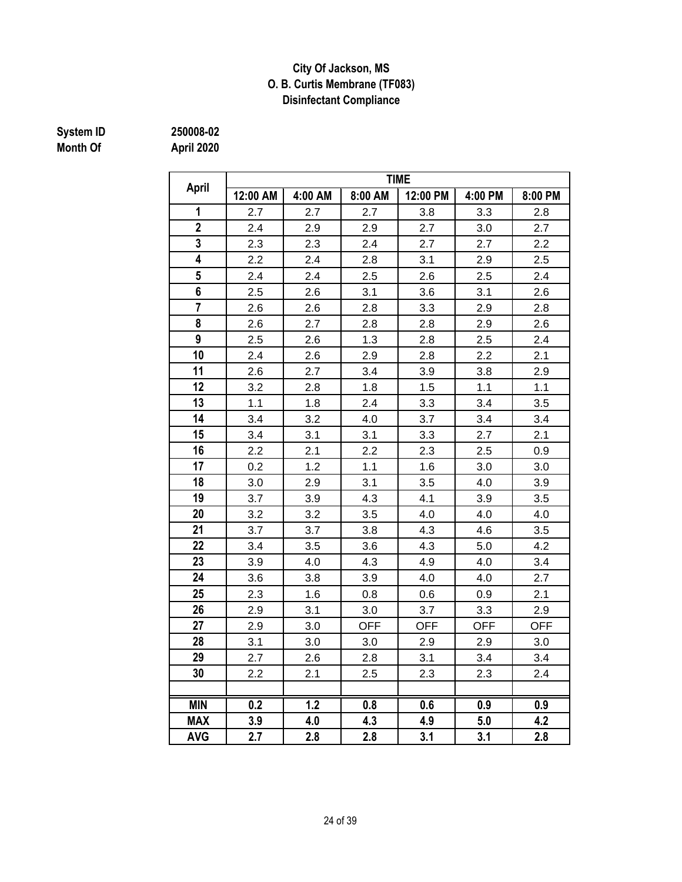**City Of Jackson, MS**
**O. B. Curtis Membrane (TF083)**
**Disinfectant Compliance**

**System ID** 250008-02
**Month Of** April 2020

| April | TIME | | | | | |
|---|---|---|---|---|---|---|
| | 12:00 AM | 4:00 AM | 8:00 AM | 12:00 PM | 4:00 PM | 8:00 PM |
| 1 | 2.7 | 2.7 | 2.7 | 3.8 | 3.3 | 2.8 |
| 2 | 2.4 | 2.9 | 2.9 | 2.7 | 3.0 | 2.7 |
| 3 | 2.3 | 2.3 | 2.4 | 2.7 | 2.7 | 2.2 |
| 4 | 2.2 | 2.4 | 2.8 | 3.1 | 2.9 | 2.5 |
| 5 | 2.4 | 2.4 | 2.5 | 2.6 | 2.5 | 2.4 |
| 6 | 2.5 | 2.6 | 3.1 | 3.6 | 3.1 | 2.6 |
| 7 | 2.6 | 2.6 | 2.8 | 3.3 | 2.9 | 2.8 |
| 8 | 2.6 | 2.7 | 2.8 | 2.8 | 2.9 | 2.6 |
| 9 | 2.5 | 2.6 | 1.3 | 2.8 | 2.5 | 2.4 |
| 10 | 2.4 | 2.6 | 2.9 | 2.8 | 2.2 | 2.1 |
| 11 | 2.6 | 2.7 | 3.4 | 3.9 | 3.8 | 2.9 |
| 12 | 3.2 | 2.8 | 1.8 | 1.5 | 1.1 | 1.1 |
| 13 | 1.1 | 1.8 | 2.4 | 3.3 | 3.4 | 3.5 |
| 14 | 3.4 | 3.2 | 4.0 | 3.7 | 3.4 | 3.4 |
| 15 | 3.4 | 3.1 | 3.1 | 3.3 | 2.7 | 2.1 |
| 16 | 2.2 | 2.1 | 2.2 | 2.3 | 2.5 | 0.9 |
| 17 | 0.2 | 1.2 | 1.1 | 1.6 | 3.0 | 3.0 |
| 18 | 3.0 | 2.9 | 3.1 | 3.5 | 4.0 | 3.9 |
| 19 | 3.7 | 3.9 | 4.3 | 4.1 | 3.9 | 3.5 |
| 20 | 3.2 | 3.2 | 3.5 | 4.0 | 4.0 | 4.0 |
| 21 | 3.7 | 3.7 | 3.8 | 4.3 | 4.6 | 3.5 |
| 22 | 3.4 | 3.5 | 3.6 | 4.3 | 5.0 | 4.2 |
| 23 | 3.9 | 4.0 | 4.3 | 4.9 | 4.0 | 3.4 |
| 24 | 3.6 | 3.8 | 3.9 | 4.0 | 4.0 | 2.7 |
| 25 | 2.3 | 1.6 | 0.8 | 0.6 | 0.9 | 2.1 |
| 26 | 2.9 | 3.1 | 3.0 | 3.7 | 3.3 | 2.9 |
| 27 | 2.9 | 3.0 | OFF | OFF | OFF | OFF |
| 28 | 3.1 | 3.0 | 3.0 | 2.9 | 2.9 | 3.0 |
| 29 | 2.7 | 2.6 | 2.8 | 3.1 | 3.4 | 3.4 |
| 30 | 2.2 | 2.1 | 2.5 | 2.3 | 2.3 | 2.4 |
| | | | | | | |
| **MIN** | **0.2** | **1.2** | **0.8** | **0.6** | **0.9** | **0.9** |
| **MAX** | **3.9** | **4.0** | **4.3** | **4.9** | **5.0** | **4.2** |
| **AVG** | **2.7** | **2.8** | **2.8** | **3.1** | **3.1** | **2.8** |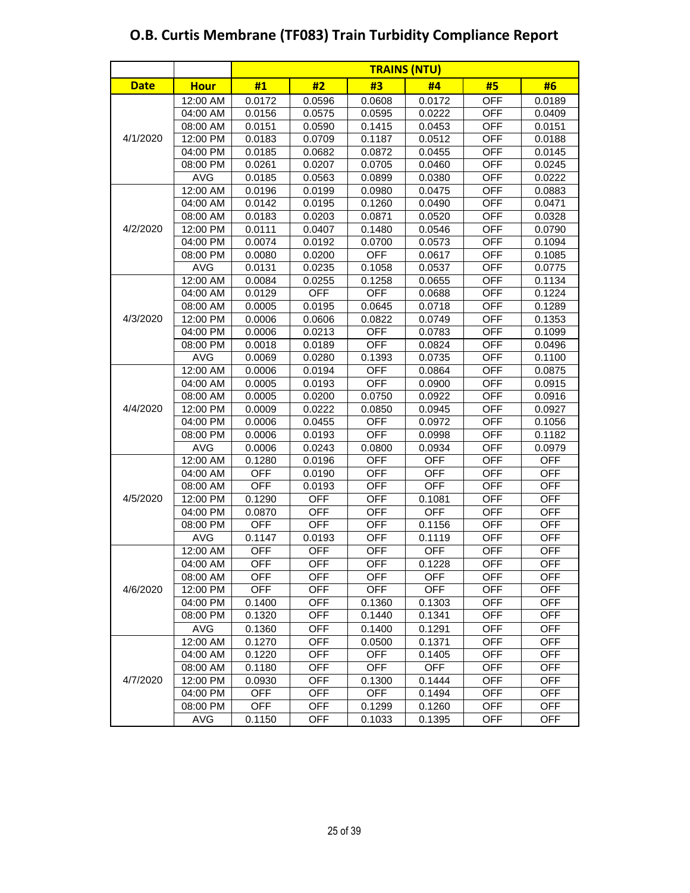# O.B. Curtis Membrane (TF083) Train Turbidity Compliance Report

| | | TRAINS (NTU) | | | | | |
|---|---|---|---|---|---|---|---|
| **Date** | **Hour** | **#1** | **#2** | **#3** | **#4** | **#5** | **#6** |
| 4/1/2020 | 12:00 AM | 0.0172 | 0.0596 | 0.0608 | 0.0172 | OFF | 0.0189 |
| | 04:00 AM | 0.0156 | 0.0575 | 0.0595 | 0.0222 | OFF | 0.0409 |
| | 08:00 AM | 0.0151 | 0.0590 | 0.1415 | 0.0453 | OFF | 0.0151 |
| | 12:00 PM | 0.0183 | 0.0709 | 0.1187 | 0.0512 | OFF | 0.0188 |
| | 04:00 PM | 0.0185 | 0.0682 | 0.0872 | 0.0455 | OFF | 0.0145 |
| | 08:00 PM | 0.0261 | 0.0207 | 0.0705 | 0.0460 | OFF | 0.0245 |
| | AVG | 0.0185 | 0.0563 | 0.0899 | 0.0380 | OFF | 0.0222 |
| 4/2/2020 | 12:00 AM | 0.0196 | 0.0199 | 0.0980 | 0.0475 | OFF | 0.0883 |
| | 04:00 AM | 0.0142 | 0.0195 | 0.1260 | 0.0490 | OFF | 0.0471 |
| | 08:00 AM | 0.0183 | 0.0203 | 0.0871 | 0.0520 | OFF | 0.0328 |
| | 12:00 PM | 0.0111 | 0.0407 | 0.1480 | 0.0546 | OFF | 0.0790 |
| | 04:00 PM | 0.0074 | 0.0192 | 0.0700 | 0.0573 | OFF | 0.1094 |
| | 08:00 PM | 0.0080 | 0.0200 | OFF | 0.0617 | OFF | 0.1085 |
| | AVG | 0.0131 | 0.0235 | 0.1058 | 0.0537 | OFF | 0.0775 |
| 4/3/2020 | 12:00 AM | 0.0084 | 0.0255 | 0.1258 | 0.0655 | OFF | 0.1134 |
| | 04:00 AM | 0.0129 | OFF | OFF | 0.0688 | OFF | 0.1224 |
| | 08:00 AM | 0.0005 | 0.0195 | 0.0645 | 0.0718 | OFF | 0.1289 |
| | 12:00 PM | 0.0006 | 0.0606 | 0.0822 | 0.0749 | OFF | 0.1353 |
| | 04:00 PM | 0.0006 | 0.0213 | OFF | 0.0783 | OFF | 0.1099 |
| | 08:00 PM | 0.0018 | 0.0189 | OFF | 0.0824 | OFF | 0.0496 |
| | AVG | 0.0069 | 0.0280 | 0.1393 | 0.0735 | OFF | 0.1100 |
| 4/4/2020 | 12:00 AM | 0.0006 | 0.0194 | OFF | 0.0864 | OFF | 0.0875 |
| | 04:00 AM | 0.0005 | 0.0193 | OFF | 0.0900 | OFF | 0.0915 |
| | 08:00 AM | 0.0005 | 0.0200 | 0.0750 | 0.0922 | OFF | 0.0916 |
| | 12:00 PM | 0.0009 | 0.0222 | 0.0850 | 0.0945 | OFF | 0.0927 |
| | 04:00 PM | 0.0006 | 0.0455 | OFF | 0.0972 | OFF | 0.1056 |
| | 08:00 PM | 0.0006 | 0.0193 | OFF | 0.0998 | OFF | 0.1182 |
| | AVG | 0.0006 | 0.0243 | 0.0800 | 0.0934 | OFF | 0.0979 |
| 4/5/2020 | 12:00 AM | 0.1280 | 0.0196 | OFF | OFF | OFF | OFF |
| | 04:00 AM | OFF | 0.0190 | OFF | OFF | OFF | OFF |
| | 08:00 AM | OFF | 0.0193 | OFF | OFF | OFF | OFF |
| | 12:00 PM | 0.1290 | OFF | OFF | 0.1081 | OFF | OFF |
| | 04:00 PM | 0.0870 | OFF | OFF | OFF | OFF | OFF |
| | 08:00 PM | OFF | OFF | OFF | 0.1156 | OFF | OFF |
| | AVG | 0.1147 | 0.0193 | OFF | 0.1119 | OFF | OFF |
| 4/6/2020 | 12:00 AM | OFF | OFF | OFF | OFF | OFF | OFF |
| | 04:00 AM | OFF | OFF | OFF | 0.1228 | OFF | OFF |
| | 08:00 AM | OFF | OFF | OFF | OFF | OFF | OFF |
| | 12:00 PM | OFF | OFF | OFF | OFF | OFF | OFF |
| | 04:00 PM | 0.1400 | OFF | 0.1360 | 0.1303 | OFF | OFF |
| | 08:00 PM | 0.1320 | OFF | 0.1440 | 0.1341 | OFF | OFF |
| | AVG | 0.1360 | OFF | 0.1400 | 0.1291 | OFF | OFF |
| 4/7/2020 | 12:00 AM | 0.1270 | OFF | 0.0500 | 0.1371 | OFF | OFF |
| | 04:00 AM | 0.1220 | OFF | OFF | 0.1405 | OFF | OFF |
| | 08:00 AM | 0.1180 | OFF | OFF | OFF | OFF | OFF |
| | 12:00 PM | 0.0930 | OFF | 0.1300 | 0.1444 | OFF | OFF |
| | 04:00 PM | OFF | OFF | OFF | 0.1494 | OFF | OFF |
| | 08:00 PM | OFF | OFF | 0.1299 | 0.1260 | OFF | OFF |
| | AVG | 0.1150 | OFF | 0.1033 | 0.1395 | OFF | OFF |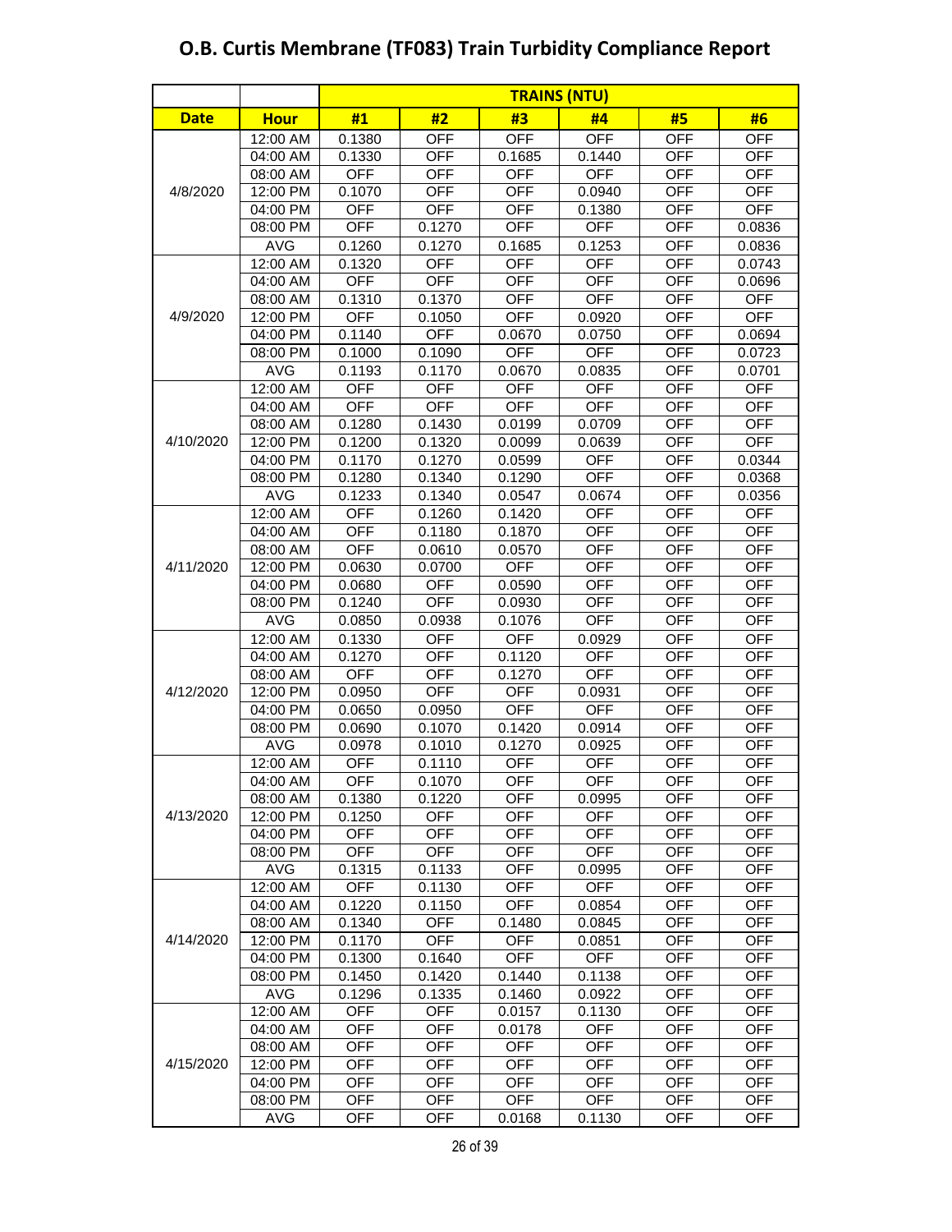# O.B. Curtis Membrane (TF083) Train Turbidity Compliance Report

| | | TRAINS (NTU) | | | | | |
|---|---|---|---|---|---|---|---|
| **Date** | **Hour** | **#1** | **#2** | **#3** | **#4** | **#5** | **#6** |
| 4/8/2020 | 12:00 AM | 0.1380 | OFF | OFF | OFF | OFF | OFF |
| | 04:00 AM | 0.1330 | OFF | 0.1685 | 0.1440 | OFF | OFF |
| | 08:00 AM | OFF | OFF | OFF | OFF | OFF | OFF |
| | 12:00 PM | 0.1070 | OFF | OFF | 0.0940 | OFF | OFF |
| | 04:00 PM | OFF | OFF | OFF | 0.1380 | OFF | OFF |
| | 08:00 PM | OFF | 0.1270 | OFF | OFF | OFF | 0.0836 |
| | AVG | 0.1260 | 0.1270 | 0.1685 | 0.1253 | OFF | 0.0836 |
| 4/9/2020 | 12:00 AM | 0.1320 | OFF | OFF | OFF | OFF | 0.0743 |
| | 04:00 AM | OFF | OFF | OFF | OFF | OFF | 0.0696 |
| | 08:00 AM | 0.1310 | 0.1370 | OFF | OFF | OFF | OFF |
| | 12:00 PM | OFF | 0.1050 | OFF | 0.0920 | OFF | OFF |
| | 04:00 PM | 0.1140 | OFF | 0.0670 | 0.0750 | OFF | 0.0694 |
| | 08:00 PM | 0.1000 | 0.1090 | OFF | OFF | OFF | 0.0723 |
| | AVG | 0.1193 | 0.1170 | 0.0670 | 0.0835 | OFF | 0.0701 |
| 4/10/2020 | 12:00 AM | OFF | OFF | OFF | OFF | OFF | OFF |
| | 04:00 AM | OFF | OFF | OFF | OFF | OFF | OFF |
| | 08:00 AM | 0.1280 | 0.1430 | 0.0199 | 0.0709 | OFF | OFF |
| | 12:00 PM | 0.1200 | 0.1320 | 0.0099 | 0.0639 | OFF | OFF |
| | 04:00 PM | 0.1170 | 0.1270 | 0.0599 | OFF | OFF | 0.0344 |
| | 08:00 PM | 0.1280 | 0.1340 | 0.1290 | OFF | OFF | 0.0368 |
| | AVG | 0.1233 | 0.1340 | 0.0547 | 0.0674 | OFF | 0.0356 |
| 4/11/2020 | 12:00 AM | OFF | 0.1260 | 0.1420 | OFF | OFF | OFF |
| | 04:00 AM | OFF | 0.1180 | 0.1870 | OFF | OFF | OFF |
| | 08:00 AM | OFF | 0.0610 | 0.0570 | OFF | OFF | OFF |
| | 12:00 PM | 0.0630 | 0.0700 | OFF | OFF | OFF | OFF |
| | 04:00 PM | 0.0680 | OFF | 0.0590 | OFF | OFF | OFF |
| | 08:00 PM | 0.1240 | OFF | 0.0930 | OFF | OFF | OFF |
| | AVG | 0.0850 | 0.0938 | 0.1076 | OFF | OFF | OFF |
| 4/12/2020 | 12:00 AM | 0.1330 | OFF | OFF | 0.0929 | OFF | OFF |
| | 04:00 AM | 0.1270 | OFF | 0.1120 | OFF | OFF | OFF |
| | 08:00 AM | OFF | OFF | 0.1270 | OFF | OFF | OFF |
| | 12:00 PM | 0.0950 | OFF | OFF | 0.0931 | OFF | OFF |
| | 04:00 PM | 0.0650 | 0.0950 | OFF | OFF | OFF | OFF |
| | 08:00 PM | 0.0690 | 0.1070 | 0.1420 | 0.0914 | OFF | OFF |
| | AVG | 0.0978 | 0.1010 | 0.1270 | 0.0925 | OFF | OFF |
| 4/13/2020 | 12:00 AM | OFF | 0.1110 | OFF | OFF | OFF | OFF |
| | 04:00 AM | OFF | 0.1070 | OFF | OFF | OFF | OFF |
| | 08:00 AM | 0.1380 | 0.1220 | OFF | 0.0995 | OFF | OFF |
| | 12:00 PM | 0.1250 | OFF | OFF | OFF | OFF | OFF |
| | 04:00 PM | OFF | OFF | OFF | OFF | OFF | OFF |
| | 08:00 PM | OFF | OFF | OFF | OFF | OFF | OFF |
| | AVG | 0.1315 | 0.1133 | OFF | 0.0995 | OFF | OFF |
| 4/14/2020 | 12:00 AM | OFF | 0.1130 | OFF | OFF | OFF | OFF |
| | 04:00 AM | 0.1220 | 0.1150 | OFF | 0.0854 | OFF | OFF |
| | 08:00 AM | 0.1340 | OFF | 0.1480 | 0.0845 | OFF | OFF |
| | 12:00 PM | 0.1170 | OFF | OFF | 0.0851 | OFF | OFF |
| | 04:00 PM | 0.1300 | 0.1640 | OFF | OFF | OFF | OFF |
| | 08:00 PM | 0.1450 | 0.1420 | 0.1440 | 0.1138 | OFF | OFF |
| | AVG | 0.1296 | 0.1335 | 0.1460 | 0.0922 | OFF | OFF |
| 4/15/2020 | 12:00 AM | OFF | OFF | 0.0157 | 0.1130 | OFF | OFF |
| | 04:00 AM | OFF | OFF | 0.0178 | OFF | OFF | OFF |
| | 08:00 AM | OFF | OFF | OFF | OFF | OFF | OFF |
| | 12:00 PM | OFF | OFF | OFF | OFF | OFF | OFF |
| | 04:00 PM | OFF | OFF | OFF | OFF | OFF | OFF |
| | 08:00 PM | OFF | OFF | OFF | OFF | OFF | OFF |
| | AVG | OFF | OFF | 0.0168 | 0.1130 | OFF | OFF |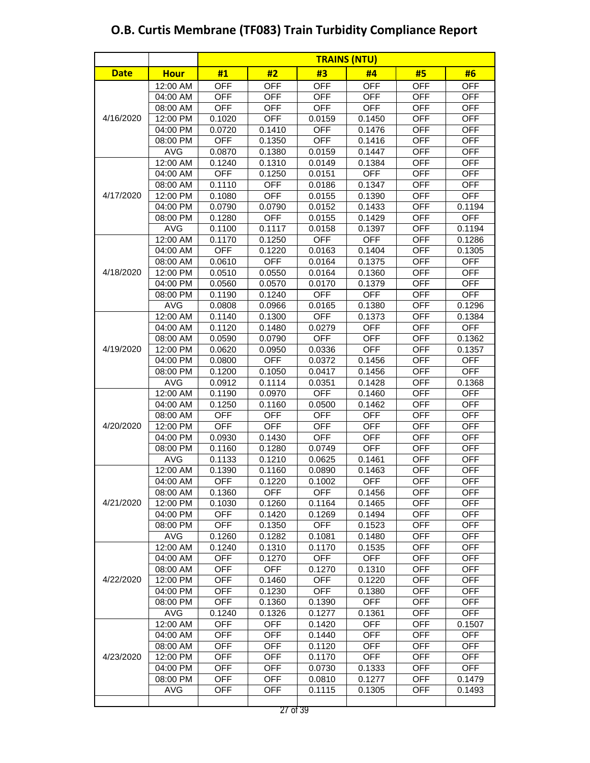# O.B. Curtis Membrane (TF083) Train Turbidity Compliance Report

| | | TRAINS (NTU) | | | | | |
|---|---|---|---|---|---|---|---|
| **Date** | **Hour** | **#1** | **#2** | **#3** | **#4** | **#5** | **#6** |
| 4/16/2020 | 12:00 AM | OFF | OFF | OFF | OFF | OFF | OFF |
| | 04:00 AM | OFF | OFF | OFF | OFF | OFF | OFF |
| | 08:00 AM | OFF | OFF | OFF | OFF | OFF | OFF |
| | 12:00 PM | 0.1020 | OFF | 0.0159 | 0.1450 | OFF | OFF |
| | 04:00 PM | 0.0720 | 0.1410 | OFF | 0.1476 | OFF | OFF |
| | 08:00 PM | OFF | 0.1350 | OFF | 0.1416 | OFF | OFF |
| | AVG | 0.0870 | 0.1380 | 0.0159 | 0.1447 | OFF | OFF |
| 4/17/2020 | 12:00 AM | 0.1240 | 0.1310 | 0.0149 | 0.1384 | OFF | OFF |
| | 04:00 AM | OFF | 0.1250 | 0.0151 | OFF | OFF | OFF |
| | 08:00 AM | 0.1110 | OFF | 0.0186 | 0.1347 | OFF | OFF |
| | 12:00 PM | 0.1080 | OFF | 0.0155 | 0.1390 | OFF | OFF |
| | 04:00 PM | 0.0790 | 0.0790 | 0.0152 | 0.1433 | OFF | 0.1194 |
| | 08:00 PM | 0.1280 | OFF | 0.0155 | 0.1429 | OFF | OFF |
| | AVG | 0.1100 | 0.1117 | 0.0158 | 0.1397 | OFF | 0.1194 |
| 4/18/2020 | 12:00 AM | 0.1170 | 0.1250 | OFF | OFF | OFF | 0.1286 |
| | 04:00 AM | OFF | 0.1220 | 0.0163 | 0.1404 | OFF | 0.1305 |
| | 08:00 AM | 0.0610 | OFF | 0.0164 | 0.1375 | OFF | OFF |
| | 12:00 PM | 0.0510 | 0.0550 | 0.0164 | 0.1360 | OFF | OFF |
| | 04:00 PM | 0.0560 | 0.0570 | 0.0170 | 0.1379 | OFF | OFF |
| | 08:00 PM | 0.1190 | 0.1240 | OFF | OFF | OFF | OFF |
| | AVG | 0.0808 | 0.0966 | 0.0165 | 0.1380 | OFF | 0.1296 |
| 4/19/2020 | 12:00 AM | 0.1140 | 0.1300 | OFF | 0.1373 | OFF | 0.1384 |
| | 04:00 AM | 0.1120 | 0.1480 | 0.0279 | OFF | OFF | OFF |
| | 08:00 AM | 0.0590 | 0.0790 | OFF | OFF | OFF | 0.1362 |
| | 12:00 PM | 0.0620 | 0.0950 | 0.0336 | OFF | OFF | 0.1357 |
| | 04:00 PM | 0.0800 | OFF | 0.0372 | 0.1456 | OFF | OFF |
| | 08:00 PM | 0.1200 | 0.1050 | 0.0417 | 0.1456 | OFF | OFF |
| | AVG | 0.0912 | 0.1114 | 0.0351 | 0.1428 | OFF | 0.1368 |
| 4/20/2020 | 12:00 AM | 0.1190 | 0.0970 | OFF | 0.1460 | OFF | OFF |
| | 04:00 AM | 0.1250 | 0.1160 | 0.0500 | 0.1462 | OFF | OFF |
| | 08:00 AM | OFF | OFF | OFF | OFF | OFF | OFF |
| | 12:00 PM | OFF | OFF | OFF | OFF | OFF | OFF |
| | 04:00 PM | 0.0930 | 0.1430 | OFF | OFF | OFF | OFF |
| | 08:00 PM | 0.1160 | 0.1280 | 0.0749 | OFF | OFF | OFF |
| | AVG | 0.1133 | 0.1210 | 0.0625 | 0.1461 | OFF | OFF |
| 4/21/2020 | 12:00 AM | 0.1390 | 0.1160 | 0.0890 | 0.1463 | OFF | OFF |
| | 04:00 AM | OFF | 0.1220 | 0.1002 | OFF | OFF | OFF |
| | 08:00 AM | 0.1360 | OFF | OFF | 0.1456 | OFF | OFF |
| | 12:00 PM | 0.1030 | 0.1260 | 0.1164 | 0.1465 | OFF | OFF |
| | 04:00 PM | OFF | 0.1420 | 0.1269 | 0.1494 | OFF | OFF |
| | 08:00 PM | OFF | 0.1350 | OFF | 0.1523 | OFF | OFF |
| | AVG | 0.1260 | 0.1282 | 0.1081 | 0.1480 | OFF | OFF |
| 4/22/2020 | 12:00 AM | 0.1240 | 0.1310 | 0.1170 | 0.1535 | OFF | OFF |
| | 04:00 AM | OFF | 0.1270 | OFF | OFF | OFF | OFF |
| | 08:00 AM | OFF | OFF | 0.1270 | 0.1310 | OFF | OFF |
| | 12:00 PM | OFF | 0.1460 | OFF | 0.1220 | OFF | OFF |
| | 04:00 PM | OFF | 0.1230 | OFF | 0.1380 | OFF | OFF |
| | 08:00 PM | OFF | 0.1360 | 0.1390 | OFF | OFF | OFF |
| | AVG | 0.1240 | 0.1326 | 0.1277 | 0.1361 | OFF | OFF |
| 4/23/2020 | 12:00 AM | OFF | OFF | 0.1420 | OFF | OFF | 0.1507 |
| | 04:00 AM | OFF | OFF | 0.1440 | OFF | OFF | OFF |
| | 08:00 AM | OFF | OFF | 0.1120 | OFF | OFF | OFF |
| | 12:00 PM | OFF | OFF | 0.1170 | OFF | OFF | OFF |
| | 04:00 PM | OFF | OFF | 0.0730 | 0.1333 | OFF | OFF |
| | 08:00 PM | OFF | OFF | 0.0810 | 0.1277 | OFF | 0.1479 |
| | AVG | OFF | OFF | 0.1115 | 0.1305 | OFF | 0.1493 |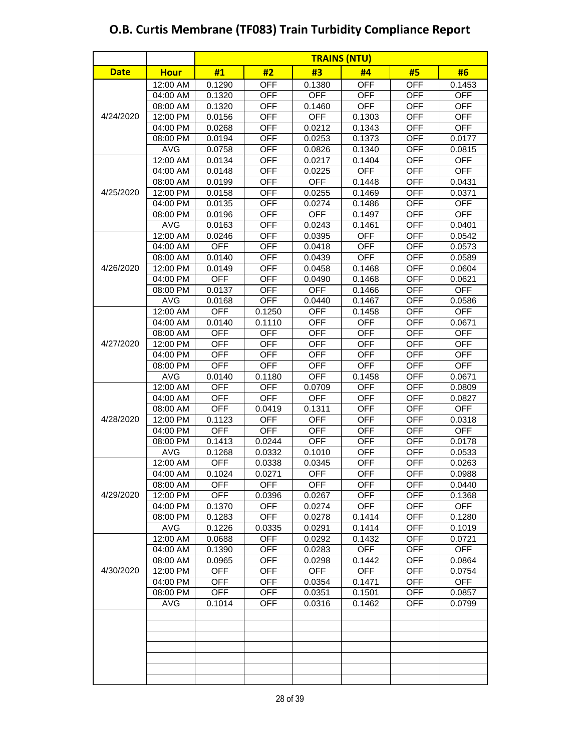# O.B. Curtis Membrane (TF083) Train Turbidity Compliance Report

| | | TRAINS (NTU) | | | | | |
|---|---|---|---|---|---|---|---|
| **Date** | **Hour** | **#1** | **#2** | **#3** | **#4** | **#5** | **#6** |
| 4/24/2020 | 12:00 AM | 0.1290 | OFF | 0.1380 | OFF | OFF | 0.1453 |
| | 04:00 AM | 0.1320 | OFF | OFF | OFF | OFF | OFF |
| | 08:00 AM | 0.1320 | OFF | 0.1460 | OFF | OFF | OFF |
| | 12:00 PM | 0.0156 | OFF | OFF | 0.1303 | OFF | OFF |
| | 04:00 PM | 0.0268 | OFF | 0.0212 | 0.1343 | OFF | OFF |
| | 08:00 PM | 0.0194 | OFF | 0.0253 | 0.1373 | OFF | 0.0177 |
| | AVG | 0.0758 | OFF | 0.0826 | 0.1340 | OFF | 0.0815 |
| 4/25/2020 | 12:00 AM | 0.0134 | OFF | 0.0217 | 0.1404 | OFF | OFF |
| | 04:00 AM | 0.0148 | OFF | 0.0225 | OFF | OFF | OFF |
| | 08:00 AM | 0.0199 | OFF | OFF | 0.1448 | OFF | 0.0431 |
| | 12:00 PM | 0.0158 | OFF | 0.0255 | 0.1469 | OFF | 0.0371 |
| | 04:00 PM | 0.0135 | OFF | 0.0274 | 0.1486 | OFF | OFF |
| | 08:00 PM | 0.0196 | OFF | OFF | 0.1497 | OFF | OFF |
| | AVG | 0.0163 | OFF | 0.0243 | 0.1461 | OFF | 0.0401 |
| 4/26/2020 | 12:00 AM | 0.0246 | OFF | 0.0395 | OFF | OFF | 0.0542 |
| | 04:00 AM | OFF | OFF | 0.0418 | OFF | OFF | 0.0573 |
| | 08:00 AM | 0.0140 | OFF | 0.0439 | OFF | OFF | 0.0589 |
| | 12:00 PM | 0.0149 | OFF | 0.0458 | 0.1468 | OFF | 0.0604 |
| | 04:00 PM | OFF | OFF | 0.0490 | 0.1468 | OFF | 0.0621 |
| | 08:00 PM | 0.0137 | OFF | OFF | 0.1466 | OFF | OFF |
| | AVG | 0.0168 | OFF | 0.0440 | 0.1467 | OFF | 0.0586 |
| 4/27/2020 | 12:00 AM | OFF | 0.1250 | OFF | 0.1458 | OFF | OFF |
| | 04:00 AM | 0.0140 | 0.1110 | OFF | OFF | OFF | 0.0671 |
| | 08:00 AM | OFF | OFF | OFF | OFF | OFF | OFF |
| | 12:00 PM | OFF | OFF | OFF | OFF | OFF | OFF |
| | 04:00 PM | OFF | OFF | OFF | OFF | OFF | OFF |
| | 08:00 PM | OFF | OFF | OFF | OFF | OFF | OFF |
| | AVG | 0.0140 | 0.1180 | OFF | 0.1458 | OFF | 0.0671 |
| 4/28/2020 | 12:00 AM | OFF | OFF | 0.0709 | OFF | OFF | 0.0809 |
| | 04:00 AM | OFF | OFF | OFF | OFF | OFF | 0.0827 |
| | 08:00 AM | OFF | 0.0419 | 0.1311 | OFF | OFF | OFF |
| | 12:00 PM | 0.1123 | OFF | OFF | OFF | OFF | 0.0318 |
| | 04:00 PM | OFF | OFF | OFF | OFF | OFF | OFF |
| | 08:00 PM | 0.1413 | 0.0244 | OFF | OFF | OFF | 0.0178 |
| | AVG | 0.1268 | 0.0332 | 0.1010 | OFF | OFF | 0.0533 |
| 4/29/2020 | 12:00 AM | OFF | 0.0338 | 0.0345 | OFF | OFF | 0.0263 |
| | 04:00 AM | 0.1024 | 0.0271 | OFF | OFF | OFF | 0.0988 |
| | 08:00 AM | OFF | OFF | OFF | OFF | OFF | 0.0440 |
| | 12:00 PM | OFF | 0.0396 | 0.0267 | OFF | OFF | 0.1368 |
| | 04:00 PM | 0.1370 | OFF | 0.0274 | OFF | OFF | OFF |
| | 08:00 PM | 0.1283 | OFF | 0.0278 | 0.1414 | OFF | 0.1280 |
| | AVG | 0.1226 | 0.0335 | 0.0291 | 0.1414 | OFF | 0.1019 |
| 4/30/2020 | 12:00 AM | 0.0688 | OFF | 0.0292 | 0.1432 | OFF | 0.0721 |
| | 04:00 AM | 0.1390 | OFF | 0.0283 | OFF | OFF | OFF |
| | 08:00 AM | 0.0965 | OFF | 0.0298 | 0.1442 | OFF | 0.0864 |
| | 12:00 PM | OFF | OFF | OFF | OFF | OFF | 0.0754 |
| | 04:00 PM | OFF | OFF | 0.0354 | 0.1471 | OFF | OFF |
| | 08:00 PM | OFF | OFF | 0.0351 | 0.1501 | OFF | 0.0857 |
| | AVG | 0.1014 | OFF | 0.0316 | 0.1462 | OFF | 0.0799 |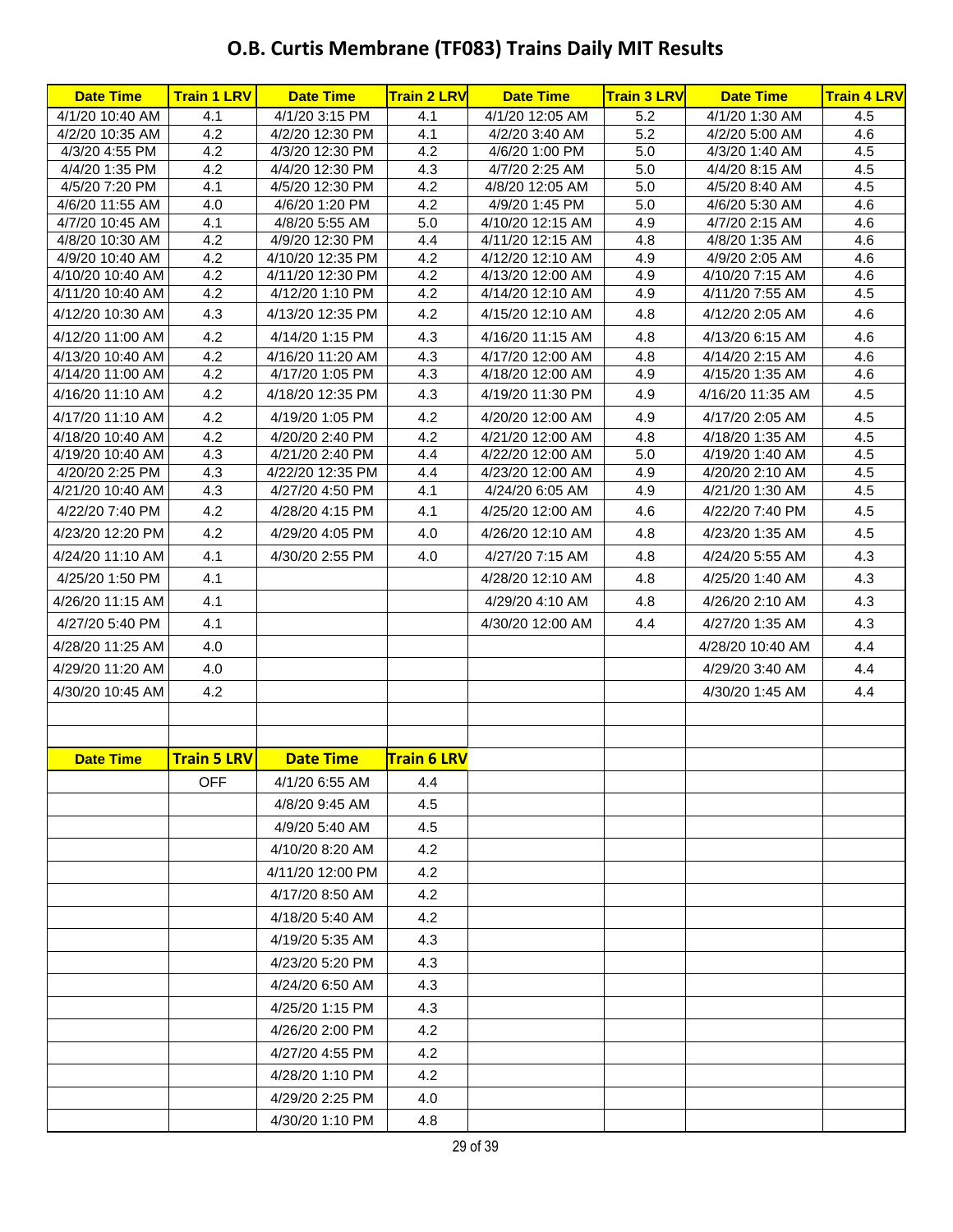# O.B. Curtis Membrane (TF083) Trains Daily MIT Results

| Date Time | Train 1 LRV | Date Time | Train 2 LRV | Date Time | Train 3 LRV | Date Time | Train 4 LRV |
|---|---|---|---|---|---|---|---|
| 4/1/20 10:40 AM | 4.1 | 4/1/20 3:15 PM | 4.1 | 4/1/20 12:05 AM | 5.2 | 4/1/20 1:30 AM | 4.5 |
| 4/2/20 10:35 AM | 4.2 | 4/2/20 12:30 PM | 4.1 | 4/2/20 3:40 AM | 5.2 | 4/2/20 5:00 AM | 4.6 |
| 4/3/20 4:55 PM | 4.2 | 4/3/20 12:30 PM | 4.2 | 4/6/20 1:00 PM | 5.0 | 4/3/20 1:40 AM | 4.5 |
| 4/4/20 1:35 PM | 4.2 | 4/4/20 12:30 PM | 4.3 | 4/7/20 2:25 AM | 5.0 | 4/4/20 8:15 AM | 4.5 |
| 4/5/20 7:20 PM | 4.1 | 4/5/20 12:30 PM | 4.2 | 4/8/20 12:05 AM | 5.0 | 4/5/20 8:40 AM | 4.5 |
| 4/6/20 11:55 AM | 4.0 | 4/6/20 1:20 PM | 4.2 | 4/9/20 1:45 PM | 5.0 | 4/6/20 5:30 AM | 4.6 |
| 4/7/20 10:45 AM | 4.1 | 4/8/20 5:55 AM | 5.0 | 4/10/20 12:15 AM | 4.9 | 4/7/20 2:15 AM | 4.6 |
| 4/8/20 10:30 AM | 4.2 | 4/9/20 12:30 PM | 4.4 | 4/11/20 12:15 AM | 4.8 | 4/8/20 1:35 AM | 4.6 |
| 4/9/20 10:40 AM | 4.2 | 4/10/20 12:35 PM | 4.2 | 4/12/20 12:10 AM | 4.9 | 4/9/20 2:05 AM | 4.6 |
| 4/10/20 10:40 AM | 4.2 | 4/11/20 12:30 PM | 4.2 | 4/13/20 12:00 AM | 4.9 | 4/10/20 7:15 AM | 4.6 |
| 4/11/20 10:40 AM | 4.2 | 4/12/20 1:10 PM | 4.2 | 4/14/20 12:10 AM | 4.9 | 4/11/20 7:55 AM | 4.5 |
| 4/12/20 10:30 AM | 4.3 | 4/13/20 12:35 PM | 4.2 | 4/15/20 12:10 AM | 4.8 | 4/12/20 2:05 AM | 4.6 |
| 4/12/20 11:00 AM | 4.2 | 4/14/20 1:15 PM | 4.3 | 4/16/20 11:15 AM | 4.8 | 4/13/20 6:15 AM | 4.6 |
| 4/13/20 10:40 AM | 4.2 | 4/16/20 11:20 AM | 4.3 | 4/17/20 12:00 AM | 4.8 | 4/14/20 2:15 AM | 4.6 |
| 4/14/20 11:00 AM | 4.2 | 4/17/20 1:05 PM | 4.3 | 4/18/20 12:00 AM | 4.9 | 4/15/20 1:35 AM | 4.6 |
| 4/16/20 11:10 AM | 4.2 | 4/18/20 12:35 PM | 4.3 | 4/19/20 11:30 PM | 4.9 | 4/16/20 11:35 AM | 4.5 |
| 4/17/20 11:10 AM | 4.2 | 4/19/20 1:05 PM | 4.2 | 4/20/20 12:00 AM | 4.9 | 4/17/20 2:05 AM | 4.5 |
| 4/18/20 10:40 AM | 4.2 | 4/20/20 2:40 PM | 4.2 | 4/21/20 12:00 AM | 4.8 | 4/18/20 1:35 AM | 4.5 |
| 4/19/20 10:40 AM | 4.3 | 4/21/20 2:40 PM | 4.4 | 4/22/20 12:00 AM | 5.0 | 4/19/20 1:40 AM | 4.5 |
| 4/20/20 2:25 PM | 4.3 | 4/22/20 12:35 PM | 4.4 | 4/23/20 12:00 AM | 4.9 | 4/20/20 2:10 AM | 4.5 |
| 4/21/20 10:40 AM | 4.3 | 4/27/20 4:50 PM | 4.1 | 4/24/20 6:05 AM | 4.9 | 4/21/20 1:30 AM | 4.5 |
| 4/22/20 7:40 PM | 4.2 | 4/28/20 4:15 PM | 4.1 | 4/25/20 12:00 AM | 4.6 | 4/22/20 7:40 PM | 4.5 |
| 4/23/20 12:20 PM | 4.2 | 4/29/20 4:05 PM | 4.0 | 4/26/20 12:10 AM | 4.8 | 4/23/20 1:35 AM | 4.5 |
| 4/24/20 11:10 AM | 4.1 | 4/30/20 2:55 PM | 4.0 | 4/27/20 7:15 AM | 4.8 | 4/24/20 5:55 AM | 4.3 |
| 4/25/20 1:50 PM | 4.1 | | | 4/28/20 12:10 AM | 4.8 | 4/25/20 1:40 AM | 4.3 |
| 4/26/20 11:15 AM | 4.1 | | | 4/29/20 4:10 AM | 4.8 | 4/26/20 2:10 AM | 4.3 |
| 4/27/20 5:40 PM | 4.1 | | | 4/30/20 12:00 AM | 4.4 | 4/27/20 1:35 AM | 4.3 |
| 4/28/20 11:25 AM | 4.0 | | | | | 4/28/20 10:40 AM | 4.4 |
| 4/29/20 11:20 AM | 4.0 | | | | | 4/29/20 3:40 AM | 4.4 |
| 4/30/20 10:45 AM | 4.2 | | | | | 4/30/20 1:45 AM | 4.4 |

| Date Time | Train 5 LRV | Date Time | Train 6 LRV |
|---|---|---|---|
| | OFF | 4/1/20 6:55 AM | 4.4 |
| | | 4/8/20 9:45 AM | 4.5 |
| | | 4/9/20 5:40 AM | 4.5 |
| | | 4/10/20 8:20 AM | 4.2 |
| | | 4/11/20 12:00 PM | 4.2 |
| | | 4/17/20 8:50 AM | 4.2 |
| | | 4/18/20 5:40 AM | 4.2 |
| | | 4/19/20 5:35 AM | 4.3 |
| | | 4/23/20 5:20 PM | 4.3 |
| | | 4/24/20 6:50 AM | 4.3 |
| | | 4/25/20 1:15 PM | 4.3 |
| | | 4/26/20 2:00 PM | 4.2 |
| | | 4/27/20 4:55 PM | 4.2 |
| | | 4/28/20 1:10 PM | 4.2 |
| | | 4/29/20 2:25 PM | 4.0 |
| | | 4/30/20 1:10 PM | 4.8 |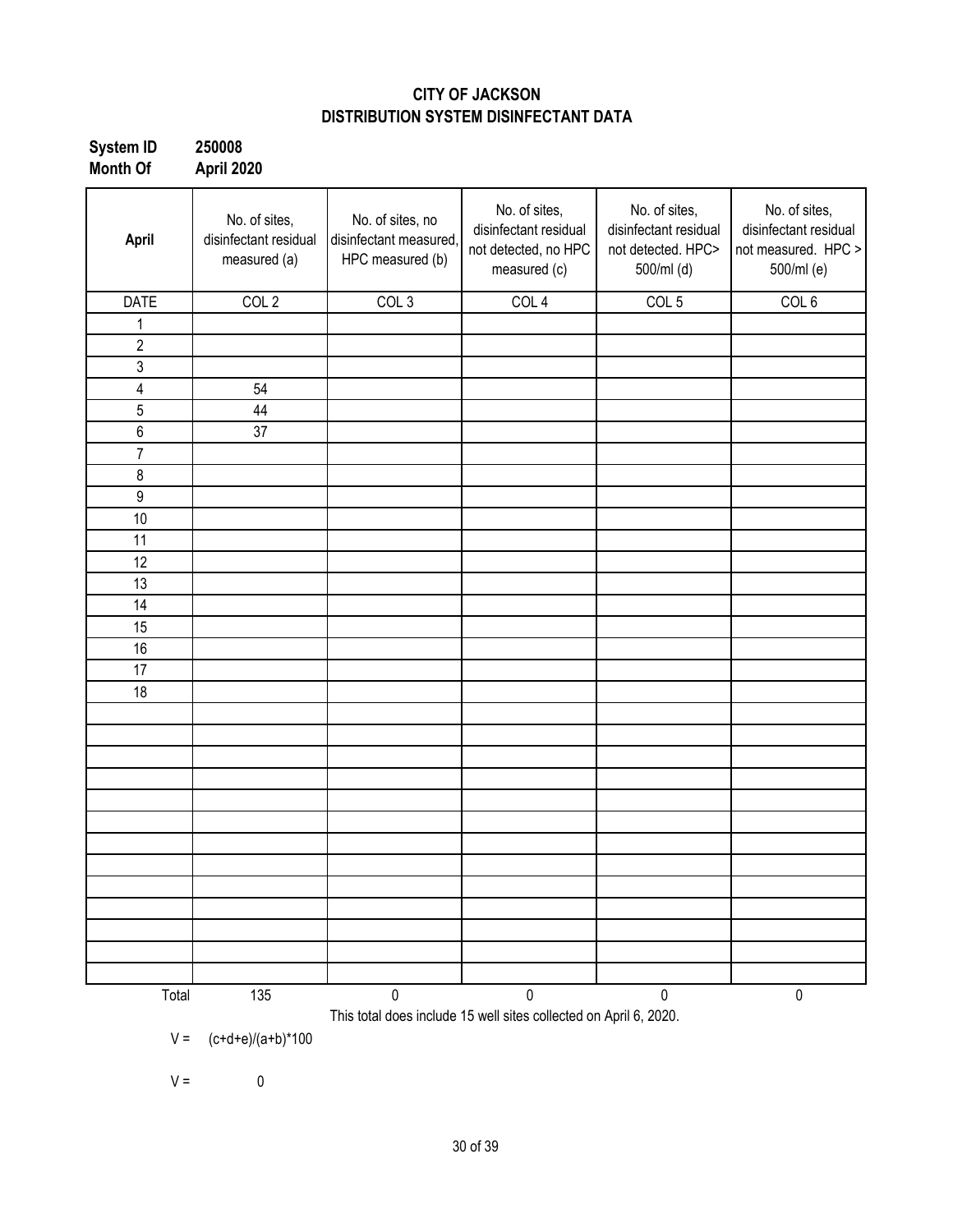**CITY OF JACKSON**
**DISTRIBUTION SYSTEM DISINFECTANT DATA**

**System ID** 250008
**Month Of** April 2020

| April | No. of sites, disinfectant residual measured (a) | No. of sites, no disinfectant measured, HPC measured (b) | No. of sites, disinfectant residual not detected, no HPC measured (c) | No. of sites, disinfectant residual not detected. HPC> 500/ml (d) | No. of sites, disinfectant residual not measured. HPC > 500/ml (e) |
|---|---|---|---|---|---|
| DATE | COL 2 | COL 3 | COL 4 | COL 5 | COL 6 |
| 1 | | | | | |
| 2 | | | | | |
| 3 | | | | | |
| 4 | 54 | | | | |
| 5 | 44 | | | | |
| 6 | 37 | | | | |
| 7 | | | | | |
| 8 | | | | | |
| 9 | | | | | |
| 10 | | | | | |
| 11 | | | | | |
| 12 | | | | | |
| 13 | | | | | |
| 14 | | | | | |
| 15 | | | | | |
| 16 | | | | | |
| 17 | | | | | |
| 18 | | | | | |
| | | | | | |
| | | | | | |
| | | | | | |
| | | | | | |
| | | | | | |
| | | | | | |
| | | | | | |
| | | | | | |
| | | | | | |
| | | | | | |
| | | | | | |
| | | | | | |
| | | | | | |
| Total | 135 | 0 | 0 | 0 | 0 |

This total does include 15 well sites collected on April 6, 2020.

V = (c+d+e)/(a+b)*100

V = 0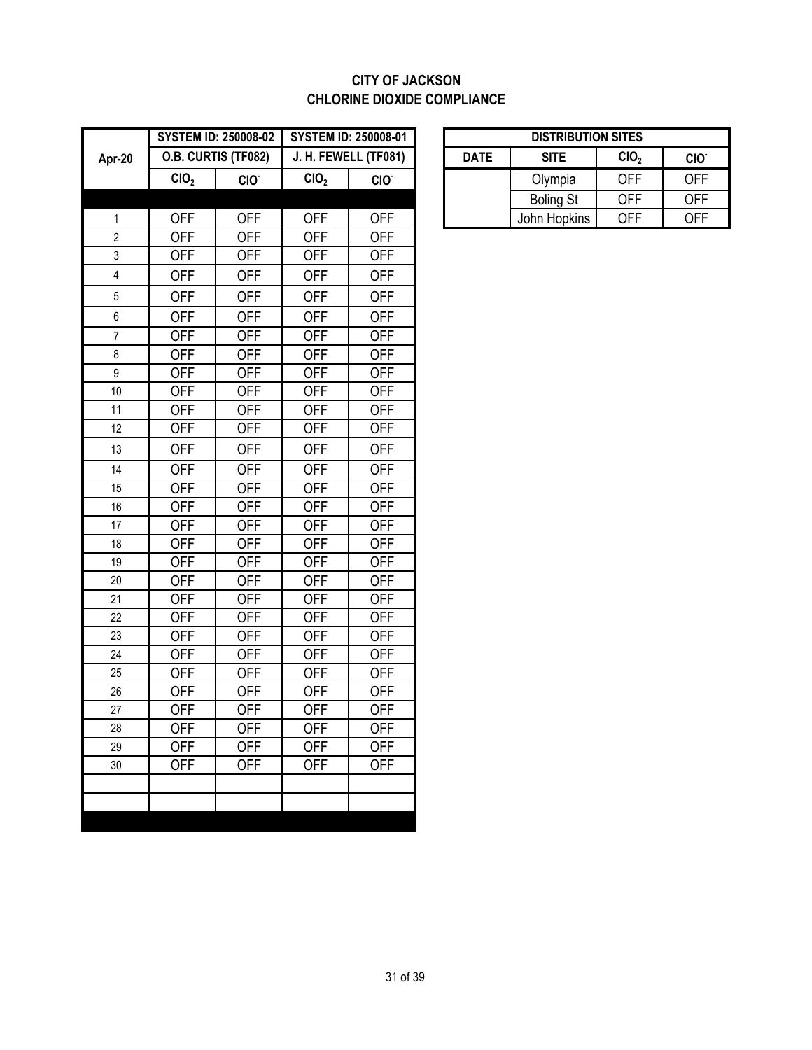# CITY OF JACKSON
# CHLORINE DIOXIDE COMPLIANCE

| Apr-20 | SYSTEM ID: 250008-02 | | SYSTEM ID: 250008-01 | |
|---|---|---|---|---|
| | O.B. CURTIS (TF082) | | J. H. FEWELL (TF081) | |
| | $ClO_2$ | $ClO^-$ | $ClO_2$ | $ClO^-$ |
| | | | | |
| 1 | OFF | OFF | OFF | OFF |
| 2 | OFF | OFF | OFF | OFF |
| 3 | OFF | OFF | OFF | OFF |
| 4 | OFF | OFF | OFF | OFF |
| 5 | OFF | OFF | OFF | OFF |
| 6 | OFF | OFF | OFF | OFF |
| 7 | OFF | OFF | OFF | OFF |
| 8 | OFF | OFF | OFF | OFF |
| 9 | OFF | OFF | OFF | OFF |
| 10 | OFF | OFF | OFF | OFF |
| 11 | OFF | OFF | OFF | OFF |
| 12 | OFF | OFF | OFF | OFF |
| 13 | OFF | OFF | OFF | OFF |
| 14 | OFF | OFF | OFF | OFF |
| 15 | OFF | OFF | OFF | OFF |
| 16 | OFF | OFF | OFF | OFF |
| 17 | OFF | OFF | OFF | OFF |
| 18 | OFF | OFF | OFF | OFF |
| 19 | OFF | OFF | OFF | OFF |
| 20 | OFF | OFF | OFF | OFF |
| 21 | OFF | OFF | OFF | OFF |
| 22 | OFF | OFF | OFF | OFF |
| 23 | OFF | OFF | OFF | OFF |
| 24 | OFF | OFF | OFF | OFF |
| 25 | OFF | OFF | OFF | OFF |
| 26 | OFF | OFF | OFF | OFF |
| 27 | OFF | OFF | OFF | OFF |
| 28 | OFF | OFF | OFF | OFF |
| 29 | OFF | OFF | OFF | OFF |
| 30 | OFF | OFF | OFF | OFF |
| | | | | |
| | | | | |

| DISTRIBUTION SITES | | | |
|---|---|---|---|
| DATE | SITE | $ClO_2$ | $ClO^-$ |
| | Olympia | OFF | OFF |
| | Boling St | OFF | OFF |
| | John Hopkins | OFF | OFF |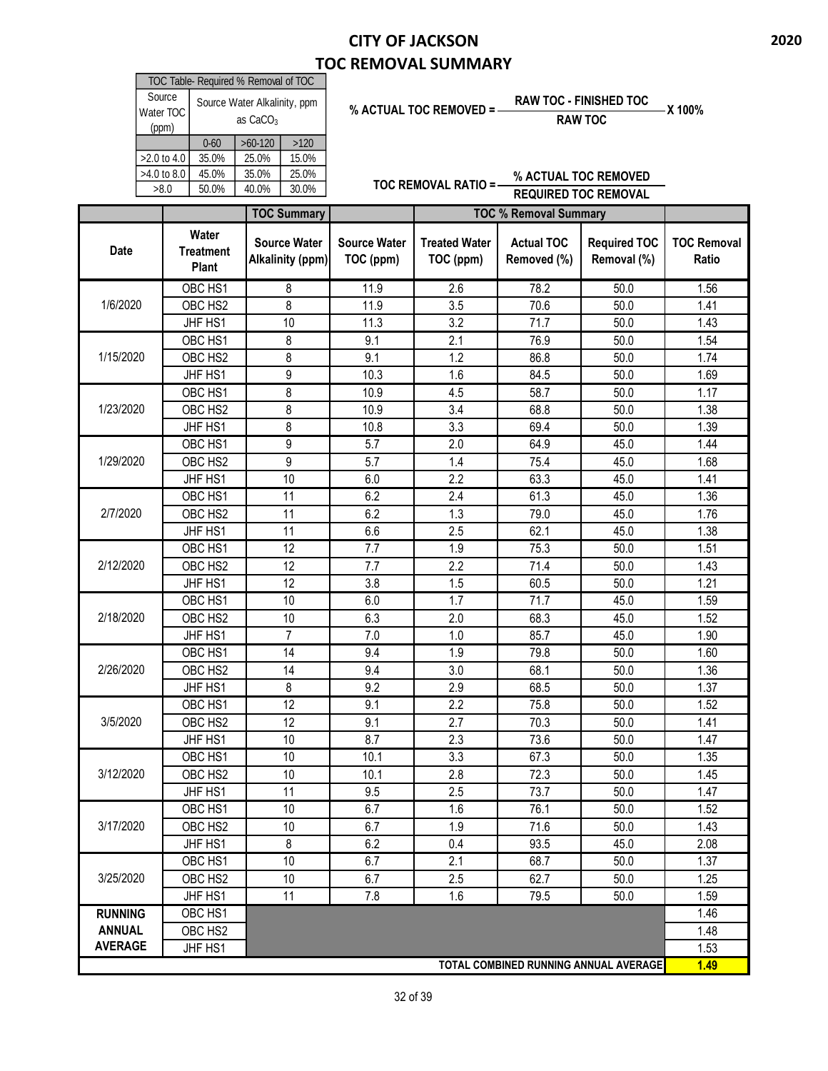# CITY OF JACKSON

## TOC REMOVAL SUMMARY

2020

| TOC Table- Required % Removal of TOC | | | |
|---|---|---|---|
| Source Water TOC (ppm) | Source Water Alkalinity, ppm as $CaCO_3$ | | |
| | 0-60 | >60-120 | >120 |
| >2.0 to 4.0 | 35.0% | 25.0% | 15.0% |
| >4.0 to 8.0 | 45.0% | 35.0% | 25.0% |
| >8.0 | 50.0% | 40.0% | 30.0% |

$$\text{\% ACTUAL TOC REMOVED} = \frac{\text{RAW TOC - FINISHED TOC}}{\text{RAW TOC}} \times 100\%$$

$$\text{TOC REMOVAL RATIO} = \frac{\text{\% ACTUAL TOC REMOVED}}{\text{REQUIRED TOC REMOVAL}}$$

| | | TOC Summary | | TOC % Removal Summary | | | |
|---|---|---|---|---|---|---|---|
| Date | Water Treatment Plant | Source Water Alkalinity (ppm) | Source Water TOC (ppm) | Treated Water TOC (ppm) | Actual TOC Removed (%) | Required TOC Removal (%) | TOC Removal Ratio |
| 1/6/2020 | OBC HS1 | 8 | 11.9 | 2.6 | 78.2 | 50.0 | 1.56 |
| | OBC HS2 | 8 | 11.9 | 3.5 | 70.6 | 50.0 | 1.41 |
| | JHF HS1 | 10 | 11.3 | 3.2 | 71.7 | 50.0 | 1.43 |
| 1/15/2020 | OBC HS1 | 8 | 9.1 | 2.1 | 76.9 | 50.0 | 1.54 |
| | OBC HS2 | 8 | 9.1 | 1.2 | 86.8 | 50.0 | 1.74 |
| | JHF HS1 | 9 | 10.3 | 1.6 | 84.5 | 50.0 | 1.69 |
| 1/23/2020 | OBC HS1 | 8 | 10.9 | 4.5 | 58.7 | 50.0 | 1.17 |
| | OBC HS2 | 8 | 10.9 | 3.4 | 68.8 | 50.0 | 1.38 |
| | JHF HS1 | 8 | 10.8 | 3.3 | 69.4 | 50.0 | 1.39 |
| 1/29/2020 | OBC HS1 | 9 | 5.7 | 2.0 | 64.9 | 45.0 | 1.44 |
| | OBC HS2 | 9 | 5.7 | 1.4 | 75.4 | 45.0 | 1.68 |
| | JHF HS1 | 10 | 6.0 | 2.2 | 63.3 | 45.0 | 1.41 |
| 2/7/2020 | OBC HS1 | 11 | 6.2 | 2.4 | 61.3 | 45.0 | 1.36 |
| | OBC HS2 | 11 | 6.2 | 1.3 | 79.0 | 45.0 | 1.76 |
| | JHF HS1 | 11 | 6.6 | 2.5 | 62.1 | 45.0 | 1.38 |
| 2/12/2020 | OBC HS1 | 12 | 7.7 | 1.9 | 75.3 | 50.0 | 1.51 |
| | OBC HS2 | 12 | 7.7 | 2.2 | 71.4 | 50.0 | 1.43 |
| | JHF HS1 | 12 | 3.8 | 1.5 | 60.5 | 50.0 | 1.21 |
| 2/18/2020 | OBC HS1 | 10 | 6.0 | 1.7 | 71.7 | 45.0 | 1.59 |
| | OBC HS2 | 10 | 6.3 | 2.0 | 68.3 | 45.0 | 1.52 |
| | JHF HS1 | 7 | 7.0 | 1.0 | 85.7 | 45.0 | 1.90 |
| 2/26/2020 | OBC HS1 | 14 | 9.4 | 1.9 | 79.8 | 50.0 | 1.60 |
| | OBC HS2 | 14 | 9.4 | 3.0 | 68.1 | 50.0 | 1.36 |
| | JHF HS1 | 8 | 9.2 | 2.9 | 68.5 | 50.0 | 1.37 |
| 3/5/2020 | OBC HS1 | 12 | 9.1 | 2.2 | 75.8 | 50.0 | 1.52 |
| | OBC HS2 | 12 | 9.1 | 2.7 | 70.3 | 50.0 | 1.41 |
| | JHF HS1 | 10 | 8.7 | 2.3 | 73.6 | 50.0 | 1.47 |
| 3/12/2020 | OBC HS1 | 10 | 10.1 | 3.3 | 67.3 | 50.0 | 1.35 |
| | OBC HS2 | 10 | 10.1 | 2.8 | 72.3 | 50.0 | 1.45 |
| | JHF HS1 | 11 | 9.5 | 2.5 | 73.7 | 50.0 | 1.47 |
| 3/17/2020 | OBC HS1 | 10 | 6.7 | 1.6 | 76.1 | 50.0 | 1.52 |
| | OBC HS2 | 10 | 6.7 | 1.9 | 71.6 | 50.0 | 1.43 |
| | JHF HS1 | 8 | 6.2 | 0.4 | 93.5 | 45.0 | 2.08 |
| 3/25/2020 | OBC HS1 | 10 | 6.7 | 2.1 | 68.7 | 50.0 | 1.37 |
| | OBC HS2 | 10 | 6.7 | 2.5 | 62.7 | 50.0 | 1.25 |
| | JHF HS1 | 11 | 7.8 | 1.6 | 79.5 | 50.0 | 1.59 |
| RUNNING ANNUAL AVERAGE | OBC HS1 | | | | | | 1.46 |
| | OBC HS2 | | | | | | 1.48 |
| | JHF HS1 | | | | | | 1.53 |
| TOTAL COMBINED RUNNING ANNUAL AVERAGE | | | | | | | **1.49** |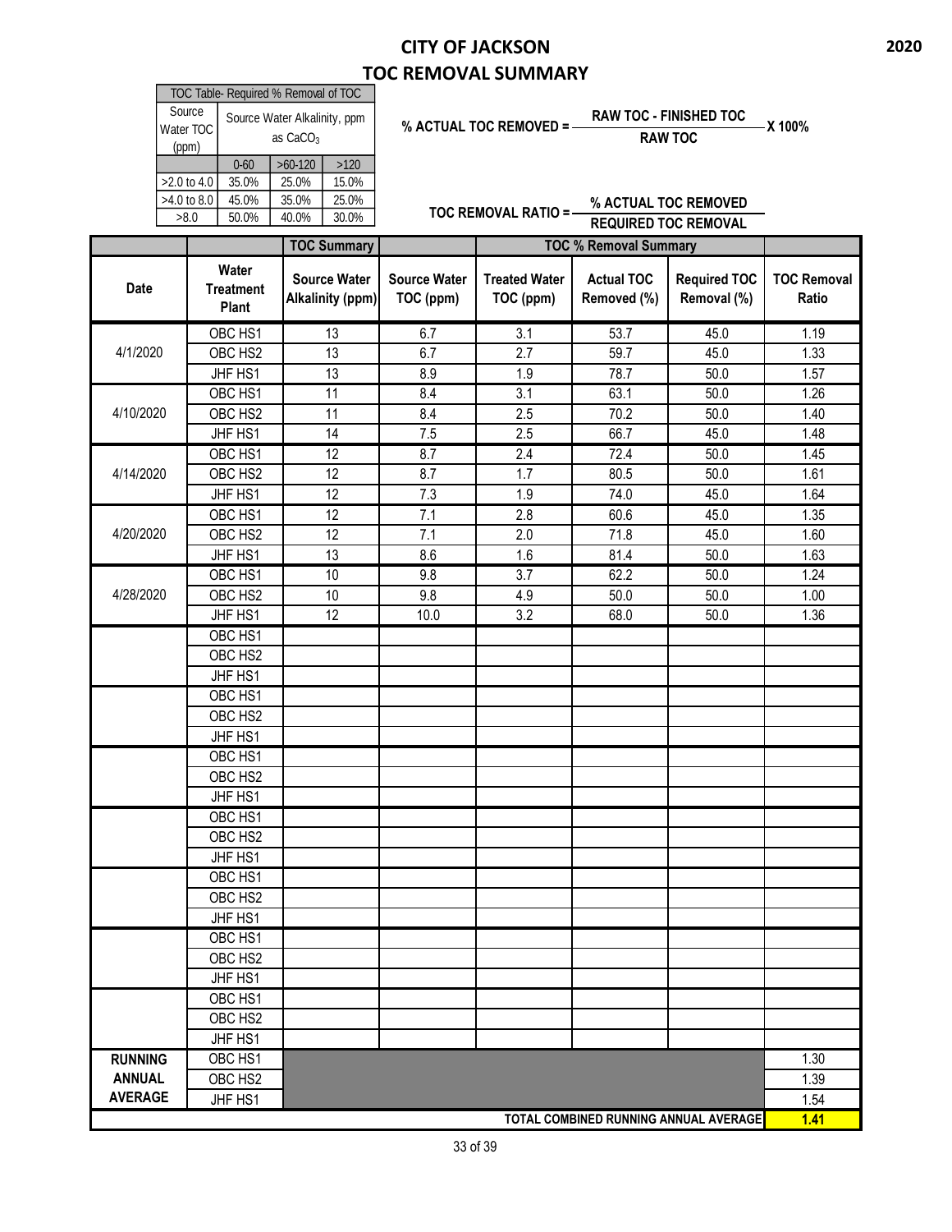# CITY OF JACKSON
# TOC REMOVAL SUMMARY

2020

| TOC Table- Required % Removal of TOC | | | |
|---|---|---|---|
| Source Water TOC (ppm) | Source Water Alkalinity, ppm as $CaCO_3$ | | |
| | 0-60 | >60-120 | >120 |
| >2.0 to 4.0 | 35.0% | 25.0% | 15.0% |
| >4.0 to 8.0 | 45.0% | 35.0% | 25.0% |
| >8.0 | 50.0% | 40.0% | 30.0% |

$$\% \text{ ACTUAL TOC REMOVED} = \frac{\text{RAW TOC - FINISHED TOC}}{\text{RAW TOC}} \times 100\%$$

$$\text{TOC REMOVAL RATIO} = \frac{\% \text{ ACTUAL TOC REMOVED}}{\text{REQUIRED TOC REMOVAL}}$$

| | | TOC Summary | | TOC % Removal Summary | | | |
|---|---|---|---|---|---|---|---|
| Date | Water Treatment Plant | Source Water Alkalinity (ppm) | Source Water TOC (ppm) | Treated Water TOC (ppm) | Actual TOC Removed (%) | Required TOC Removal (%) | TOC Removal Ratio |
| 4/1/2020 | OBC HS1 | 13 | 6.7 | 3.1 | 53.7 | 45.0 | 1.19 |
| | OBC HS2 | 13 | 6.7 | 2.7 | 59.7 | 45.0 | 1.33 |
| | JHF HS1 | 13 | 8.9 | 1.9 | 78.7 | 50.0 | 1.57 |
| 4/10/2020 | OBC HS1 | 11 | 8.4 | 3.1 | 63.1 | 50.0 | 1.26 |
| | OBC HS2 | 11 | 8.4 | 2.5 | 70.2 | 50.0 | 1.40 |
| | JHF HS1 | 14 | 7.5 | 2.5 | 66.7 | 45.0 | 1.48 |
| 4/14/2020 | OBC HS1 | 12 | 8.7 | 2.4 | 72.4 | 50.0 | 1.45 |
| | OBC HS2 | 12 | 8.7 | 1.7 | 80.5 | 50.0 | 1.61 |
| | JHF HS1 | 12 | 7.3 | 1.9 | 74.0 | 45.0 | 1.64 |
| 4/20/2020 | OBC HS1 | 12 | 7.1 | 2.8 | 60.6 | 45.0 | 1.35 |
| | OBC HS2 | 12 | 7.1 | 2.0 | 71.8 | 45.0 | 1.60 |
| | JHF HS1 | 13 | 8.6 | 1.6 | 81.4 | 50.0 | 1.63 |
| 4/28/2020 | OBC HS1 | 10 | 9.8 | 3.7 | 62.2 | 50.0 | 1.24 |
| | OBC HS2 | 10 | 9.8 | 4.9 | 50.0 | 50.0 | 1.00 |
| | JHF HS1 | 12 | 10.0 | 3.2 | 68.0 | 50.0 | 1.36 |
| | OBC HS1 | | | | | | |
| | OBC HS2 | | | | | | |
| | JHF HS1 | | | | | | |
| | OBC HS1 | | | | | | |
| | OBC HS2 | | | | | | |
| | JHF HS1 | | | | | | |
| | OBC HS1 | | | | | | |
| | OBC HS2 | | | | | | |
| | JHF HS1 | | | | | | |
| | OBC HS1 | | | | | | |
| | OBC HS2 | | | | | | |
| | JHF HS1 | | | | | | |
| | OBC HS1 | | | | | | |
| | OBC HS2 | | | | | | |
| | JHF HS1 | | | | | | |
| | OBC HS1 | | | | | | |
| | OBC HS2 | | | | | | |
| | JHF HS1 | | | | | | |
| | OBC HS1 | | | | | | |
| | OBC HS2 | | | | | | |
| | JHF HS1 | | | | | | |
| RUNNING ANNUAL AVERAGE | OBC HS1 | | | | | | 1.30 |
| | OBC HS2 | | | | | | 1.39 |
| | JHF HS1 | | | | | | 1.54 |
| TOTAL COMBINED RUNNING ANNUAL AVERAGE | | | | | | | **1.41** |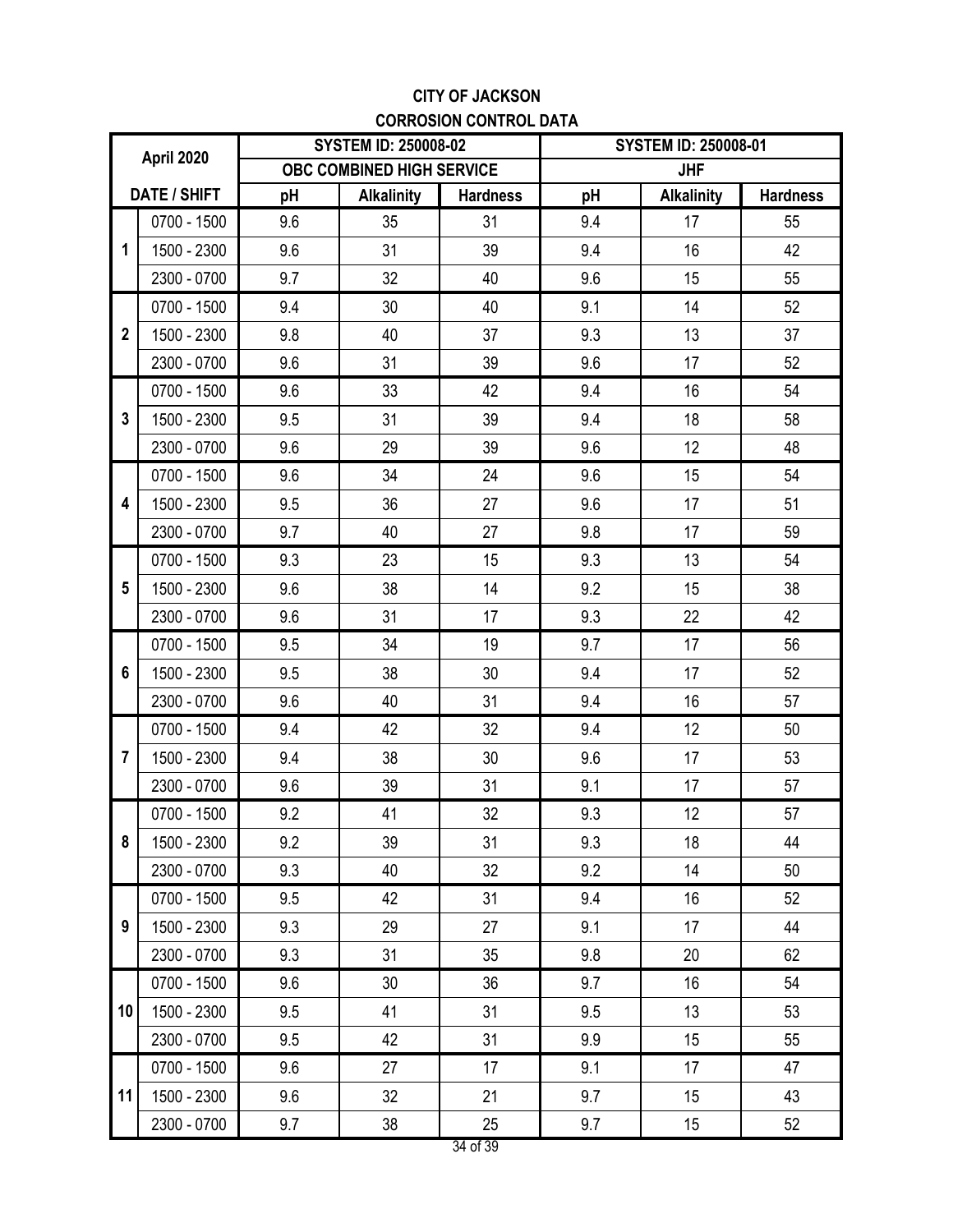**CITY OF JACKSON**

**CORROSION CONTROL DATA**

| April 2020 | | SYSTEM ID: 250008-02 | | | SYSTEM ID: 250008-01 | | |
|---|---|---|---|---|---|---|---|
| | | OBC COMBINED HIGH SERVICE | | | JHF | | |
| DATE / SHIFT | | pH | Alkalinity | Hardness | pH | Alkalinity | Hardness |
| 1 | 0700 - 1500 | 9.6 | 35 | 31 | 9.4 | 17 | 55 |
| | 1500 - 2300 | 9.6 | 31 | 39 | 9.4 | 16 | 42 |
| | 2300 - 0700 | 9.7 | 32 | 40 | 9.6 | 15 | 55 |
| 2 | 0700 - 1500 | 9.4 | 30 | 40 | 9.1 | 14 | 52 |
| | 1500 - 2300 | 9.8 | 40 | 37 | 9.3 | 13 | 37 |
| | 2300 - 0700 | 9.6 | 31 | 39 | 9.6 | 17 | 52 |
| 3 | 0700 - 1500 | 9.6 | 33 | 42 | 9.4 | 16 | 54 |
| | 1500 - 2300 | 9.5 | 31 | 39 | 9.4 | 18 | 58 |
| | 2300 - 0700 | 9.6 | 29 | 39 | 9.6 | 12 | 48 |
| 4 | 0700 - 1500 | 9.6 | 34 | 24 | 9.6 | 15 | 54 |
| | 1500 - 2300 | 9.5 | 36 | 27 | 9.6 | 17 | 51 |
| | 2300 - 0700 | 9.7 | 40 | 27 | 9.8 | 17 | 59 |
| 5 | 0700 - 1500 | 9.3 | 23 | 15 | 9.3 | 13 | 54 |
| | 1500 - 2300 | 9.6 | 38 | 14 | 9.2 | 15 | 38 |
| | 2300 - 0700 | 9.6 | 31 | 17 | 9.3 | 22 | 42 |
| 6 | 0700 - 1500 | 9.5 | 34 | 19 | 9.7 | 17 | 56 |
| | 1500 - 2300 | 9.5 | 38 | 30 | 9.4 | 17 | 52 |
| | 2300 - 0700 | 9.6 | 40 | 31 | 9.4 | 16 | 57 |
| 7 | 0700 - 1500 | 9.4 | 42 | 32 | 9.4 | 12 | 50 |
| | 1500 - 2300 | 9.4 | 38 | 30 | 9.6 | 17 | 53 |
| | 2300 - 0700 | 9.6 | 39 | 31 | 9.1 | 17 | 57 |
| 8 | 0700 - 1500 | 9.2 | 41 | 32 | 9.3 | 12 | 57 |
| | 1500 - 2300 | 9.2 | 39 | 31 | 9.3 | 18 | 44 |
| | 2300 - 0700 | 9.3 | 40 | 32 | 9.2 | 14 | 50 |
| 9 | 0700 - 1500 | 9.5 | 42 | 31 | 9.4 | 16 | 52 |
| | 1500 - 2300 | 9.3 | 29 | 27 | 9.1 | 17 | 44 |
| | 2300 - 0700 | 9.3 | 31 | 35 | 9.8 | 20 | 62 |
| 10 | 0700 - 1500 | 9.6 | 30 | 36 | 9.7 | 16 | 54 |
| | 1500 - 2300 | 9.5 | 41 | 31 | 9.5 | 13 | 53 |
| | 2300 - 0700 | 9.5 | 42 | 31 | 9.9 | 15 | 55 |
| 11 | 0700 - 1500 | 9.6 | 27 | 17 | 9.1 | 17 | 47 |
| | 1500 - 2300 | 9.6 | 32 | 21 | 9.7 | 15 | 43 |
| | 2300 - 0700 | 9.7 | 38 | 25 | 9.7 | 15 | 52 |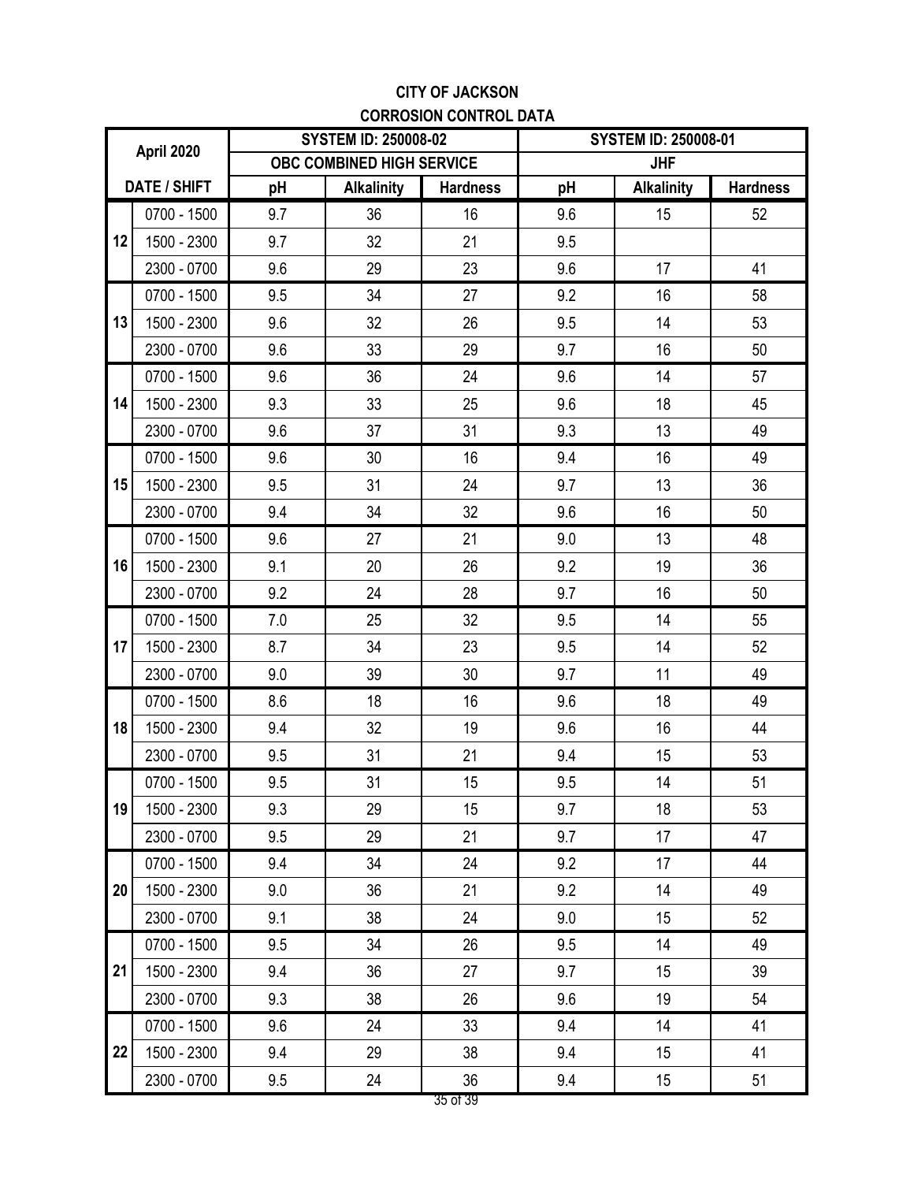# CITY OF JACKSON

## CORROSION CONTROL DATA

| April 2020 | | SYSTEM ID: 250008-02 | | | SYSTEM ID: 250008-01 | | |
|---|---|---|---|---|---|---|---|
| | | OBC COMBINED HIGH SERVICE | | | JHF | | |
| DATE / SHIFT | | pH | Alkalinity | Hardness | pH | Alkalinity | Hardness |
| 12 | 0700 - 1500 | 9.7 | 36 | 16 | 9.6 | 15 | 52 |
| | 1500 - 2300 | 9.7 | 32 | 21 | 9.5 | | |
| | 2300 - 0700 | 9.6 | 29 | 23 | 9.6 | 17 | 41 |
| 13 | 0700 - 1500 | 9.5 | 34 | 27 | 9.2 | 16 | 58 |
| | 1500 - 2300 | 9.6 | 32 | 26 | 9.5 | 14 | 53 |
| | 2300 - 0700 | 9.6 | 33 | 29 | 9.7 | 16 | 50 |
| 14 | 0700 - 1500 | 9.6 | 36 | 24 | 9.6 | 14 | 57 |
| | 1500 - 2300 | 9.3 | 33 | 25 | 9.6 | 18 | 45 |
| | 2300 - 0700 | 9.6 | 37 | 31 | 9.3 | 13 | 49 |
| 15 | 0700 - 1500 | 9.6 | 30 | 16 | 9.4 | 16 | 49 |
| | 1500 - 2300 | 9.5 | 31 | 24 | 9.7 | 13 | 36 |
| | 2300 - 0700 | 9.4 | 34 | 32 | 9.6 | 16 | 50 |
| 16 | 0700 - 1500 | 9.6 | 27 | 21 | 9.0 | 13 | 48 |
| | 1500 - 2300 | 9.1 | 20 | 26 | 9.2 | 19 | 36 |
| | 2300 - 0700 | 9.2 | 24 | 28 | 9.7 | 16 | 50 |
| 17 | 0700 - 1500 | 7.0 | 25 | 32 | 9.5 | 14 | 55 |
| | 1500 - 2300 | 8.7 | 34 | 23 | 9.5 | 14 | 52 |
| | 2300 - 0700 | 9.0 | 39 | 30 | 9.7 | 11 | 49 |
| 18 | 0700 - 1500 | 8.6 | 18 | 16 | 9.6 | 18 | 49 |
| | 1500 - 2300 | 9.4 | 32 | 19 | 9.6 | 16 | 44 |
| | 2300 - 0700 | 9.5 | 31 | 21 | 9.4 | 15 | 53 |
| 19 | 0700 - 1500 | 9.5 | 31 | 15 | 9.5 | 14 | 51 |
| | 1500 - 2300 | 9.3 | 29 | 15 | 9.7 | 18 | 53 |
| | 2300 - 0700 | 9.5 | 29 | 21 | 9.7 | 17 | 47 |
| 20 | 0700 - 1500 | 9.4 | 34 | 24 | 9.2 | 17 | 44 |
| | 1500 - 2300 | 9.0 | 36 | 21 | 9.2 | 14 | 49 |
| | 2300 - 0700 | 9.1 | 38 | 24 | 9.0 | 15 | 52 |
| 21 | 0700 - 1500 | 9.5 | 34 | 26 | 9.5 | 14 | 49 |
| | 1500 - 2300 | 9.4 | 36 | 27 | 9.7 | 15 | 39 |
| | 2300 - 0700 | 9.3 | 38 | 26 | 9.6 | 19 | 54 |
| 22 | 0700 - 1500 | 9.6 | 24 | 33 | 9.4 | 14 | 41 |
| | 1500 - 2300 | 9.4 | 29 | 38 | 9.4 | 15 | 41 |
| | 2300 - 0700 | 9.5 | 24 | 36 | 9.4 | 15 | 51 |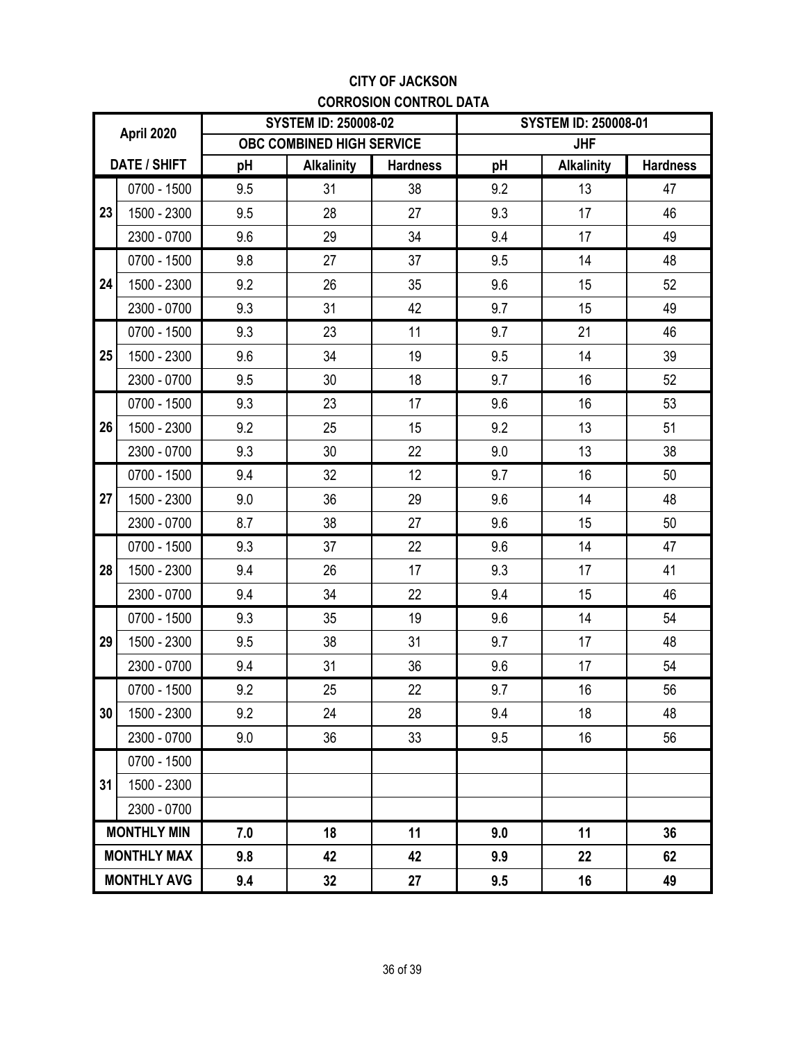# CITY OF JACKSON
## CORROSION CONTROL DATA

| April 2020 | | SYSTEM ID: 250008-02 | | | SYSTEM ID: 250008-01 | | |
|---|---|---|---|---|---|---|---|
| | | OBC COMBINED HIGH SERVICE | | | JHF | | |
| DATE / SHIFT | | pH | Alkalinity | Hardness | pH | Alkalinity | Hardness |
| 23 | 0700 - 1500 | 9.5 | 31 | 38 | 9.2 | 13 | 47 |
| | 1500 - 2300 | 9.5 | 28 | 27 | 9.3 | 17 | 46 |
| | 2300 - 0700 | 9.6 | 29 | 34 | 9.4 | 17 | 49 |
| 24 | 0700 - 1500 | 9.8 | 27 | 37 | 9.5 | 14 | 48 |
| | 1500 - 2300 | 9.2 | 26 | 35 | 9.6 | 15 | 52 |
| | 2300 - 0700 | 9.3 | 31 | 42 | 9.7 | 15 | 49 |
| 25 | 0700 - 1500 | 9.3 | 23 | 11 | 9.7 | 21 | 46 |
| | 1500 - 2300 | 9.6 | 34 | 19 | 9.5 | 14 | 39 |
| | 2300 - 0700 | 9.5 | 30 | 18 | 9.7 | 16 | 52 |
| 26 | 0700 - 1500 | 9.3 | 23 | 17 | 9.6 | 16 | 53 |
| | 1500 - 2300 | 9.2 | 25 | 15 | 9.2 | 13 | 51 |
| | 2300 - 0700 | 9.3 | 30 | 22 | 9.0 | 13 | 38 |
| 27 | 0700 - 1500 | 9.4 | 32 | 12 | 9.7 | 16 | 50 |
| | 1500 - 2300 | 9.0 | 36 | 29 | 9.6 | 14 | 48 |
| | 2300 - 0700 | 8.7 | 38 | 27 | 9.6 | 15 | 50 |
| 28 | 0700 - 1500 | 9.3 | 37 | 22 | 9.6 | 14 | 47 |
| | 1500 - 2300 | 9.4 | 26 | 17 | 9.3 | 17 | 41 |
| | 2300 - 0700 | 9.4 | 34 | 22 | 9.4 | 15 | 46 |
| 29 | 0700 - 1500 | 9.3 | 35 | 19 | 9.6 | 14 | 54 |
| | 1500 - 2300 | 9.5 | 38 | 31 | 9.7 | 17 | 48 |
| | 2300 - 0700 | 9.4 | 31 | 36 | 9.6 | 17 | 54 |
| 30 | 0700 - 1500 | 9.2 | 25 | 22 | 9.7 | 16 | 56 |
| | 1500 - 2300 | 9.2 | 24 | 28 | 9.4 | 18 | 48 |
| | 2300 - 0700 | 9.0 | 36 | 33 | 9.5 | 16 | 56 |
| 31 | 0700 - 1500 | | | | | | |
| | 1500 - 2300 | | | | | | |
| | 2300 - 0700 | | | | | | |
| **MONTHLY MIN** | | **7.0** | **18** | **11** | **9.0** | **11** | **36** |
| **MONTHLY MAX** | | **9.8** | **42** | **42** | **9.9** | **22** | **62** |
| **MONTHLY AVG** | | **9.4** | **32** | **27** | **9.5** | **16** | **49** |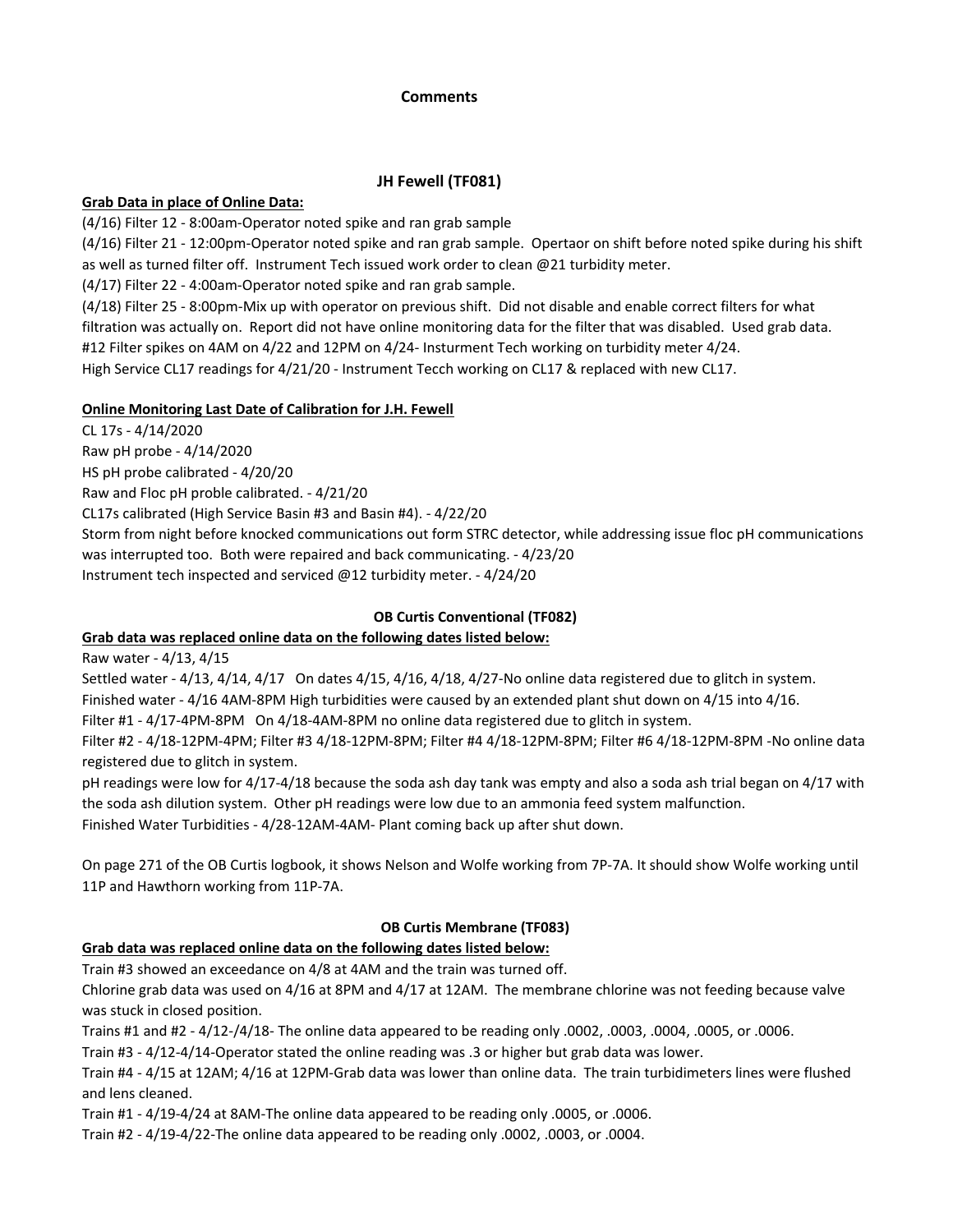# Comments

## JH Fewell (TF081)

**Grab Data in place of Online Data:**

(4/16) Filter 12 - 8:00am-Operator noted spike and ran grab sample

(4/16) Filter 21 - 12:00pm-Operator noted spike and ran grab sample. Opertaor on shift before noted spike during his shift as well as turned filter off. Instrument Tech issued work order to clean @21 turbidity meter.

(4/17) Filter 22 - 4:00am-Operator noted spike and ran grab sample.

(4/18) Filter 25 - 8:00pm-Mix up with operator on previous shift. Did not disable and enable correct filters for what filtration was actually on. Report did not have online monitoring data for the filter that was disabled. Used grab data.

#12 Filter spikes on 4AM on 4/22 and 12PM on 4/24- Insturment Tech working on turbidity meter 4/24.

High Service CL17 readings for 4/21/20 - Instrument Tecch working on CL17 & replaced with new CL17.

**Online Monitoring Last Date of Calibration for J.H. Fewell**

CL 17s - 4/14/2020

Raw pH probe - 4/14/2020

HS pH probe calibrated - 4/20/20

Raw and Floc pH proble calibrated. - 4/21/20

CL17s calibrated (High Service Basin #3 and Basin #4). - 4/22/20

Storm from night before knocked communications out form STRC detector, while addressing issue floc pH communications was interrupted too. Both were repaired and back communicating. - 4/23/20

Instrument tech inspected and serviced @12 turbidity meter. - 4/24/20

## OB Curtis Conventional (TF082)

**Grab data was replaced online data on the following dates listed below:**

Raw water - 4/13, 4/15

Settled water - 4/13, 4/14, 4/17 On dates 4/15, 4/16, 4/18, 4/27-No online data registered due to glitch in system.

Finished water - 4/16 4AM-8PM High turbidities were caused by an extended plant shut down on 4/15 into 4/16.

Filter #1 - 4/17-4PM-8PM On 4/18-4AM-8PM no online data registered due to glitch in system.

Filter #2 - 4/18-12PM-4PM; Filter #3 4/18-12PM-8PM; Filter #4 4/18-12PM-8PM; Filter #6 4/18-12PM-8PM -No online data registered due to glitch in system.

pH readings were low for 4/17-4/18 because the soda ash day tank was empty and also a soda ash trial began on 4/17 with the soda ash dilution system. Other pH readings were low due to an ammonia feed system malfunction.

Finished Water Turbidities - 4/28-12AM-4AM- Plant coming back up after shut down.

On page 271 of the OB Curtis logbook, it shows Nelson and Wolfe working from 7P-7A. It should show Wolfe working until 11P and Hawthorn working from 11P-7A.

## OB Curtis Membrane (TF083)

**Grab data was replaced online data on the following dates listed below:**

Train #3 showed an exceedance on 4/8 at 4AM and the train was turned off.

Chlorine grab data was used on 4/16 at 8PM and 4/17 at 12AM. The membrane chlorine was not feeding because valve was stuck in closed position.

Trains #1 and #2 - 4/12-/4/18- The online data appeared to be reading only .0002, .0003, .0004, .0005, or .0006.

Train #3 - 4/12-4/14-Operator stated the online reading was .3 or higher but grab data was lower.

Train #4 - 4/15 at 12AM; 4/16 at 12PM-Grab data was lower than online data. The train turbidimeters lines were flushed and lens cleaned.

Train #1 - 4/19-4/24 at 8AM-The online data appeared to be reading only .0005, or .0006.

Train #2 - 4/19-4/22-The online data appeared to be reading only .0002, .0003, or .0004.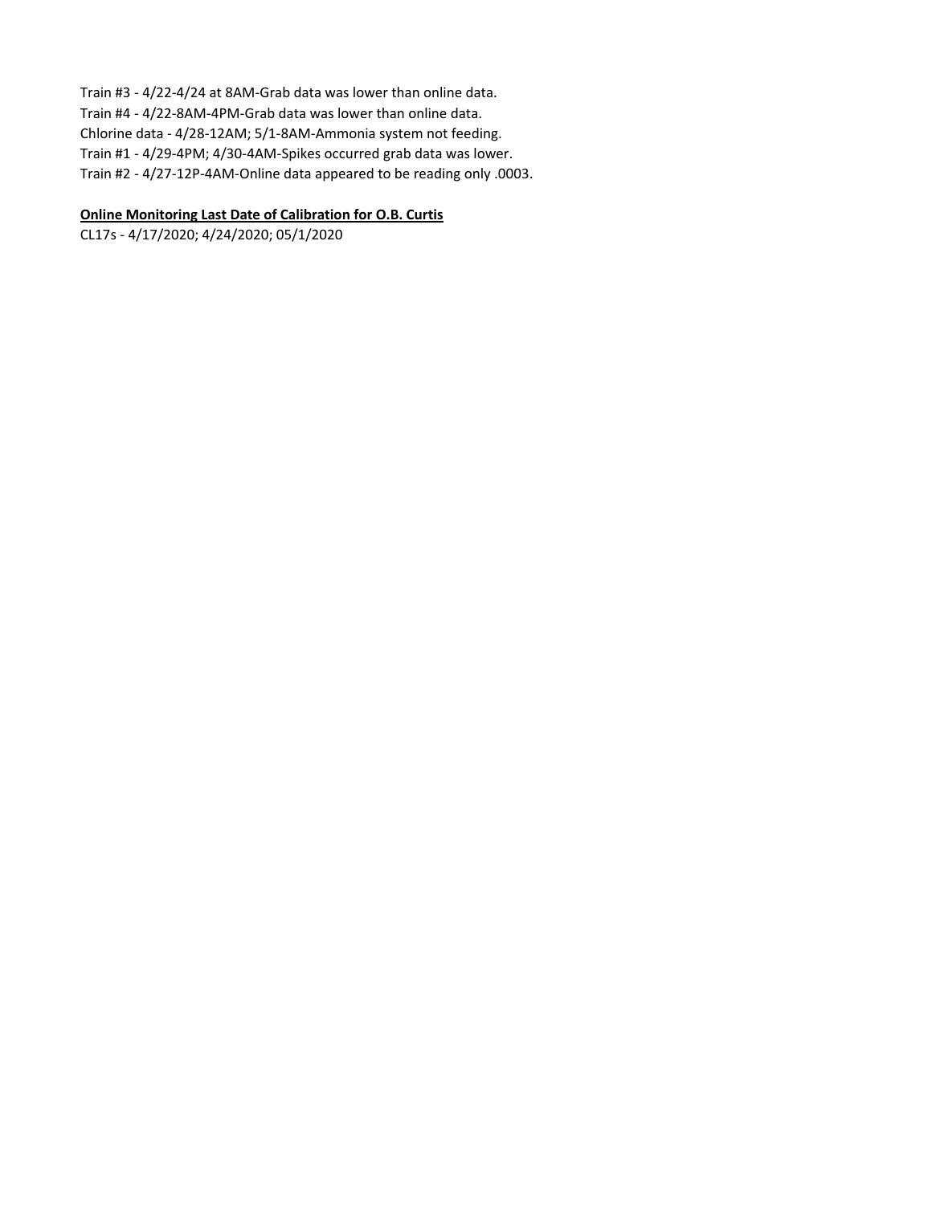Train #3 - 4/22-4/24 at 8AM-Grab data was lower than online data.
Train #4 - 4/22-8AM-4PM-Grab data was lower than online data.
Chlorine data - 4/28-12AM; 5/1-8AM-Ammonia system not feeding.
Train #1 - 4/29-4PM; 4/30-4AM-Spikes occurred grab data was lower.
Train #2 - 4/27-12P-4AM-Online data appeared to be reading only .0003.

**Online Monitoring Last Date of Calibration for O.B. Curtis**

CL17s - 4/17/2020; 4/24/2020; 05/1/2020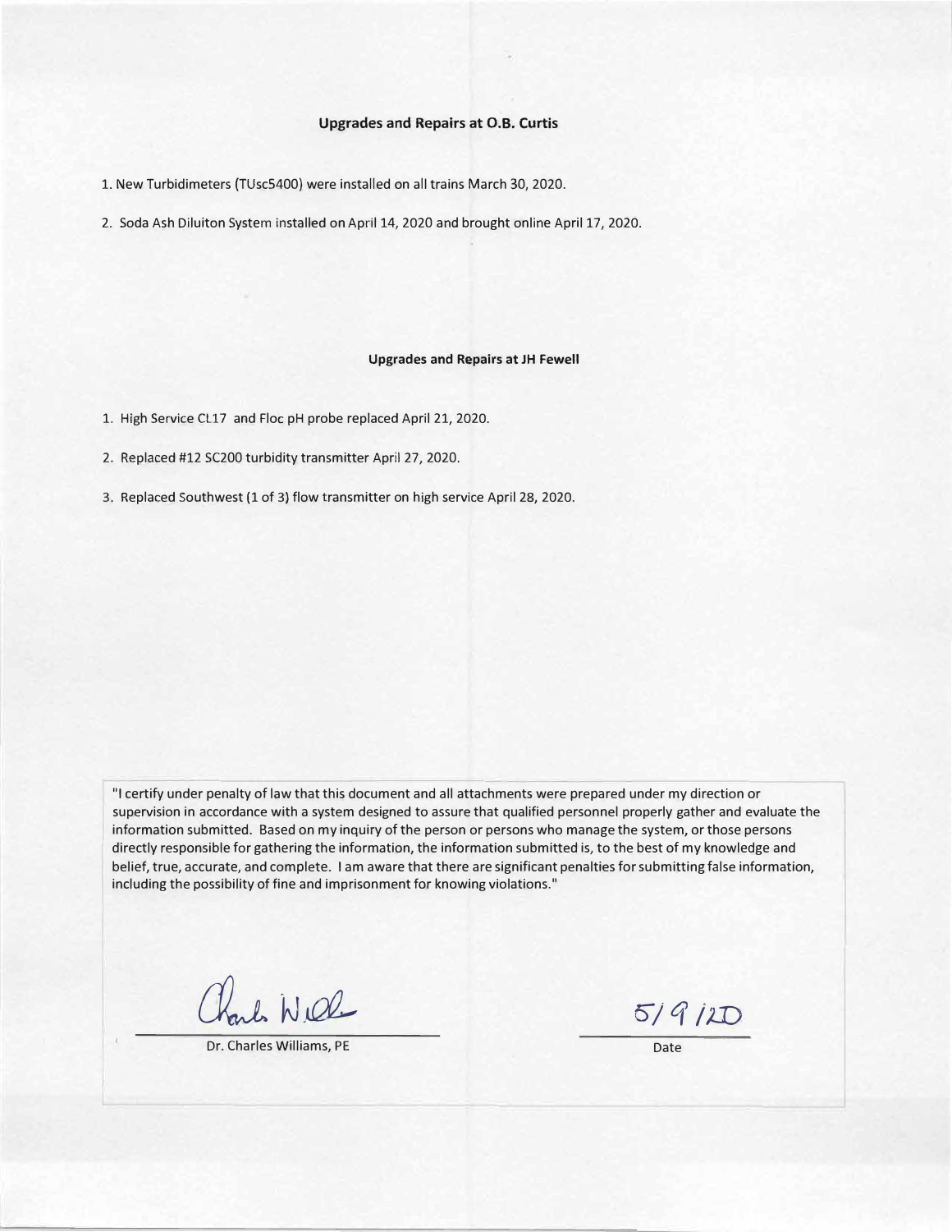## Upgrades and Repairs at O.B. Curtis

1. New Turbidimeters (TUsc5400) were installed on all trains March 30, 2020.

2. Soda Ash Diluiton System installed on April 14, 2020 and brought online April 17, 2020.

## Upgrades and Repairs at JH Fewell

1. High Service CL17 and Floc pH probe replaced April 21, 2020.

2. Replaced #12 SC200 turbidity transmitter April 27, 2020.

3. Replaced Southwest (1 of 3) flow transmitter on high service April 28, 2020.

"I certify under penalty of law that this document and all attachments were prepared under my direction or supervision in accordance with a system designed to assure that qualified personnel properly gather and evaluate the information submitted. Based on my inquiry of the person or persons who manage the system, or those persons directly responsible for gathering the information, the information submitted is, to the best of my knowledge and belief, true, accurate, and complete. I am aware that there are significant penalties for submitting false information, including the possibility of fine and imprisonment for knowing violations."

Charles Williams

Dr. Charles Williams, PE

5/9/20

Date